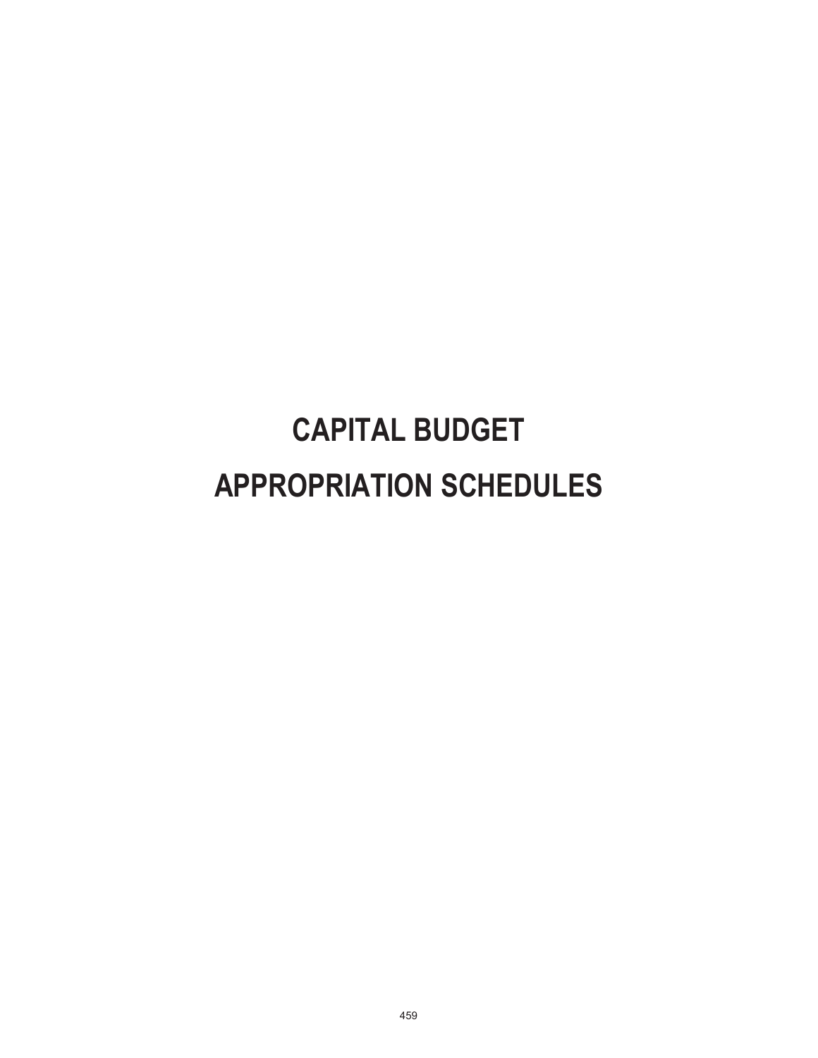# CAPITAL BUDGET

# APPROPRIATION SCHEDULES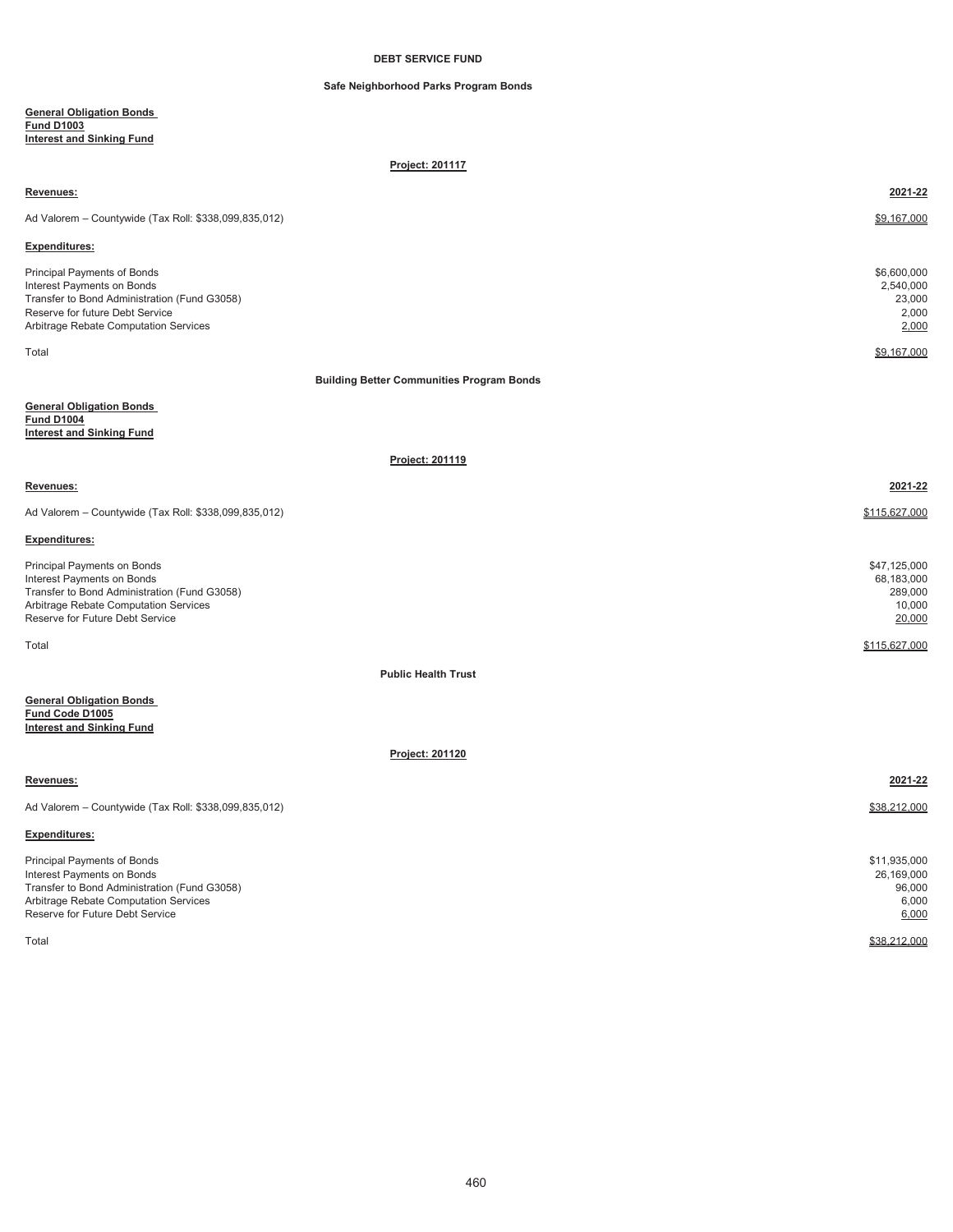# DEBT SERVICE FUND

## Safe Neighborhood Parks Program Bonds

**General Obligation Bonds**
**Fund D1003**
**Interest and Sinking Fund**

**Project: 201117**

| **Revenues:** | **2021-22** |
|---|---|
| Ad Valorem – Countywide (Tax Roll: $338,099,835,012) | $9,167,000 |
| **Expenditures:** | |
| Principal Payments of Bonds | $6,600,000 |
| Interest Payments on Bonds | 2,540,000 |
| Transfer to Bond Administration (Fund G3058) | 23,000 |
| Reserve for future Debt Service | 2,000 |
| Arbitrage Rebate Computation Services | 2,000 |
| Total | $9,167,000 |

## Building Better Communities Program Bonds

**General Obligation Bonds**
**Fund D1004**
**Interest and Sinking Fund**

**Project: 201119**

| **Revenues:** | **2021-22** |
|---|---|
| Ad Valorem – Countywide (Tax Roll: $338,099,835,012) | $115,627,000 |
| **Expenditures:** | |
| Principal Payments on Bonds | $47,125,000 |
| Interest Payments on Bonds | 68,183,000 |
| Transfer to Bond Administration (Fund G3058) | 289,000 |
| Arbitrage Rebate Computation Services | 10,000 |
| Reserve for Future Debt Service | 20,000 |
| Total | $115,627,000 |

## Public Health Trust

**General Obligation Bonds**
**Fund Code D1005**
**Interest and Sinking Fund**

**Project: 201120**

| **Revenues:** | **2021-22** |
|---|---|
| Ad Valorem – Countywide (Tax Roll: $338,099,835,012) | $38,212,000 |
| **Expenditures:** | |
| Principal Payments of Bonds | $11,935,000 |
| Interest Payments on Bonds | 26,169,000 |
| Transfer to Bond Administration (Fund G3058) | 96,000 |
| Arbitrage Rebate Computation Services | 6,000 |
| Reserve for Future Debt Service | 6,000 |
| Total | $38,212,000 |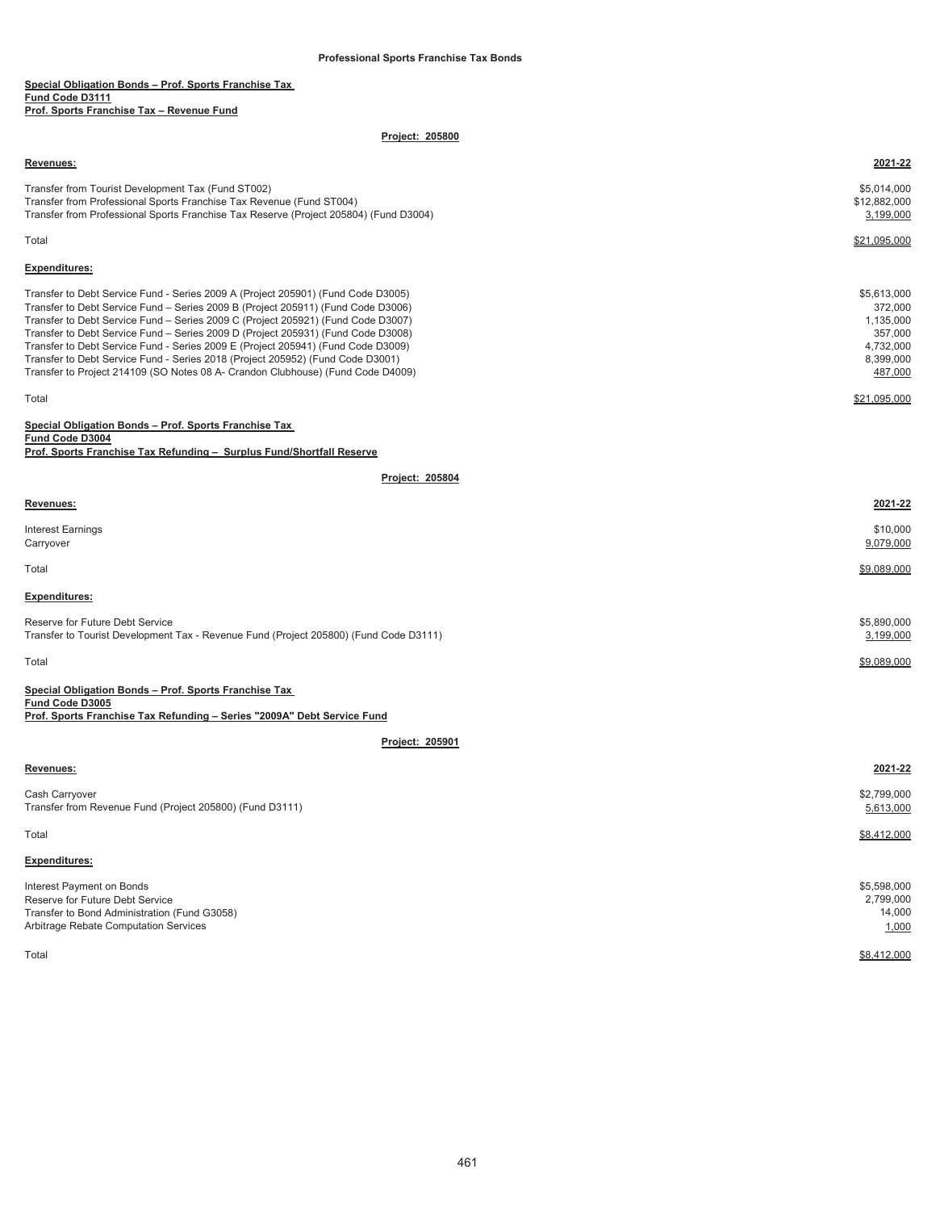## Professional Sports Franchise Tax Bonds

**Special Obligation Bonds – Prof. Sports Franchise Tax**
**Fund Code D3111**
**Prof. Sports Franchise Tax – Revenue Fund**

**Project: 205800**

| Revenues: | 2021-22 |
|---|---|
| Transfer from Tourist Development Tax (Fund ST002) | $5,014,000 |
| Transfer from Professional Sports Franchise Tax Revenue (Fund ST004) | $12,882,000 |
| Transfer from Professional Sports Franchise Tax Reserve (Project 205804) (Fund D3004) | 3,199,000 |
| Total | $21,095,000 |

| Expenditures: | |
|---|---|
| Transfer to Debt Service Fund - Series 2009 A (Project 205901) (Fund Code D3005) | $5,613,000 |
| Transfer to Debt Service Fund – Series 2009 B (Project 205911) (Fund Code D3006) | 372,000 |
| Transfer to Debt Service Fund – Series 2009 C (Project 205921) (Fund Code D3007) | 1,135,000 |
| Transfer to Debt Service Fund – Series 2009 D (Project 205931) (Fund Code D3008) | 357,000 |
| Transfer to Debt Service Fund - Series 2009 E (Project 205941) (Fund Code D3009) | 4,732,000 |
| Transfer to Debt Service Fund - Series 2018 (Project 205952) (Fund Code D3001) | 8,399,000 |
| Transfer to Project 214109 (SO Notes 08 A- Crandon Clubhouse) (Fund Code D4009) | 487,000 |
| Total | $21,095,000 |

**Special Obligation Bonds – Prof. Sports Franchise Tax**
**Fund Code D3004**
**Prof. Sports Franchise Tax Refunding – Surplus Fund/Shortfall Reserve**

**Project: 205804**

| Revenues: | 2021-22 |
|---|---|
| Interest Earnings | $10,000 |
| Carryover | 9,079,000 |
| Total | $9,089,000 |

| Expenditures: | |
|---|---|
| Reserve for Future Debt Service | $5,890,000 |
| Transfer to Tourist Development Tax - Revenue Fund (Project 205800) (Fund Code D3111) | 3,199,000 |
| Total | $9,089,000 |

**Special Obligation Bonds – Prof. Sports Franchise Tax**
**Fund Code D3005**
**Prof. Sports Franchise Tax Refunding – Series "2009A" Debt Service Fund**

**Project: 205901**

| Revenues: | 2021-22 |
|---|---|
| Cash Carryover | $2,799,000 |
| Transfer from Revenue Fund (Project 205800) (Fund D3111) | 5,613,000 |
| Total | $8,412,000 |

| Expenditures: | |
|---|---|
| Interest Payment on Bonds | $5,598,000 |
| Reserve for Future Debt Service | 2,799,000 |
| Transfer to Bond Administration (Fund G3058) | 14,000 |
| Arbitrage Rebate Computation Services | 1,000 |
| Total | $8,412,000 |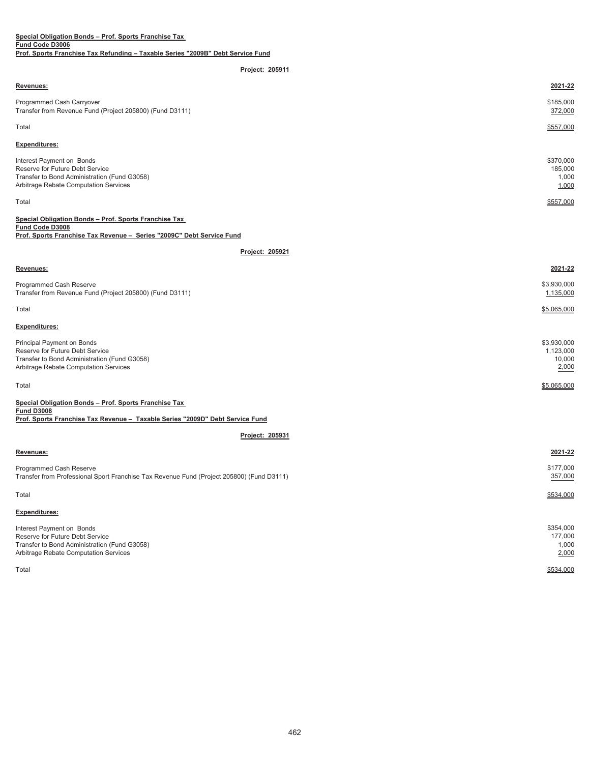**Special Obligation Bonds – Prof. Sports Franchise Tax**
**Fund Code D3006**
**Prof. Sports Franchise Tax Refunding – Taxable Series "2009B" Debt Service Fund**

**Project: 205911**

| **Revenues:** | **2021-22** |
|---|---|
| Programmed Cash Carryover | $185,000 |
| Transfer from Revenue Fund (Project 205800) (Fund D3111) | 372,000 |
| Total | $557,000 |
| **Expenditures:** | |
| Interest Payment on Bonds | $370,000 |
| Reserve for Future Debt Service | 185,000 |
| Transfer to Bond Administration (Fund G3058) | 1,000 |
| Arbitrage Rebate Computation Services | 1,000 |
| Total | $557,000 |

**Special Obligation Bonds – Prof. Sports Franchise Tax**
**Fund Code D3008**
**Prof. Sports Franchise Tax Revenue – Series "2009C" Debt Service Fund**

**Project: 205921**

| **Revenues:** | **2021-22** |
|---|---|
| Programmed Cash Reserve | $3,930,000 |
| Transfer from Revenue Fund (Project 205800) (Fund D3111) | 1,135,000 |
| Total | $5,065,000 |
| **Expenditures:** | |
| Principal Payment on Bonds | $3,930,000 |
| Reserve for Future Debt Service | 1,123,000 |
| Transfer to Bond Administration (Fund G3058) | 10,000 |
| Arbitrage Rebate Computation Services | 2,000 |
| Total | $5,065,000 |

**Special Obligation Bonds – Prof. Sports Franchise Tax**
**Fund D3008**
**Prof. Sports Franchise Tax Revenue – Taxable Series "2009D" Debt Service Fund**

**Project: 205931**

| **Revenues:** | **2021-22** |
|---|---|
| Programmed Cash Reserve | $177,000 |
| Transfer from Professional Sport Franchise Tax Revenue Fund (Project 205800) (Fund D3111) | 357,000 |
| Total | $534,000 |
| **Expenditures:** | |
| Interest Payment on Bonds | $354,000 |
| Reserve for Future Debt Service | 177,000 |
| Transfer to Bond Administration (Fund G3058) | 1,000 |
| Arbitrage Rebate Computation Services | 2,000 |
| Total | $534,000 |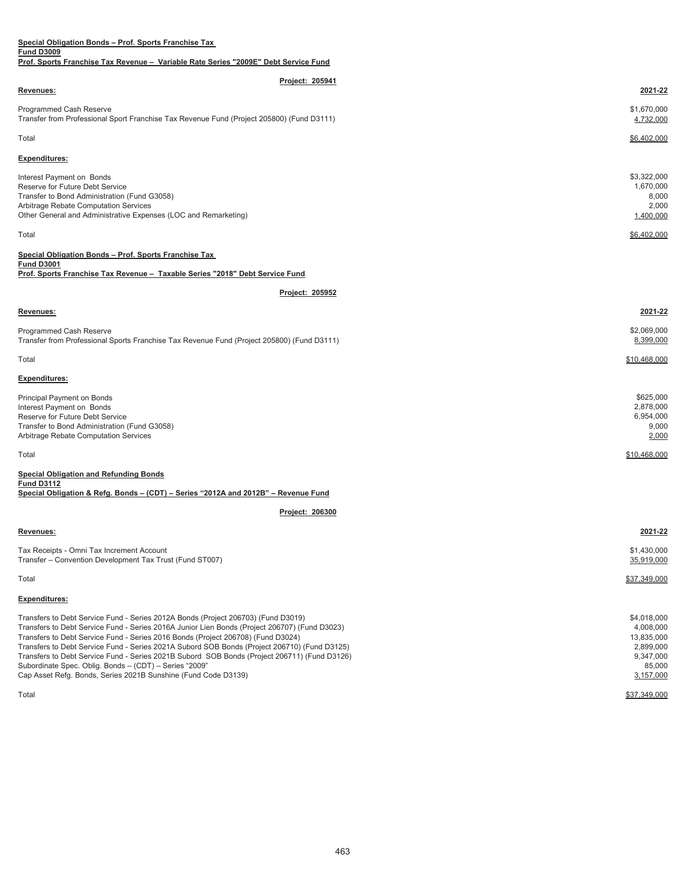**Special Obligation Bonds – Prof. Sports Franchise Tax**
**Fund D3009**
**Prof. Sports Franchise Tax Revenue – Variable Rate Series "2009E" Debt Service Fund**

**Project: 205941**

| **Revenues:** | **2021-22** |
|---|---|
| Programmed Cash Reserve | $1,670,000 |
| Transfer from Professional Sport Franchise Tax Revenue Fund (Project 205800) (Fund D3111) | 4,732,000 |
| Total | $6,402,000 |

| **Expenditures:** | |
|---|---|
| Interest Payment on Bonds | $3,322,000 |
| Reserve for Future Debt Service | 1,670,000 |
| Transfer to Bond Administration (Fund G3058) | 8,000 |
| Arbitrage Rebate Computation Services | 2,000 |
| Other General and Administrative Expenses (LOC and Remarketing) | 1,400,000 |
| Total | $6,402,000 |

**Special Obligation Bonds – Prof. Sports Franchise Tax**
**Fund D3001**
**Prof. Sports Franchise Tax Revenue – Taxable Series "2018" Debt Service Fund**

**Project: 205952**

| **Revenues:** | **2021-22** |
|---|---|
| Programmed Cash Reserve | $2,069,000 |
| Transfer from Professional Sports Franchise Tax Revenue Fund (Project 205800) (Fund D3111) | 8,399,000 |
| Total | $10,468,000 |

| **Expenditures:** | |
|---|---|
| Principal Payment on Bonds | $625,000 |
| Interest Payment on Bonds | 2,878,000 |
| Reserve for Future Debt Service | 6,954,000 |
| Transfer to Bond Administration (Fund G3058) | 9,000 |
| Arbitrage Rebate Computation Services | 2,000 |
| Total | $10,468,000 |

**Special Obligation and Refunding Bonds**
**Fund D3112**
**Special Obligation & Refg. Bonds – (CDT) – Series "2012A and 2012B" – Revenue Fund**

**Project: 206300**

| **Revenues:** | **2021-22** |
|---|---|
| Tax Receipts - Omni Tax Increment Account | $1,430,000 |
| Transfer – Convention Development Tax Trust (Fund ST007) | 35,919,000 |
| Total | $37,349,000 |

| **Expenditures:** | |
|---|---|
| Transfers to Debt Service Fund - Series 2012A Bonds (Project 206703) (Fund D3019) | $4,018,000 |
| Transfers to Debt Service Fund - Series 2016A Junior Lien Bonds (Project 206707) (Fund D3023) | 4,008,000 |
| Transfers to Debt Service Fund - Series 2016 Bonds (Project 206708) (Fund D3024) | 13,835,000 |
| Transfers to Debt Service Fund - Series 2021A Subord SOB Bonds (Project 206710) (Fund D3125) | 2,899,000 |
| Transfers to Debt Service Fund - Series 2021B Subord SOB Bonds (Project 206711) (Fund D3126) | 9,347,000 |
| Subordinate Spec. Oblig. Bonds – (CDT) – Series "2009" | 85,000 |
| Cap Asset Refg. Bonds, Series 2021B Sunshine (Fund Code D3139) | 3,157,000 |
| Total | $37,349,000 |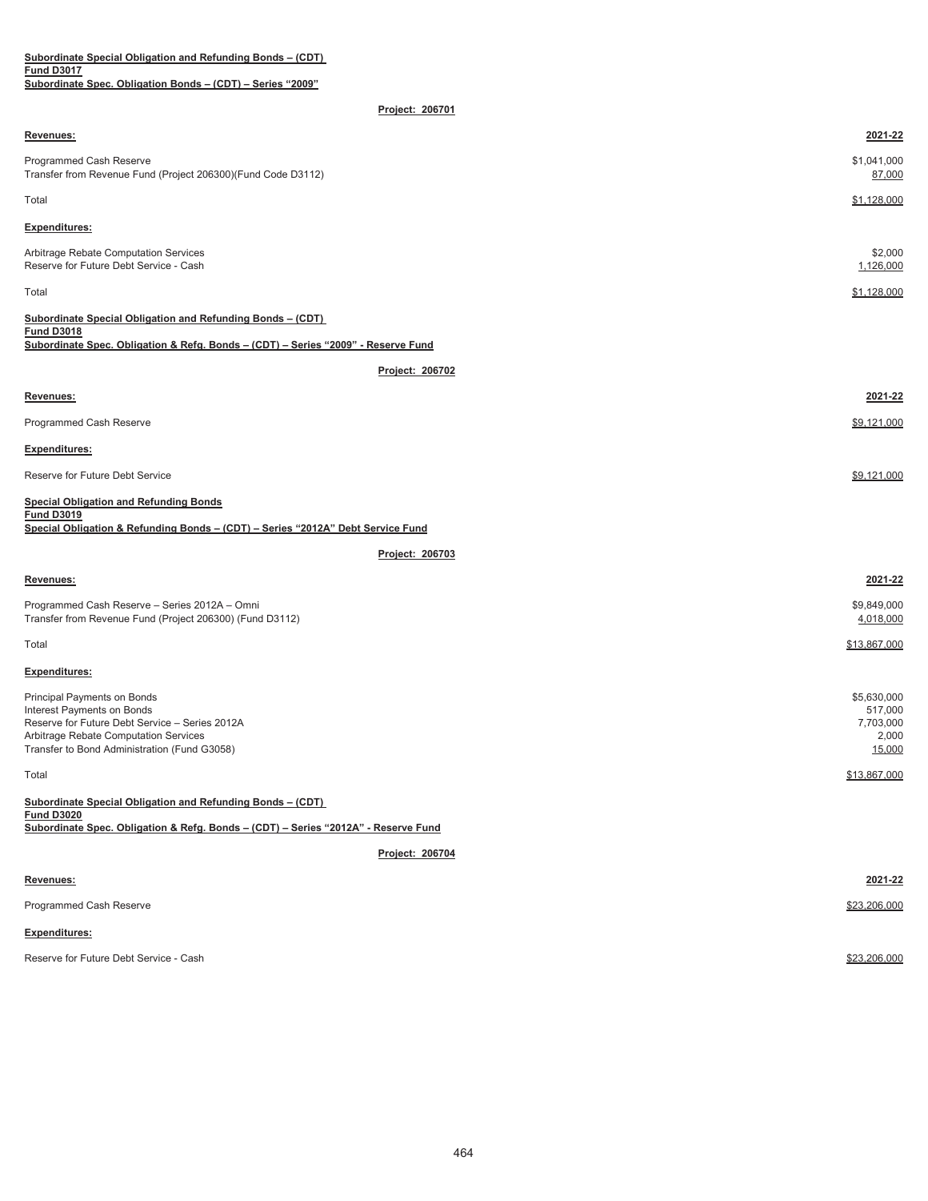**Subordinate Special Obligation and Refunding Bonds – (CDT)**
**Fund D3017**
**Subordinate Spec. Obligation Bonds – (CDT) – Series "2009"**

**Project: 206701**

| **Revenues:** | **2021-22** |
|---|---|
| Programmed Cash Reserve | $1,041,000 |
| Transfer from Revenue Fund (Project 206300)(Fund Code D3112) | 87,000 |
| Total | $1,128,000 |

| **Expenditures:** | |
|---|---|
| Arbitrage Rebate Computation Services | $2,000 |
| Reserve for Future Debt Service - Cash | 1,126,000 |
| Total | $1,128,000 |

**Subordinate Special Obligation and Refunding Bonds – (CDT)**
**Fund D3018**
**Subordinate Spec. Obligation & Refg. Bonds – (CDT) – Series "2009" - Reserve Fund**

**Project: 206702**

| **Revenues:** | **2021-22** |
|---|---|
| Programmed Cash Reserve | $9,121,000 |

| **Expenditures:** | |
|---|---|
| Reserve for Future Debt Service | $9,121,000 |

**Special Obligation and Refunding Bonds**
**Fund D3019**
**Special Obligation & Refunding Bonds – (CDT) – Series "2012A" Debt Service Fund**

**Project: 206703**

| **Revenues:** | **2021-22** |
|---|---|
| Programmed Cash Reserve – Series 2012A – Omni | $9,849,000 |
| Transfer from Revenue Fund (Project 206300) (Fund D3112) | 4,018,000 |
| Total | $13,867,000 |

| **Expenditures:** | |
|---|---|
| Principal Payments on Bonds | $5,630,000 |
| Interest Payments on Bonds | 517,000 |
| Reserve for Future Debt Service – Series 2012A | 7,703,000 |
| Arbitrage Rebate Computation Services | 2,000 |
| Transfer to Bond Administration (Fund G3058) | 15,000 |
| Total | $13,867,000 |

**Subordinate Special Obligation and Refunding Bonds – (CDT)**
**Fund D3020**
**Subordinate Spec. Obligation & Refg. Bonds – (CDT) – Series "2012A" - Reserve Fund**

**Project: 206704**

| **Revenues:** | **2021-22** |
|---|---|
| Programmed Cash Reserve | $23,206,000 |

| **Expenditures:** | |
|---|---|
| Reserve for Future Debt Service - Cash | $23,206,000 |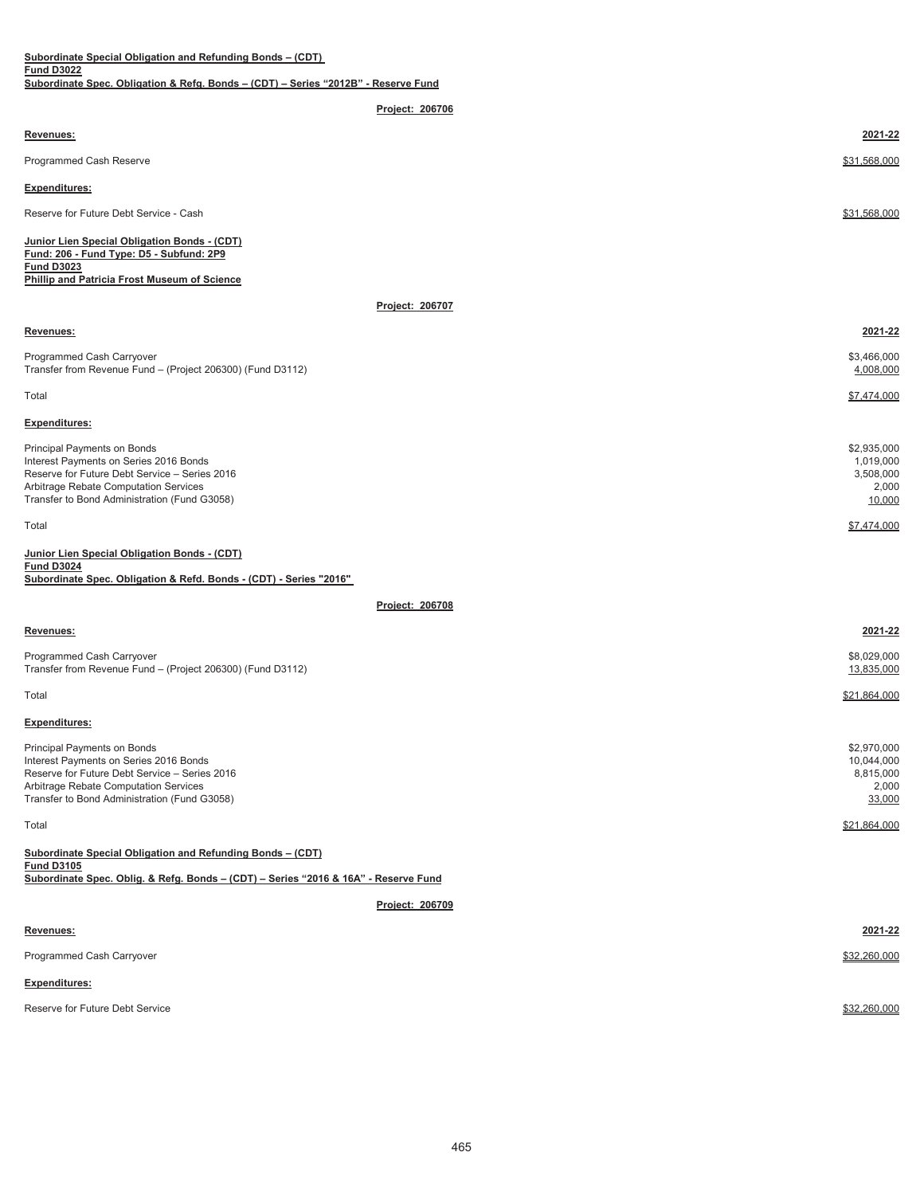**Subordinate Special Obligation and Refunding Bonds – (CDT)**
**Fund D3022**
**Subordinate Spec. Obligation & Refg. Bonds – (CDT) – Series "2012B" - Reserve Fund**

**Project: 206706**

| **Revenues:** | **2021-22** |
| --- | --- |
| Programmed Cash Reserve | $31,568,000 |
| **Expenditures:** | |
| Reserve for Future Debt Service - Cash | $31,568,000 |

**Junior Lien Special Obligation Bonds - (CDT)**
**Fund: 206 - Fund Type: D5 - Subfund: 2P9**
**Fund D3023**
**Phillip and Patricia Frost Museum of Science**

**Project: 206707**

| **Revenues:** | **2021-22** |
| --- | --- |
| Programmed Cash Carryover | $3,466,000 |
| Transfer from Revenue Fund – (Project 206300) (Fund D3112) | 4,008,000 |
| Total | $7,474,000 |
| **Expenditures:** | |
| Principal Payments on Bonds | $2,935,000 |
| Interest Payments on Series 2016 Bonds | 1,019,000 |
| Reserve for Future Debt Service – Series 2016 | 3,508,000 |
| Arbitrage Rebate Computation Services | 2,000 |
| Transfer to Bond Administration (Fund G3058) | 10,000 |
| Total | $7,474,000 |

**Junior Lien Special Obligation Bonds - (CDT)**
**Fund D3024**
**Subordinate Spec. Obligation & Refd. Bonds - (CDT) - Series "2016"**

**Project: 206708**

| **Revenues:** | **2021-22** |
| --- | --- |
| Programmed Cash Carryover | $8,029,000 |
| Transfer from Revenue Fund – (Project 206300) (Fund D3112) | 13,835,000 |
| Total | $21,864,000 |
| **Expenditures:** | |
| Principal Payments on Bonds | $2,970,000 |
| Interest Payments on Series 2016 Bonds | 10,044,000 |
| Reserve for Future Debt Service – Series 2016 | 8,815,000 |
| Arbitrage Rebate Computation Services | 2,000 |
| Transfer to Bond Administration (Fund G3058) | 33,000 |
| Total | $21,864,000 |

**Subordinate Special Obligation and Refunding Bonds – (CDT)**
**Fund D3105**
**Subordinate Spec. Oblig. & Refg. Bonds – (CDT) – Series "2016 & 16A" - Reserve Fund**

**Project: 206709**

| **Revenues:** | **2021-22** |
| --- | --- |
| Programmed Cash Carryover | $32,260,000 |
| **Expenditures:** | |
| Reserve for Future Debt Service | $32,260,000 |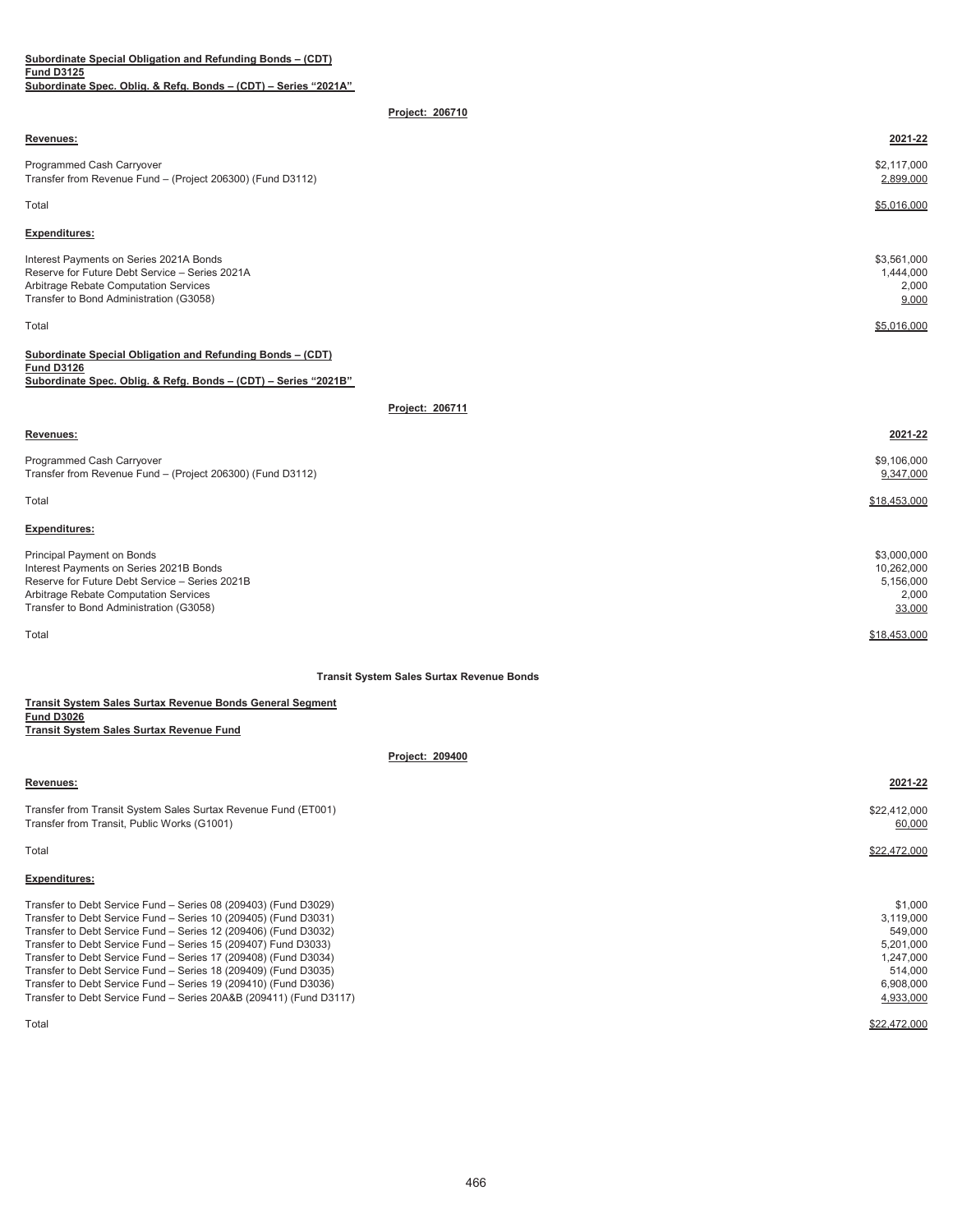**Subordinate Special Obligation and Refunding Bonds – (CDT)**
**Fund D3125**
**Subordinate Spec. Oblig. & Refg. Bonds – (CDT) – Series "2021A"**

**Project: 206710**

| **Revenues:** | **2021-22** |
|---|---|
| Programmed Cash Carryover | $2,117,000 |
| Transfer from Revenue Fund – (Project 206300) (Fund D3112) | 2,899,000 |
| Total | $5,016,000 |

| **Expenditures:** | |
|---|---|
| Interest Payments on Series 2021A Bonds | $3,561,000 |
| Reserve for Future Debt Service – Series 2021A | 1,444,000 |
| Arbitrage Rebate Computation Services | 2,000 |
| Transfer to Bond Administration (G3058) | 9,000 |
| Total | $5,016,000 |

**Subordinate Special Obligation and Refunding Bonds – (CDT)**
**Fund D3126**
**Subordinate Spec. Oblig. & Refg. Bonds – (CDT) – Series "2021B"**

**Project: 206711**

| **Revenues:** | **2021-22** |
|---|---|
| Programmed Cash Carryover | $9,106,000 |
| Transfer from Revenue Fund – (Project 206300) (Fund D3112) | 9,347,000 |
| Total | $18,453,000 |

| **Expenditures:** | |
|---|---|
| Principal Payment on Bonds | $3,000,000 |
| Interest Payments on Series 2021B Bonds | 10,262,000 |
| Reserve for Future Debt Service – Series 2021B | 5,156,000 |
| Arbitrage Rebate Computation Services | 2,000 |
| Transfer to Bond Administration (G3058) | 33,000 |
| Total | $18,453,000 |

**Transit System Sales Surtax Revenue Bonds**

**Transit System Sales Surtax Revenue Bonds General Segment**
**Fund D3026**
**Transit System Sales Surtax Revenue Fund**

**Project: 209400**

| **Revenues:** | **2021-22** |
|---|---|
| Transfer from Transit System Sales Surtax Revenue Fund (ET001) | $22,412,000 |
| Transfer from Transit, Public Works (G1001) | 60,000 |
| Total | $22,472,000 |

| **Expenditures:** | |
|---|---|
| Transfer to Debt Service Fund – Series 08 (209403) (Fund D3029) | $1,000 |
| Transfer to Debt Service Fund – Series 10 (209405) (Fund D3031) | 3,119,000 |
| Transfer to Debt Service Fund – Series 12 (209406) (Fund D3032) | 549,000 |
| Transfer to Debt Service Fund – Series 15 (209407) Fund D3033) | 5,201,000 |
| Transfer to Debt Service Fund – Series 17 (209408) (Fund D3034) | 1,247,000 |
| Transfer to Debt Service Fund – Series 18 (209409) (Fund D3035) | 514,000 |
| Transfer to Debt Service Fund – Series 19 (209410) (Fund D3036) | 6,908,000 |
| Transfer to Debt Service Fund – Series 20A&B (209411) (Fund D3117) | 4,933,000 |
| Total | $22,472,000 |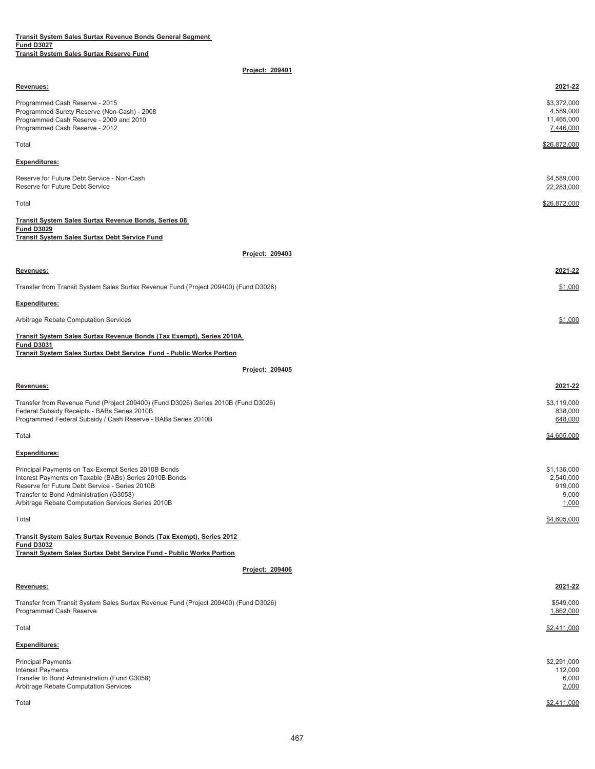**Transit System Sales Surtax Revenue Bonds General Segment**
**Fund D3027**
**Transit System Sales Surtax Reserve Fund**

**Project: 209401**

| Revenues: | 2021-22 |
|---|---|
| Programmed Cash Reserve - 2015 | $3,372,000 |
| Programmed Surety Reserve (Non-Cash) - 2008 | 4,589,000 |
| Programmed Cash Reserve - 2009 and 2010 | 11,465,000 |
| Programmed Cash Reserve - 2012 | 7,446,000 |
| Total | $26,872,000 |

| Expenditures: | |
|---|---|
| Reserve for Future Debt Service - Non-Cash | $4,589,000 |
| Reserve for Future Debt Service | 22,283,000 |
| Total | $26,872,000 |

**Transit System Sales Surtax Revenue Bonds, Series 08**
**Fund D3029**
**Transit System Sales Surtax Debt Service Fund**

**Project: 209403**

| Revenues: | 2021-22 |
|---|---|
| Transfer from Transit System Sales Surtax Revenue Fund (Project 209400) (Fund D3026) | $1,000 |

| Expenditures: | |
|---|---|
| Arbitrage Rebate Computation Services | $1,000 |

**Transit System Sales Surtax Revenue Bonds (Tax Exempt), Series 2010A**
**Fund D3031**
**Transit System Sales Surtax Debt Service Fund - Public Works Portion**

**Project: 209405**

| Revenues: | 2021-22 |
|---|---|
| Transfer from Revenue Fund (Project 209400) (Fund D3026) Series 2010B (Fund D3026) | $3,119,000 |
| Federal Subsidy Receipts - BABs Series 2010B | 838,000 |
| Programmed Federal Subsidy / Cash Reserve - BABs Series 2010B | 648,000 |
| Total | $4,605,000 |

| Expenditures: | |
|---|---|
| Principal Payments on Tax-Exempt Series 2010B Bonds | $1,136,000 |
| Interest Payments on Taxable (BABs) Series 2010B Bonds | 2,540,000 |
| Reserve for Future Debt Service - Series 2010B | 919,000 |
| Transfer to Bond Administration (G3058) | 9,000 |
| Arbitrage Rebate Computation Services Series 2010B | 1,000 |
| Total | $4,605,000 |

**Transit System Sales Surtax Revenue Bonds (Tax Exempt), Series 2012**
**Fund D3032**
**Transit System Sales Surtax Debt Service Fund - Public Works Portion**

**Project: 209406**

| Revenues: | 2021-22 |
|---|---|
| Transfer from Transit System Sales Surtax Revenue Fund (Project 209400) (Fund D3026) | $549,000 |
| Programmed Cash Reserve | 1,862,000 |
| Total | $2,411,000 |

| Expenditures: | |
|---|---|
| Principal Payments | $2,291,000 |
| Interest Payments | 112,000 |
| Transfer to Bond Administration (Fund G3058) | 6,000 |
| Arbitrage Rebate Computation Services | 2,000 |
| Total | $2,411,000 |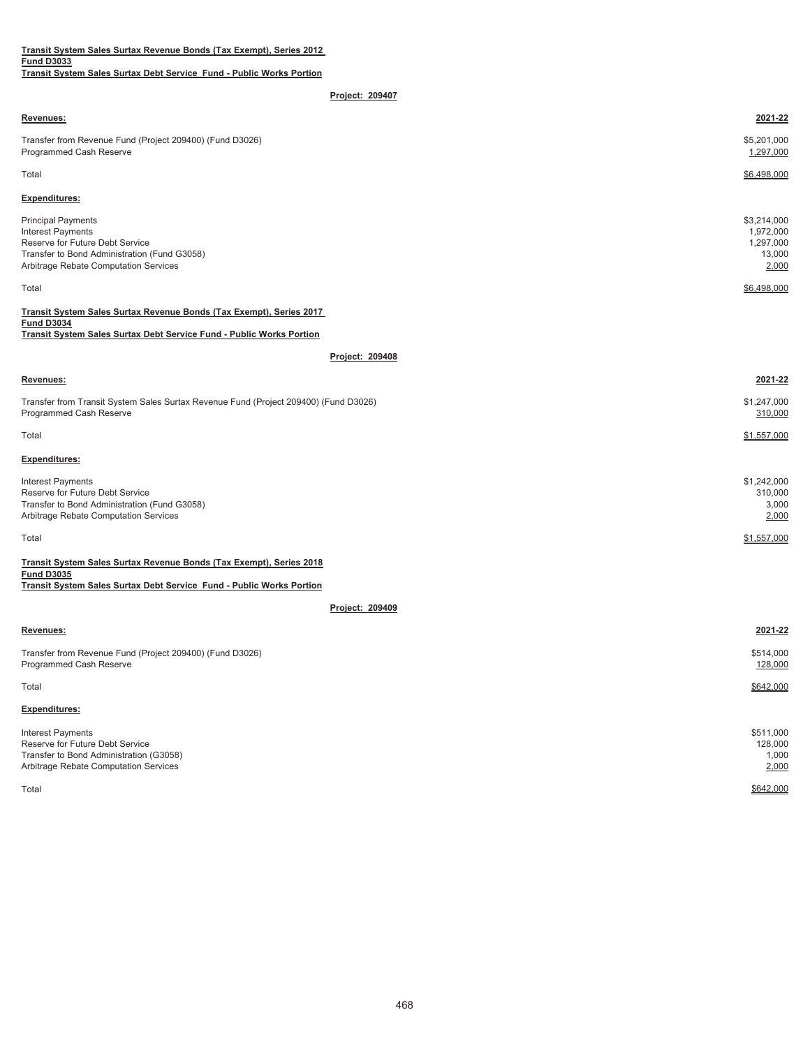**Transit System Sales Surtax Revenue Bonds (Tax Exempt), Series 2012**
**Fund D3033**
**Transit System Sales Surtax Debt Service Fund - Public Works Portion**

**Project: 209407**

| **Revenues:** | **2021-22** |
|---|---|
| Transfer from Revenue Fund (Project 209400) (Fund D3026) | $5,201,000 |
| Programmed Cash Reserve | 1,297,000 |
| Total | $6,498,000 |

| **Expenditures:** | |
|---|---|
| Principal Payments | $3,214,000 |
| Interest Payments | 1,972,000 |
| Reserve for Future Debt Service | 1,297,000 |
| Transfer to Bond Administration (Fund G3058) | 13,000 |
| Arbitrage Rebate Computation Services | 2,000 |
| Total | $6,498,000 |

**Transit System Sales Surtax Revenue Bonds (Tax Exempt), Series 2017**
**Fund D3034**
**Transit System Sales Surtax Debt Service Fund - Public Works Portion**

**Project: 209408**

| **Revenues:** | **2021-22** |
|---|---|
| Transfer from Transit System Sales Surtax Revenue Fund (Project 209400) (Fund D3026) | $1,247,000 |
| Programmed Cash Reserve | 310,000 |
| Total | $1,557,000 |

| **Expenditures:** | |
|---|---|
| Interest Payments | $1,242,000 |
| Reserve for Future Debt Service | 310,000 |
| Transfer to Bond Administration (Fund G3058) | 3,000 |
| Arbitrage Rebate Computation Services | 2,000 |
| Total | $1,557,000 |

**Transit System Sales Surtax Revenue Bonds (Tax Exempt), Series 2018**
**Fund D3035**
**Transit System Sales Surtax Debt Service Fund - Public Works Portion**

**Project: 209409**

| **Revenues:** | **2021-22** |
|---|---|
| Transfer from Revenue Fund (Project 209400) (Fund D3026) | $514,000 |
| Programmed Cash Reserve | 128,000 |
| Total | $642,000 |

| **Expenditures:** | |
|---|---|
| Interest Payments | $511,000 |
| Reserve for Future Debt Service | 128,000 |
| Transfer to Bond Administration (G3058) | 1,000 |
| Arbitrage Rebate Computation Services | 2,000 |
| Total | $642,000 |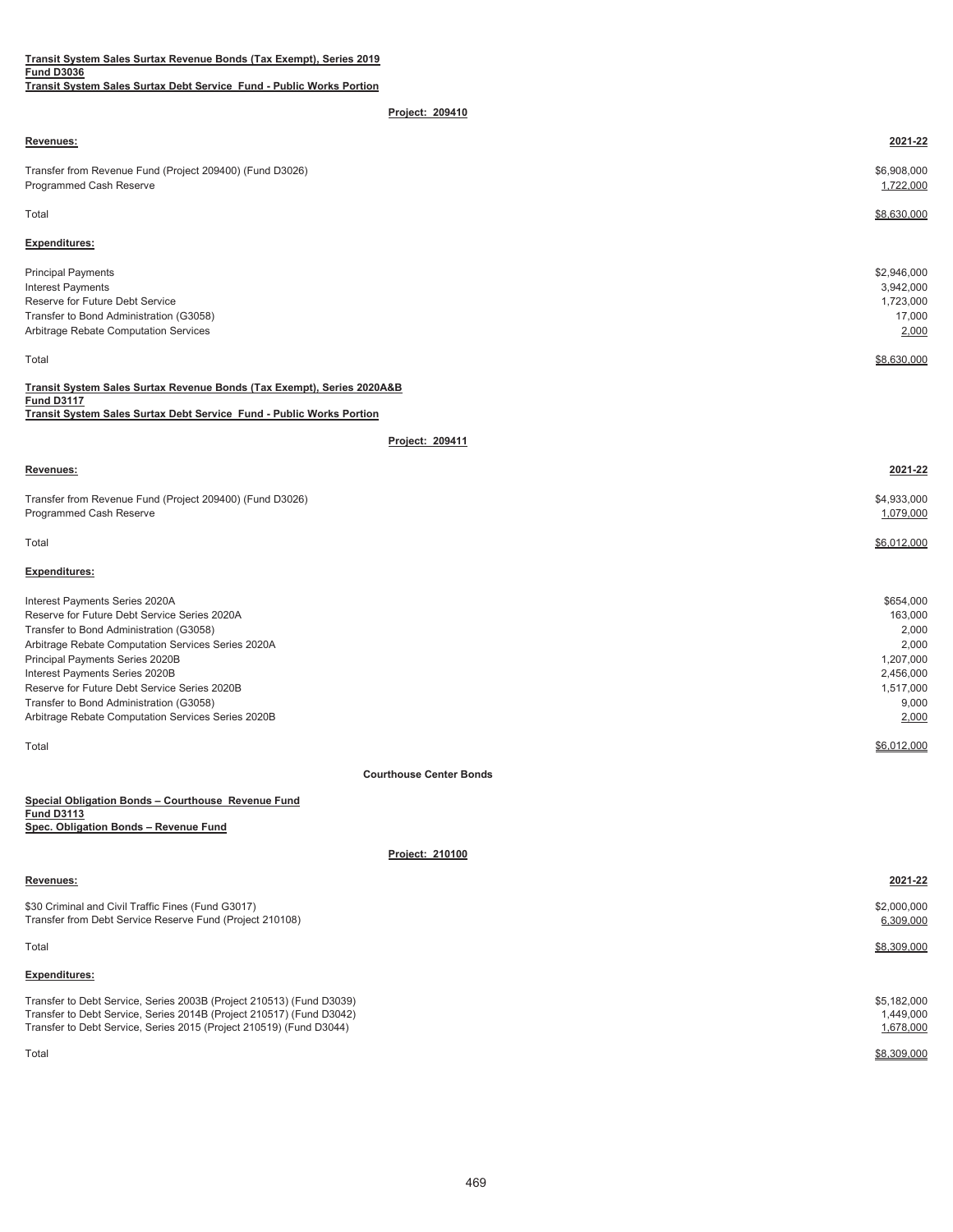**Transit System Sales Surtax Revenue Bonds (Tax Exempt), Series 2019**
**Fund D3036**
**Transit System Sales Surtax Debt Service Fund - Public Works Portion**

**Project: 209410**

| **Revenues:** | **2021-22** |
|---|---|
| Transfer from Revenue Fund (Project 209400) (Fund D3026) | $6,908,000 |
| Programmed Cash Reserve | 1,722,000 |
| Total | $8,630,000 |

| **Expenditures:** | |
|---|---|
| Principal Payments | $2,946,000 |
| Interest Payments | 3,942,000 |
| Reserve for Future Debt Service | 1,723,000 |
| Transfer to Bond Administration (G3058) | 17,000 |
| Arbitrage Rebate Computation Services | 2,000 |
| Total | $8,630,000 |

**Transit System Sales Surtax Revenue Bonds (Tax Exempt), Series 2020A&B**
**Fund D3117**
**Transit System Sales Surtax Debt Service Fund - Public Works Portion**

**Project: 209411**

| **Revenues:** | **2021-22** |
|---|---|
| Transfer from Revenue Fund (Project 209400) (Fund D3026) | $4,933,000 |
| Programmed Cash Reserve | 1,079,000 |
| Total | $6,012,000 |

| **Expenditures:** | |
|---|---|
| Interest Payments Series 2020A | $654,000 |
| Reserve for Future Debt Service Series 2020A | 163,000 |
| Transfer to Bond Administration (G3058) | 2,000 |
| Arbitrage Rebate Computation Services Series 2020A | 2,000 |
| Principal Payments Series 2020B | 1,207,000 |
| Interest Payments Series 2020B | 2,456,000 |
| Reserve for Future Debt Service Series 2020B | 1,517,000 |
| Transfer to Bond Administration (G3058) | 9,000 |
| Arbitrage Rebate Computation Services Series 2020B | 2,000 |
| Total | $6,012,000 |

**Courthouse Center Bonds**

**Special Obligation Bonds – Courthouse Revenue Fund**
**Fund D3113**
**Spec. Obligation Bonds – Revenue Fund**

**Project: 210100**

| **Revenues:** | **2021-22** |
|---|---|
| $30 Criminal and Civil Traffic Fines (Fund G3017) | $2,000,000 |
| Transfer from Debt Service Reserve Fund (Project 210108) | 6,309,000 |
| Total | $8,309,000 |

| **Expenditures:** | |
|---|---|
| Transfer to Debt Service, Series 2003B (Project 210513) (Fund D3039) | $5,182,000 |
| Transfer to Debt Service, Series 2014B (Project 210517) (Fund D3042) | 1,449,000 |
| Transfer to Debt Service, Series 2015 (Project 210519) (Fund D3044) | 1,678,000 |
| Total | $8,309,000 |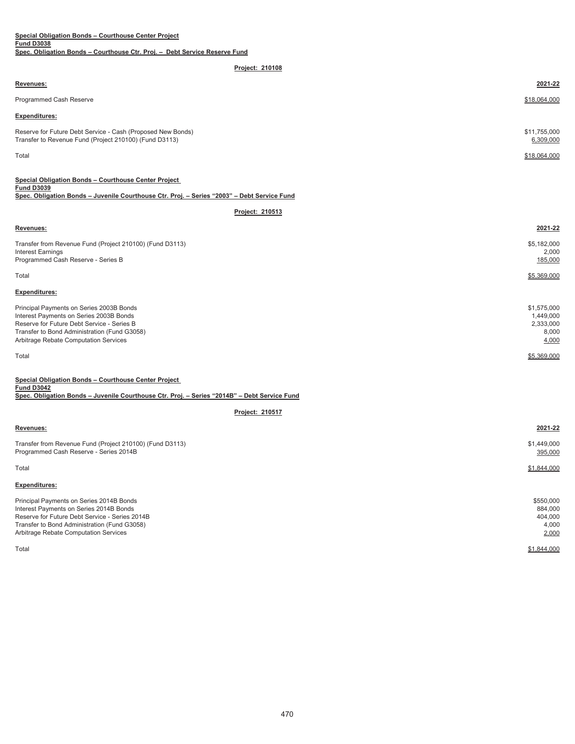**Special Obligation Bonds – Courthouse Center Project**
**Fund D3038**
**Spec. Obligation Bonds – Courthouse Ctr. Proj. – Debt Service Reserve Fund**

**Project: 210108**

| **Revenues:** | **2021-22** |
|---|---|
| Programmed Cash Reserve | $18,064,000 |
| **Expenditures:** | |
| Reserve for Future Debt Service - Cash (Proposed New Bonds) | $11,755,000 |
| Transfer to Revenue Fund (Project 210100) (Fund D3113) | 6,309,000 |
| Total | $18,064,000 |

**Special Obligation Bonds – Courthouse Center Project**
**Fund D3039**
**Spec. Obligation Bonds – Juvenile Courthouse Ctr. Proj. – Series "2003" – Debt Service Fund**

**Project: 210513**

| **Revenues:** | **2021-22** |
|---|---|
| Transfer from Revenue Fund (Project 210100) (Fund D3113) | $5,182,000 |
| Interest Earnings | 2,000 |
| Programmed Cash Reserve - Series B | 185,000 |
| Total | $5,369,000 |
| **Expenditures:** | |
| Principal Payments on Series 2003B Bonds | $1,575,000 |
| Interest Payments on Series 2003B Bonds | 1,449,000 |
| Reserve for Future Debt Service - Series B | 2,333,000 |
| Transfer to Bond Administration (Fund G3058) | 8,000 |
| Arbitrage Rebate Computation Services | 4,000 |
| Total | $5,369,000 |

**Special Obligation Bonds – Courthouse Center Project**
**Fund D3042**
**Spec. Obligation Bonds – Juvenile Courthouse Ctr. Proj. – Series "2014B" – Debt Service Fund**

**Project: 210517**

| **Revenues:** | **2021-22** |
|---|---|
| Transfer from Revenue Fund (Project 210100) (Fund D3113) | $1,449,000 |
| Programmed Cash Reserve - Series 2014B | 395,000 |
| Total | $1,844,000 |
| **Expenditures:** | |
| Principal Payments on Series 2014B Bonds | $550,000 |
| Interest Payments on Series 2014B Bonds | 884,000 |
| Reserve for Future Debt Service - Series 2014B | 404,000 |
| Transfer to Bond Administration (Fund G3058) | 4,000 |
| Arbitrage Rebate Computation Services | 2,000 |
| Total | $1,844,000 |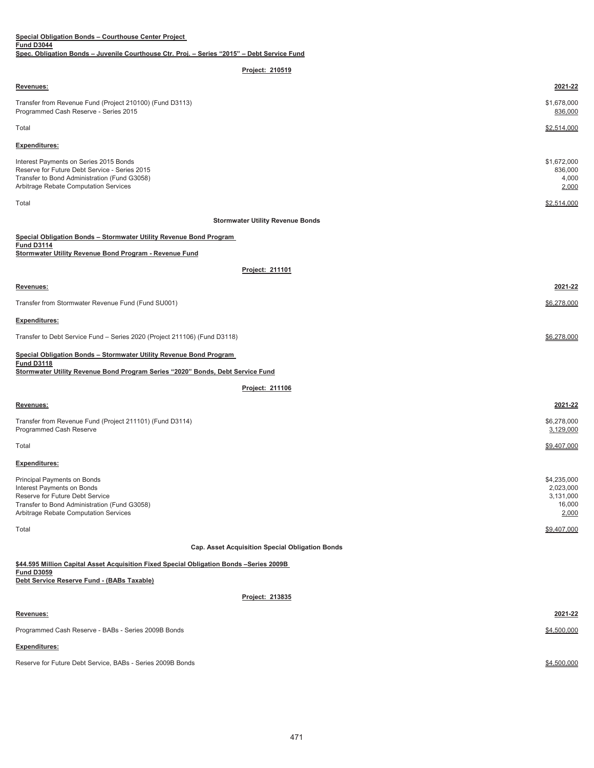**Special Obligation Bonds – Courthouse Center Project**
**Fund D3044**
**Spec. Obligation Bonds – Juvenile Courthouse Ctr. Proj. – Series "2015" – Debt Service Fund**

**Project: 210519**

| **Revenues:** | **2021-22** |
|---|---|
| Transfer from Revenue Fund (Project 210100) (Fund D3113) | $1,678,000 |
| Programmed Cash Reserve - Series 2015 | 836,000 |
| Total | $2,514,000 |

| **Expenditures:** | |
|---|---|
| Interest Payments on Series 2015 Bonds | $1,672,000 |
| Reserve for Future Debt Service - Series 2015 | 836,000 |
| Transfer to Bond Administration (Fund G3058) | 4,000 |
| Arbitrage Rebate Computation Services | 2,000 |
| Total | $2,514,000 |

**Stormwater Utility Revenue Bonds**

**Special Obligation Bonds – Stormwater Utility Revenue Bond Program**
**Fund D3114**
**Stormwater Utility Revenue Bond Program - Revenue Fund**

**Project: 211101**

| **Revenues:** | **2021-22** |
|---|---|
| Transfer from Stormwater Revenue Fund (Fund SU001) | $6,278,000 |

| **Expenditures:** | |
|---|---|
| Transfer to Debt Service Fund – Series 2020 (Project 211106) (Fund D3118) | $6,278,000 |

**Special Obligation Bonds – Stormwater Utility Revenue Bond Program**
**Fund D3118**
**Stormwater Utility Revenue Bond Program Series "2020" Bonds, Debt Service Fund**

**Project: 211106**

| **Revenues:** | **2021-22** |
|---|---|
| Transfer from Revenue Fund (Project 211101) (Fund D3114) | $6,278,000 |
| Programmed Cash Reserve | 3,129,000 |
| Total | $9,407,000 |

| **Expenditures:** | |
|---|---|
| Principal Payments on Bonds | $4,235,000 |
| Interest Payments on Bonds | 2,023,000 |
| Reserve for Future Debt Service | 3,131,000 |
| Transfer to Bond Administration (Fund G3058) | 16,000 |
| Arbitrage Rebate Computation Services | 2,000 |
| Total | $9,407,000 |

**Cap. Asset Acquisition Special Obligation Bonds**

**$44.595 Million Capital Asset Acquisition Fixed Special Obligation Bonds –Series 2009B**
**Fund D3059**
**Debt Service Reserve Fund - (BABs Taxable)**

**Project: 213835**

| **Revenues:** | **2021-22** |
|---|---|
| Programmed Cash Reserve - BABs - Series 2009B Bonds | $4,500,000 |

| **Expenditures:** | |
|---|---|
| Reserve for Future Debt Service, BABs - Series 2009B Bonds | $4,500,000 |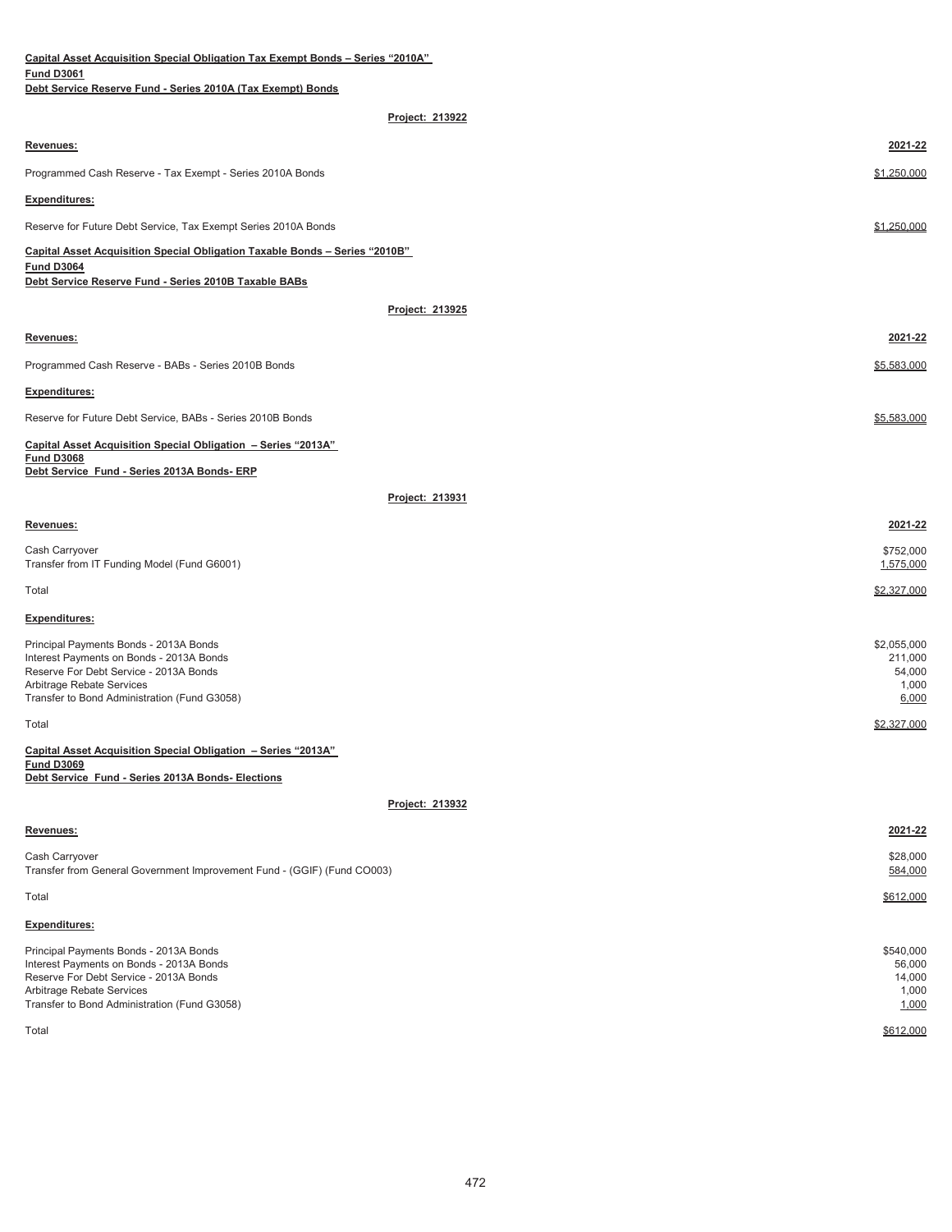**Capital Asset Acquisition Special Obligation Tax Exempt Bonds – Series "2010A"**
**Fund D3061**
**Debt Service Reserve Fund - Series 2010A (Tax Exempt) Bonds**

**Project: 213922**

| Revenues: | 2021-22 |
|---|---|
| Programmed Cash Reserve - Tax Exempt - Series 2010A Bonds | $1,250,000 |
| **Expenditures:** | |
| Reserve for Future Debt Service, Tax Exempt Series 2010A Bonds | $1,250,000 |

**Capital Asset Acquisition Special Obligation Taxable Bonds – Series "2010B"**
**Fund D3064**
**Debt Service Reserve Fund - Series 2010B Taxable BABs**

**Project: 213925**

| Revenues: | 2021-22 |
|---|---|
| Programmed Cash Reserve - BABs - Series 2010B Bonds | $5,583,000 |
| **Expenditures:** | |
| Reserve for Future Debt Service, BABs - Series 2010B Bonds | $5,583,000 |

**Capital Asset Acquisition Special Obligation – Series "2013A"**
**Fund D3068**
**Debt Service Fund - Series 2013A Bonds- ERP**

**Project: 213931**

| Revenues: | 2021-22 |
|---|---|
| Cash Carryover | $752,000 |
| Transfer from IT Funding Model (Fund G6001) | 1,575,000 |
| Total | $2,327,000 |
| **Expenditures:** | |
| Principal Payments Bonds - 2013A Bonds | $2,055,000 |
| Interest Payments on Bonds - 2013A Bonds | 211,000 |
| Reserve For Debt Service - 2013A Bonds | 54,000 |
| Arbitrage Rebate Services | 1,000 |
| Transfer to Bond Administration (Fund G3058) | 6,000 |
| Total | $2,327,000 |

**Capital Asset Acquisition Special Obligation – Series "2013A"**
**Fund D3069**
**Debt Service Fund - Series 2013A Bonds- Elections**

**Project: 213932**

| Revenues: | 2021-22 |
|---|---|
| Cash Carryover | $28,000 |
| Transfer from General Government Improvement Fund - (GGIF) (Fund CO003) | 584,000 |
| Total | $612,000 |
| **Expenditures:** | |
| Principal Payments Bonds - 2013A Bonds | $540,000 |
| Interest Payments on Bonds - 2013A Bonds | 56,000 |
| Reserve For Debt Service - 2013A Bonds | 14,000 |
| Arbitrage Rebate Services | 1,000 |
| Transfer to Bond Administration (Fund G3058) | 1,000 |
| Total | $612,000 |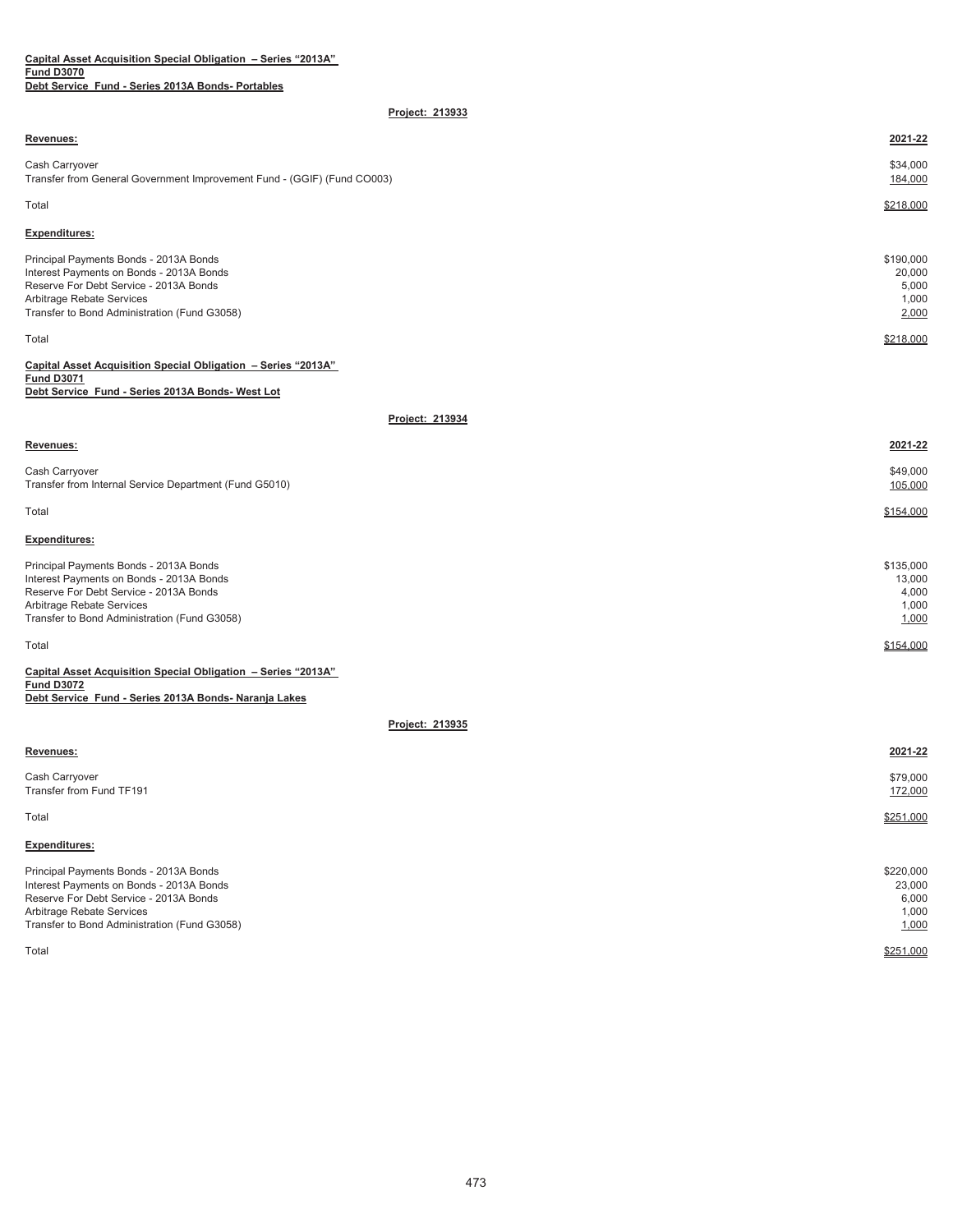**Capital Asset Acquisition Special Obligation – Series "2013A"**
**Fund D3070**
**Debt Service Fund - Series 2013A Bonds- Portables**

**Project: 213933**

| Revenues: | 2021-22 |
|---|---|
| Cash Carryover | $34,000 |
| Transfer from General Government Improvement Fund - (GGIF) (Fund CO003) | 184,000 |
| Total | $218,000 |

| Expenditures: | |
|---|---|
| Principal Payments Bonds - 2013A Bonds | $190,000 |
| Interest Payments on Bonds - 2013A Bonds | 20,000 |
| Reserve For Debt Service - 2013A Bonds | 5,000 |
| Arbitrage Rebate Services | 1,000 |
| Transfer to Bond Administration (Fund G3058) | 2,000 |
| Total | $218,000 |

**Capital Asset Acquisition Special Obligation – Series "2013A"**
**Fund D3071**
**Debt Service Fund - Series 2013A Bonds- West Lot**

**Project: 213934**

| Revenues: | 2021-22 |
|---|---|
| Cash Carryover | $49,000 |
| Transfer from Internal Service Department (Fund G5010) | 105,000 |
| Total | $154,000 |

| Expenditures: | |
|---|---|
| Principal Payments Bonds - 2013A Bonds | $135,000 |
| Interest Payments on Bonds - 2013A Bonds | 13,000 |
| Reserve For Debt Service - 2013A Bonds | 4,000 |
| Arbitrage Rebate Services | 1,000 |
| Transfer to Bond Administration (Fund G3058) | 1,000 |
| Total | $154,000 |

**Capital Asset Acquisition Special Obligation – Series "2013A"**
**Fund D3072**
**Debt Service Fund - Series 2013A Bonds- Naranja Lakes**

**Project: 213935**

| Revenues: | 2021-22 |
|---|---|
| Cash Carryover | $79,000 |
| Transfer from Fund TF191 | 172,000 |
| Total | $251,000 |

| Expenditures: | |
|---|---|
| Principal Payments Bonds - 2013A Bonds | $220,000 |
| Interest Payments on Bonds - 2013A Bonds | 23,000 |
| Reserve For Debt Service - 2013A Bonds | 6,000 |
| Arbitrage Rebate Services | 1,000 |
| Transfer to Bond Administration (Fund G3058) | 1,000 |
| Total | $251,000 |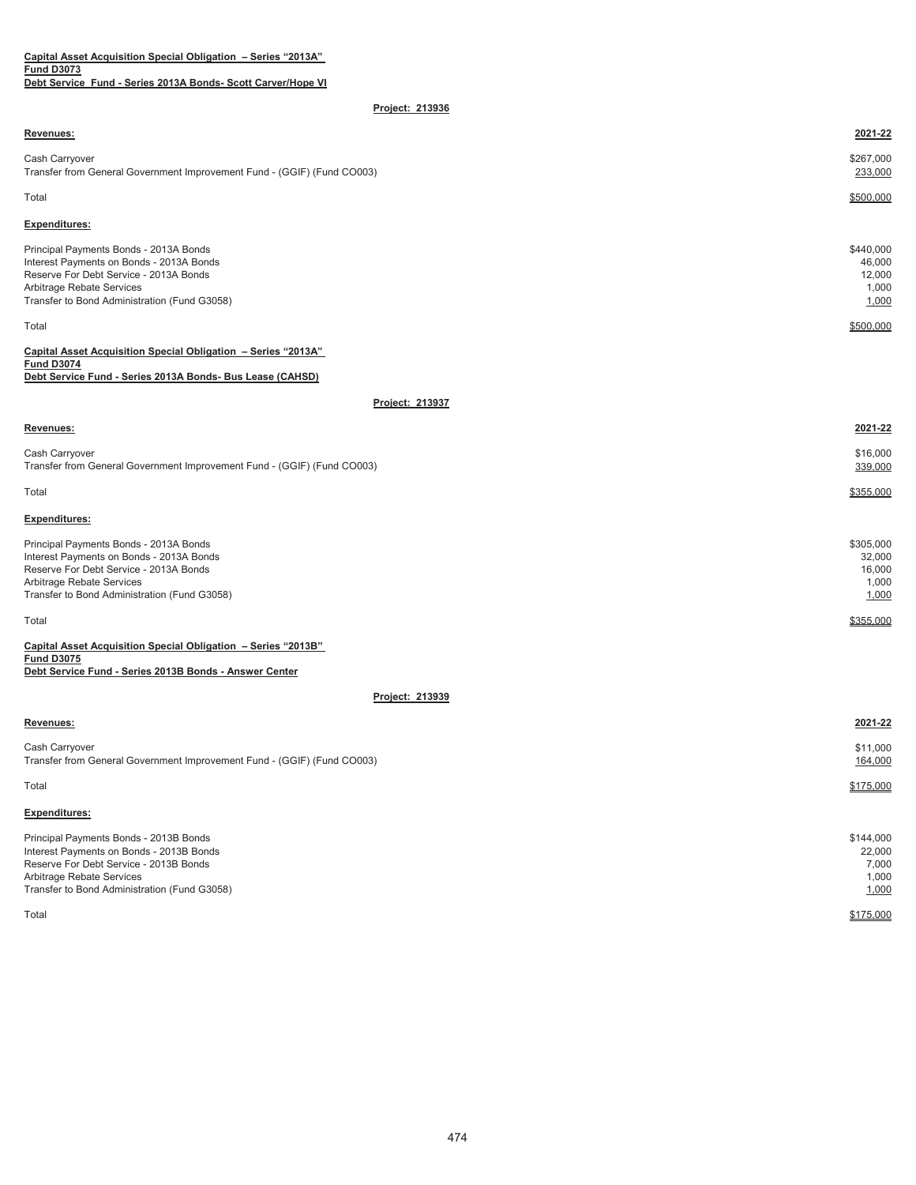**Capital Asset Acquisition Special Obligation – Series "2013A"**
**Fund D3073**
**Debt Service Fund - Series 2013A Bonds- Scott Carver/Hope VI**

**Project: 213936**

| **Revenues:** | **2021-22** |
|---|---|
| Cash Carryover | $267,000 |
| Transfer from General Government Improvement Fund - (GGIF) (Fund CO003) | 233,000 |
| Total | $500,000 |
| **Expenditures:** | |
| Principal Payments Bonds - 2013A Bonds | $440,000 |
| Interest Payments on Bonds - 2013A Bonds | 46,000 |
| Reserve For Debt Service - 2013A Bonds | 12,000 |
| Arbitrage Rebate Services | 1,000 |
| Transfer to Bond Administration (Fund G3058) | 1,000 |
| Total | $500,000 |

**Capital Asset Acquisition Special Obligation – Series "2013A"**
**Fund D3074**
**Debt Service Fund - Series 2013A Bonds- Bus Lease (CAHSD)**

**Project: 213937**

| **Revenues:** | **2021-22** |
|---|---|
| Cash Carryover | $16,000 |
| Transfer from General Government Improvement Fund - (GGIF) (Fund CO003) | 339,000 |
| Total | $355,000 |
| **Expenditures:** | |
| Principal Payments Bonds - 2013A Bonds | $305,000 |
| Interest Payments on Bonds - 2013A Bonds | 32,000 |
| Reserve For Debt Service - 2013A Bonds | 16,000 |
| Arbitrage Rebate Services | 1,000 |
| Transfer to Bond Administration (Fund G3058) | 1,000 |
| Total | $355,000 |

**Capital Asset Acquisition Special Obligation – Series "2013B"**
**Fund D3075**
**Debt Service Fund - Series 2013B Bonds - Answer Center**

**Project: 213939**

| **Revenues:** | **2021-22** |
|---|---|
| Cash Carryover | $11,000 |
| Transfer from General Government Improvement Fund - (GGIF) (Fund CO003) | 164,000 |
| Total | $175,000 |
| **Expenditures:** | |
| Principal Payments Bonds - 2013B Bonds | $144,000 |
| Interest Payments on Bonds - 2013B Bonds | 22,000 |
| Reserve For Debt Service - 2013B Bonds | 7,000 |
| Arbitrage Rebate Services | 1,000 |
| Transfer to Bond Administration (Fund G3058) | 1,000 |
| Total | $175,000 |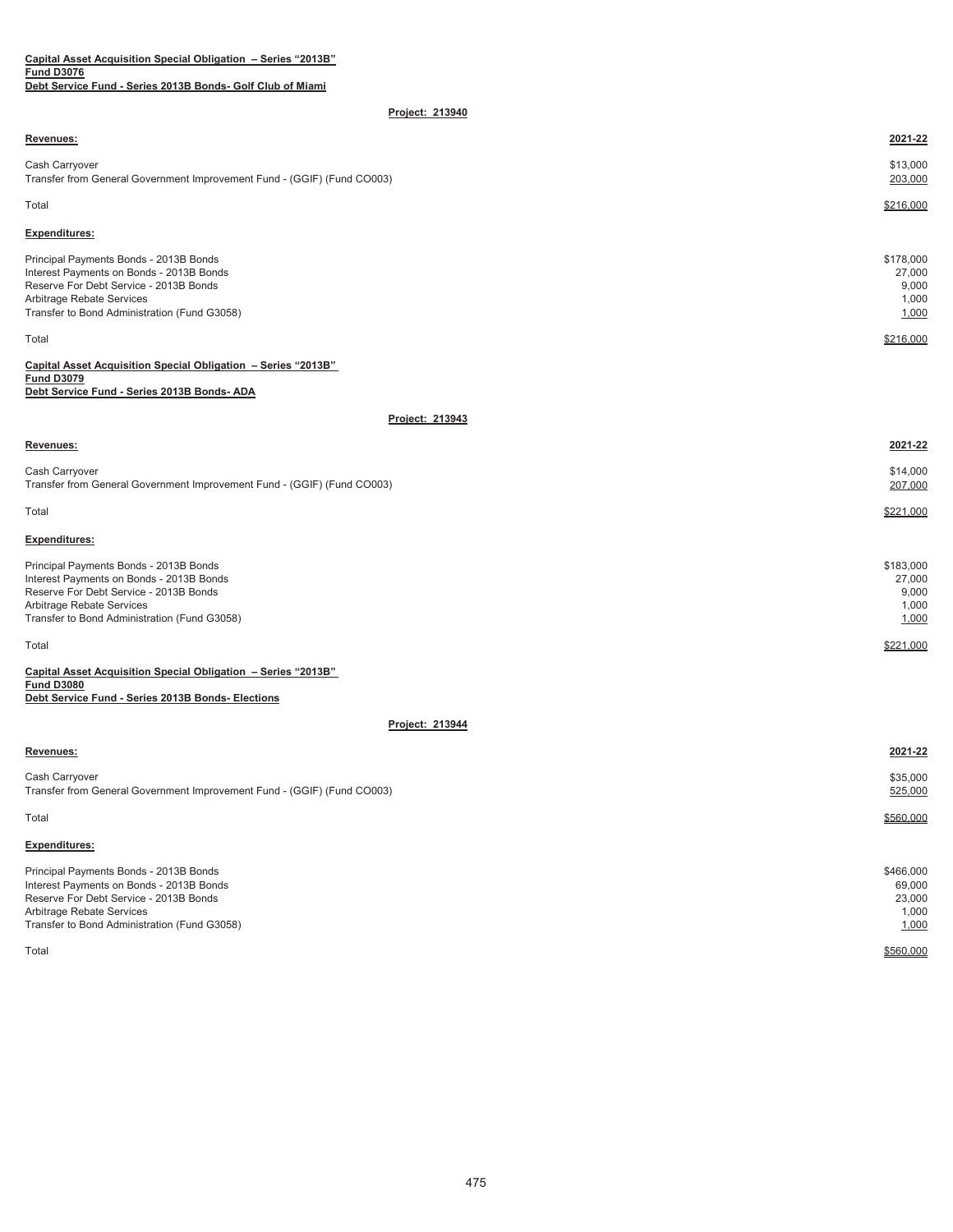**Capital Asset Acquisition Special Obligation – Series "2013B"**
**Fund D3076**
**Debt Service Fund - Series 2013B Bonds- Golf Club of Miami**

**Project: 213940**

| **Revenues:** | **2021-22** |
| --- | --- |
| Cash Carryover | $13,000 |
| Transfer from General Government Improvement Fund - (GGIF) (Fund CO003) | 203,000 |
| Total | $216,000 |
| **Expenditures:** | |
| Principal Payments Bonds - 2013B Bonds | $178,000 |
| Interest Payments on Bonds - 2013B Bonds | 27,000 |
| Reserve For Debt Service - 2013B Bonds | 9,000 |
| Arbitrage Rebate Services | 1,000 |
| Transfer to Bond Administration (Fund G3058) | 1,000 |
| Total | $216,000 |

**Capital Asset Acquisition Special Obligation – Series "2013B"**
**Fund D3079**
**Debt Service Fund - Series 2013B Bonds- ADA**

**Project: 213943**

| **Revenues:** | **2021-22** |
| --- | --- |
| Cash Carryover | $14,000 |
| Transfer from General Government Improvement Fund - (GGIF) (Fund CO003) | 207,000 |
| Total | $221,000 |
| **Expenditures:** | |
| Principal Payments Bonds - 2013B Bonds | $183,000 |
| Interest Payments on Bonds - 2013B Bonds | 27,000 |
| Reserve For Debt Service - 2013B Bonds | 9,000 |
| Arbitrage Rebate Services | 1,000 |
| Transfer to Bond Administration (Fund G3058) | 1,000 |
| Total | $221,000 |

**Capital Asset Acquisition Special Obligation – Series "2013B"**
**Fund D3080**
**Debt Service Fund - Series 2013B Bonds- Elections**

**Project: 213944**

| **Revenues:** | **2021-22** |
| --- | --- |
| Cash Carryover | $35,000 |
| Transfer from General Government Improvement Fund - (GGIF) (Fund CO003) | 525,000 |
| Total | $560,000 |
| **Expenditures:** | |
| Principal Payments Bonds - 2013B Bonds | $466,000 |
| Interest Payments on Bonds - 2013B Bonds | 69,000 |
| Reserve For Debt Service - 2013B Bonds | 23,000 |
| Arbitrage Rebate Services | 1,000 |
| Transfer to Bond Administration (Fund G3058) | 1,000 |
| Total | $560,000 |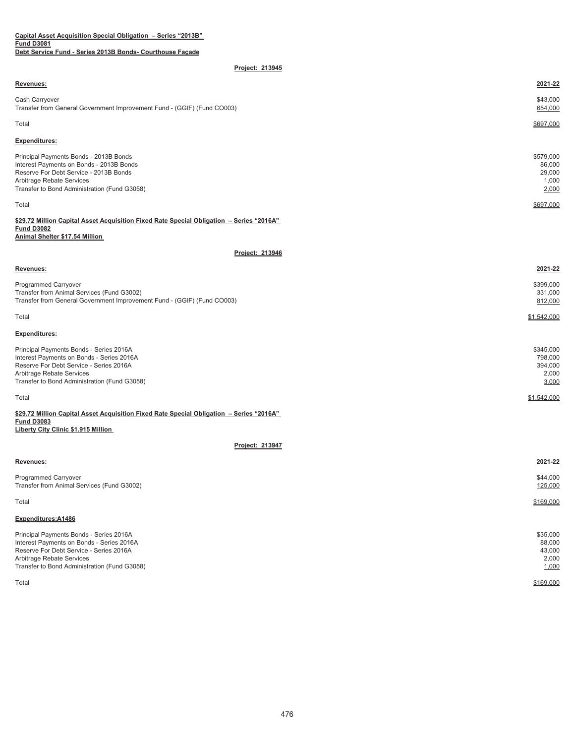**Capital Asset Acquisition Special Obligation – Series "2013B"**
**Fund D3081**
**Debt Service Fund - Series 2013B Bonds- Courthouse Façade**

**Project: 213945**

| Revenues: | 2021-22 |
|---|---|
| Cash Carryover | $43,000 |
| Transfer from General Government Improvement Fund - (GGIF) (Fund CO003) | 654,000 |
| Total | $697,000 |

| Expenditures: | |
|---|---|
| Principal Payments Bonds - 2013B Bonds | $579,000 |
| Interest Payments on Bonds - 2013B Bonds | 86,000 |
| Reserve For Debt Service - 2013B Bonds | 29,000 |
| Arbitrage Rebate Services | 1,000 |
| Transfer to Bond Administration (Fund G3058) | 2,000 |
| Total | $697,000 |

**$29.72 Million Capital Asset Acquisition Fixed Rate Special Obligation – Series "2016A"**
**Fund D3082**
**Animal Shelter $17.54 Million**

**Project: 213946**

| Revenues: | 2021-22 |
|---|---|
| Programmed Carryover | $399,000 |
| Transfer from Animal Services (Fund G3002) | 331,000 |
| Transfer from General Government Improvement Fund - (GGIF) (Fund CO003) | 812,000 |
| Total | $1,542,000 |

| Expenditures: | |
|---|---|
| Principal Payments Bonds - Series 2016A | $345,000 |
| Interest Payments on Bonds - Series 2016A | 798,000 |
| Reserve For Debt Service - Series 2016A | 394,000 |
| Arbitrage Rebate Services | 2,000 |
| Transfer to Bond Administration (Fund G3058) | 3,000 |
| Total | $1,542,000 |

**$29.72 Million Capital Asset Acquisition Fixed Rate Special Obligation – Series "2016A"**
**Fund D3083**
**Liberty City Clinic $1.915 Million**

**Project: 213947**

| Revenues: | 2021-22 |
|---|---|
| Programmed Carryover | $44,000 |
| Transfer from Animal Services (Fund G3002) | 125,000 |
| Total | $169,000 |

| Expenditures:A1486 | |
|---|---|
| Principal Payments Bonds - Series 2016A | $35,000 |
| Interest Payments on Bonds - Series 2016A | 88,000 |
| Reserve For Debt Service - Series 2016A | 43,000 |
| Arbitrage Rebate Services | 2,000 |
| Transfer to Bond Administration (Fund G3058) | 1,000 |
| Total | $169,000 |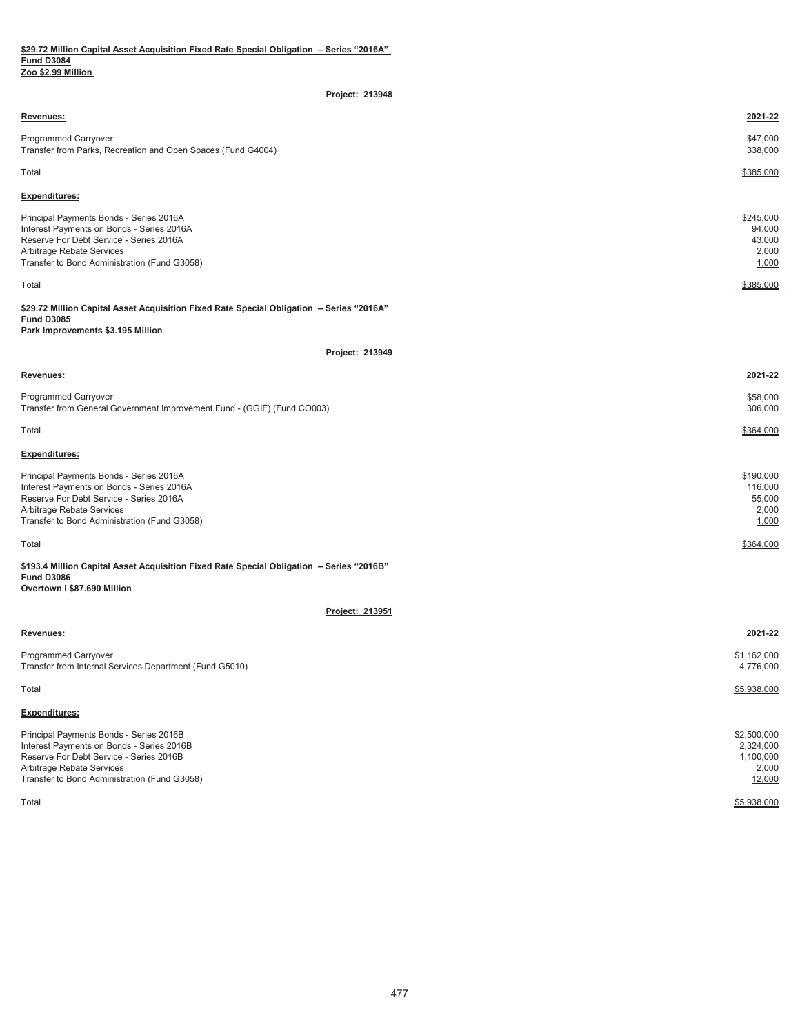**$29.72 Million Capital Asset Acquisition Fixed Rate Special Obligation – Series "2016A"**
**Fund D3084**
**Zoo $2.99 Million**

**Project: 213948**

| **Revenues:** | **2021-22** |
|---|---|
| Programmed Carryover | $47,000 |
| Transfer from Parks, Recreation and Open Spaces (Fund G4004) | 338,000 |
| Total | $385,000 |
| **Expenditures:** | |
| Principal Payments Bonds - Series 2016A | $245,000 |
| Interest Payments on Bonds - Series 2016A | 94,000 |
| Reserve For Debt Service - Series 2016A | 43,000 |
| Arbitrage Rebate Services | 2,000 |
| Transfer to Bond Administration (Fund G3058) | 1,000 |
| Total | $385,000 |

**$29.72 Million Capital Asset Acquisition Fixed Rate Special Obligation – Series "2016A"**
**Fund D3085**
**Park Improvements $3.195 Million**

**Project: 213949**

| **Revenues:** | **2021-22** |
|---|---|
| Programmed Carryover | $58,000 |
| Transfer from General Government Improvement Fund - (GGIF) (Fund CO003) | 306,000 |
| Total | $364,000 |
| **Expenditures:** | |
| Principal Payments Bonds - Series 2016A | $190,000 |
| Interest Payments on Bonds - Series 2016A | 116,000 |
| Reserve For Debt Service - Series 2016A | 55,000 |
| Arbitrage Rebate Services | 2,000 |
| Transfer to Bond Administration (Fund G3058) | 1,000 |
| Total | $364,000 |

**$193.4 Million Capital Asset Acquisition Fixed Rate Special Obligation – Series "2016B"**
**Fund D3086**
**Overtown I $87.690 Million**

**Project: 213951**

| **Revenues:** | **2021-22** |
|---|---|
| Programmed Carryover | $1,162,000 |
| Transfer from Internal Services Department (Fund G5010) | 4,776,000 |
| Total | $5,938,000 |
| **Expenditures:** | |
| Principal Payments Bonds - Series 2016B | $2,500,000 |
| Interest Payments on Bonds - Series 2016B | 2,324,000 |
| Reserve For Debt Service - Series 2016B | 1,100,000 |
| Arbitrage Rebate Services | 2,000 |
| Transfer to Bond Administration (Fund G3058) | 12,000 |
| Total | $5,938,000 |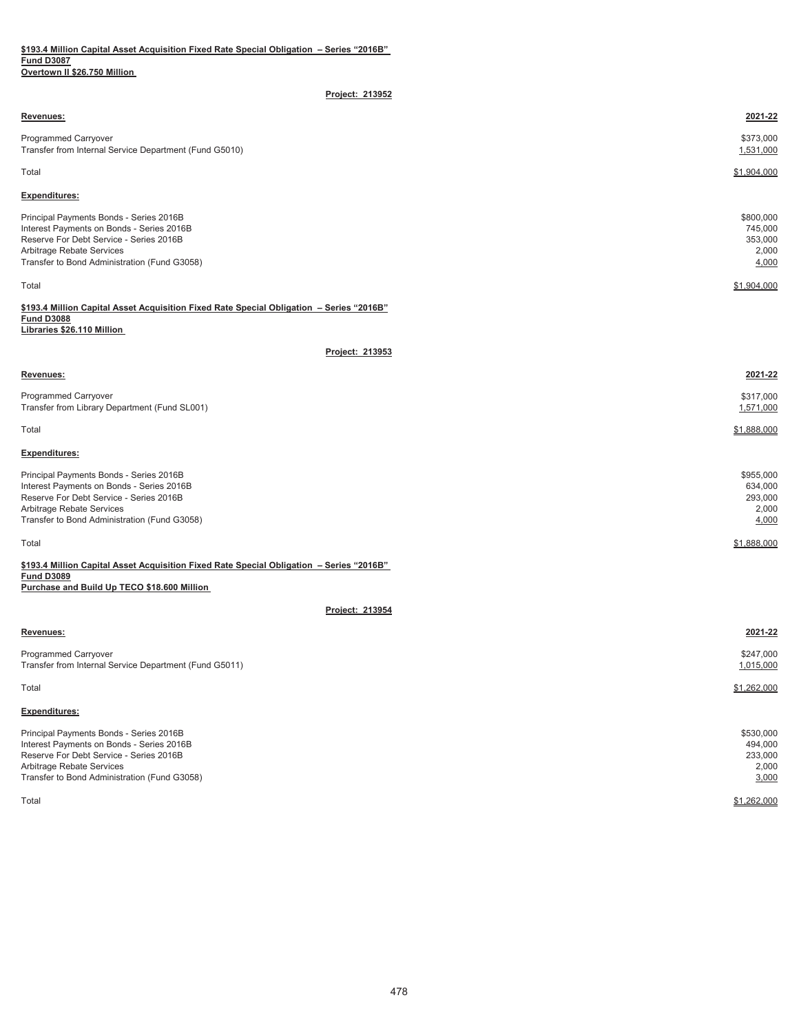**$193.4 Million Capital Asset Acquisition Fixed Rate Special Obligation – Series "2016B"**
**Fund D3087**
**Overtown II $26.750 Million**

**Project: 213952**

| **Revenues:** | **2021-22** |
|---|---|
| Programmed Carryover | $373,000 |
| Transfer from Internal Service Department (Fund G5010) | 1,531,000 |
| Total | $1,904,000 |

| **Expenditures:** | |
|---|---|
| Principal Payments Bonds - Series 2016B | $800,000 |
| Interest Payments on Bonds - Series 2016B | 745,000 |
| Reserve For Debt Service - Series 2016B | 353,000 |
| Arbitrage Rebate Services | 2,000 |
| Transfer to Bond Administration (Fund G3058) | 4,000 |
| Total | $1,904,000 |

**$193.4 Million Capital Asset Acquisition Fixed Rate Special Obligation – Series "2016B"**
**Fund D3088**
**Libraries $26.110 Million**

**Project: 213953**

| **Revenues:** | **2021-22** |
|---|---|
| Programmed Carryover | $317,000 |
| Transfer from Library Department (Fund SL001) | 1,571,000 |
| Total | $1,888,000 |

| **Expenditures:** | |
|---|---|
| Principal Payments Bonds - Series 2016B | $955,000 |
| Interest Payments on Bonds - Series 2016B | 634,000 |
| Reserve For Debt Service - Series 2016B | 293,000 |
| Arbitrage Rebate Services | 2,000 |
| Transfer to Bond Administration (Fund G3058) | 4,000 |
| Total | $1,888,000 |

**$193.4 Million Capital Asset Acquisition Fixed Rate Special Obligation – Series "2016B"**
**Fund D3089**
**Purchase and Build Up TECO $18.600 Million**

**Project: 213954**

| **Revenues:** | **2021-22** |
|---|---|
| Programmed Carryover | $247,000 |
| Transfer from Internal Service Department (Fund G5011) | 1,015,000 |
| Total | $1,262,000 |

| **Expenditures:** | |
|---|---|
| Principal Payments Bonds - Series 2016B | $530,000 |
| Interest Payments on Bonds - Series 2016B | 494,000 |
| Reserve For Debt Service - Series 2016B | 233,000 |
| Arbitrage Rebate Services | 2,000 |
| Transfer to Bond Administration (Fund G3058) | 3,000 |
| Total | $1,262,000 |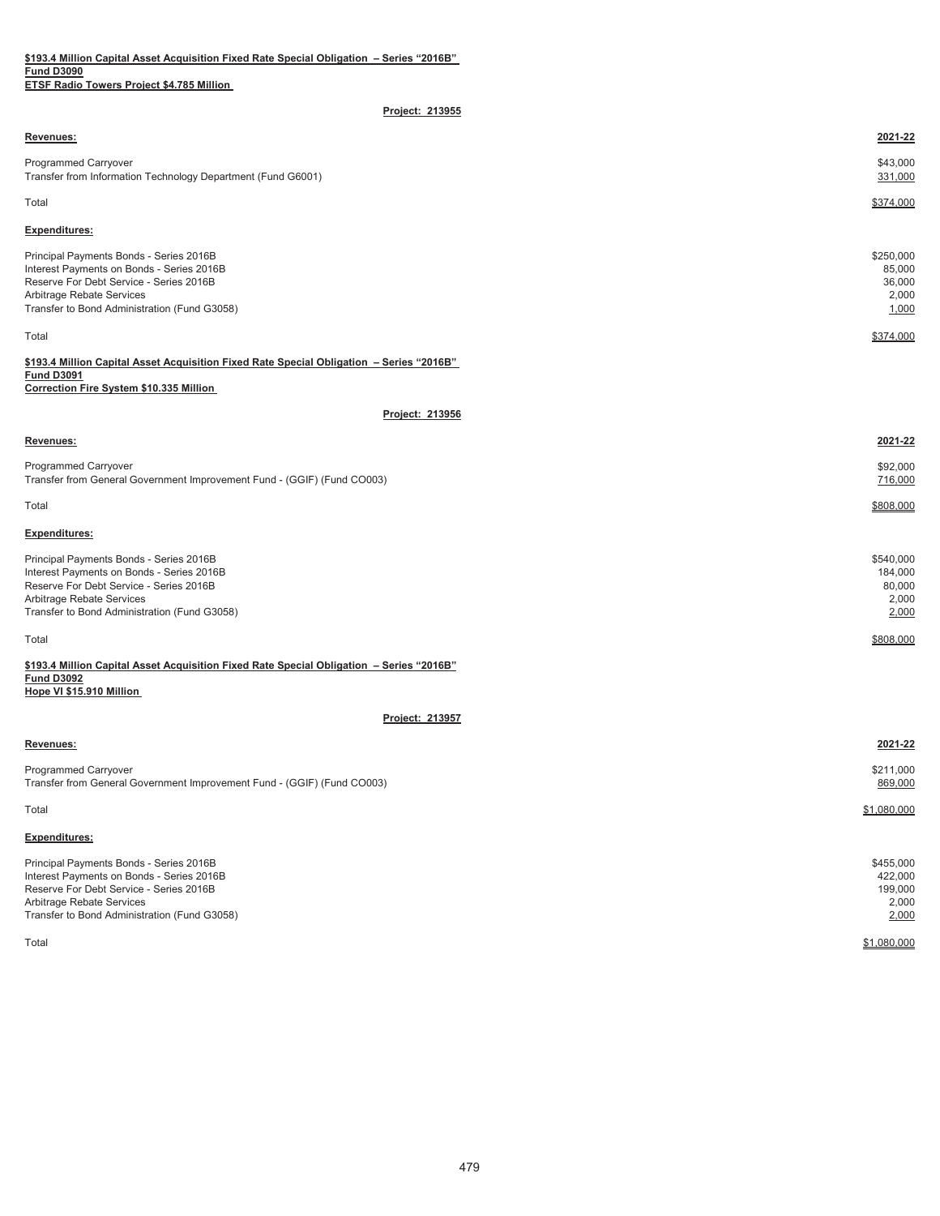**$193.4 Million Capital Asset Acquisition Fixed Rate Special Obligation – Series "2016B"**
**Fund D3090**
**ETSF Radio Towers Project $4.785 Million**

**Project: 213955**

| **Revenues:** | **2021-22** |
|---|---|
| Programmed Carryover | $43,000 |
| Transfer from Information Technology Department (Fund G6001) | 331,000 |
| Total | $374,000 |
| **Expenditures:** | |
| Principal Payments Bonds - Series 2016B | $250,000 |
| Interest Payments on Bonds - Series 2016B | 85,000 |
| Reserve For Debt Service - Series 2016B | 36,000 |
| Arbitrage Rebate Services | 2,000 |
| Transfer to Bond Administration (Fund G3058) | 1,000 |
| Total | $374,000 |

**$193.4 Million Capital Asset Acquisition Fixed Rate Special Obligation – Series "2016B"**
**Fund D3091**
**Correction Fire System $10.335 Million**

**Project: 213956**

| **Revenues:** | **2021-22** |
|---|---|
| Programmed Carryover | $92,000 |
| Transfer from General Government Improvement Fund - (GGIF) (Fund CO003) | 716,000 |
| Total | $808,000 |
| **Expenditures:** | |
| Principal Payments Bonds - Series 2016B | $540,000 |
| Interest Payments on Bonds - Series 2016B | 184,000 |
| Reserve For Debt Service - Series 2016B | 80,000 |
| Arbitrage Rebate Services | 2,000 |
| Transfer to Bond Administration (Fund G3058) | 2,000 |
| Total | $808,000 |

**$193.4 Million Capital Asset Acquisition Fixed Rate Special Obligation – Series "2016B"**
**Fund D3092**
**Hope VI $15.910 Million**

**Project: 213957**

| **Revenues:** | **2021-22** |
|---|---|
| Programmed Carryover | $211,000 |
| Transfer from General Government Improvement Fund - (GGIF) (Fund CO003) | 869,000 |
| Total | $1,080,000 |
| **Expenditures:** | |
| Principal Payments Bonds - Series 2016B | $455,000 |
| Interest Payments on Bonds - Series 2016B | 422,000 |
| Reserve For Debt Service - Series 2016B | 199,000 |
| Arbitrage Rebate Services | 2,000 |
| Transfer to Bond Administration (Fund G3058) | 2,000 |
| Total | $1,080,000 |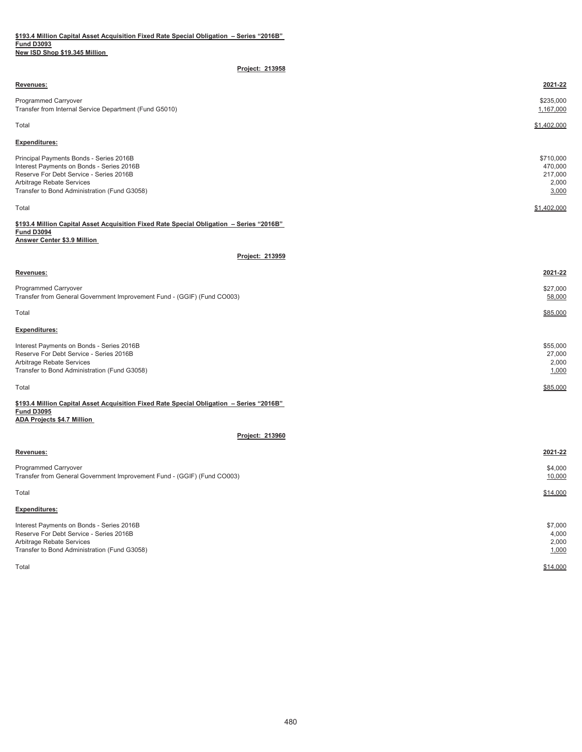**$193.4 Million Capital Asset Acquisition Fixed Rate Special Obligation – Series "2016B"**
**Fund D3093**
**New ISD Shop $19.345 Million**

**Project: 213958**

| **Revenues:** | **2021-22** |
|---|---|
| Programmed Carryover | $235,000 |
| Transfer from Internal Service Department (Fund G5010) | 1,167,000 |
| Total | $1,402,000 |
| **Expenditures:** | |
| Principal Payments Bonds - Series 2016B | $710,000 |
| Interest Payments on Bonds - Series 2016B | 470,000 |
| Reserve For Debt Service - Series 2016B | 217,000 |
| Arbitrage Rebate Services | 2,000 |
| Transfer to Bond Administration (Fund G3058) | 3,000 |
| Total | $1,402,000 |

**$193.4 Million Capital Asset Acquisition Fixed Rate Special Obligation – Series "2016B"**
**Fund D3094**
**Answer Center $3.9 Million**

**Project: 213959**

| **Revenues:** | **2021-22** |
|---|---|
| Programmed Carryover | $27,000 |
| Transfer from General Government Improvement Fund - (GGIF) (Fund CO003) | 58,000 |
| Total | $85,000 |
| **Expenditures:** | |
| Interest Payments on Bonds - Series 2016B | $55,000 |
| Reserve For Debt Service - Series 2016B | 27,000 |
| Arbitrage Rebate Services | 2,000 |
| Transfer to Bond Administration (Fund G3058) | 1,000 |
| Total | $85,000 |

**$193.4 Million Capital Asset Acquisition Fixed Rate Special Obligation – Series "2016B"**
**Fund D3095**
**ADA Projects $4.7 Million**

**Project: 213960**

| **Revenues:** | **2021-22** |
|---|---|
| Programmed Carryover | $4,000 |
| Transfer from General Government Improvement Fund - (GGIF) (Fund CO003) | 10,000 |
| Total | $14,000 |
| **Expenditures:** | |
| Interest Payments on Bonds - Series 2016B | $7,000 |
| Reserve For Debt Service - Series 2016B | 4,000 |
| Arbitrage Rebate Services | 2,000 |
| Transfer to Bond Administration (Fund G3058) | 1,000 |
| Total | $14,000 |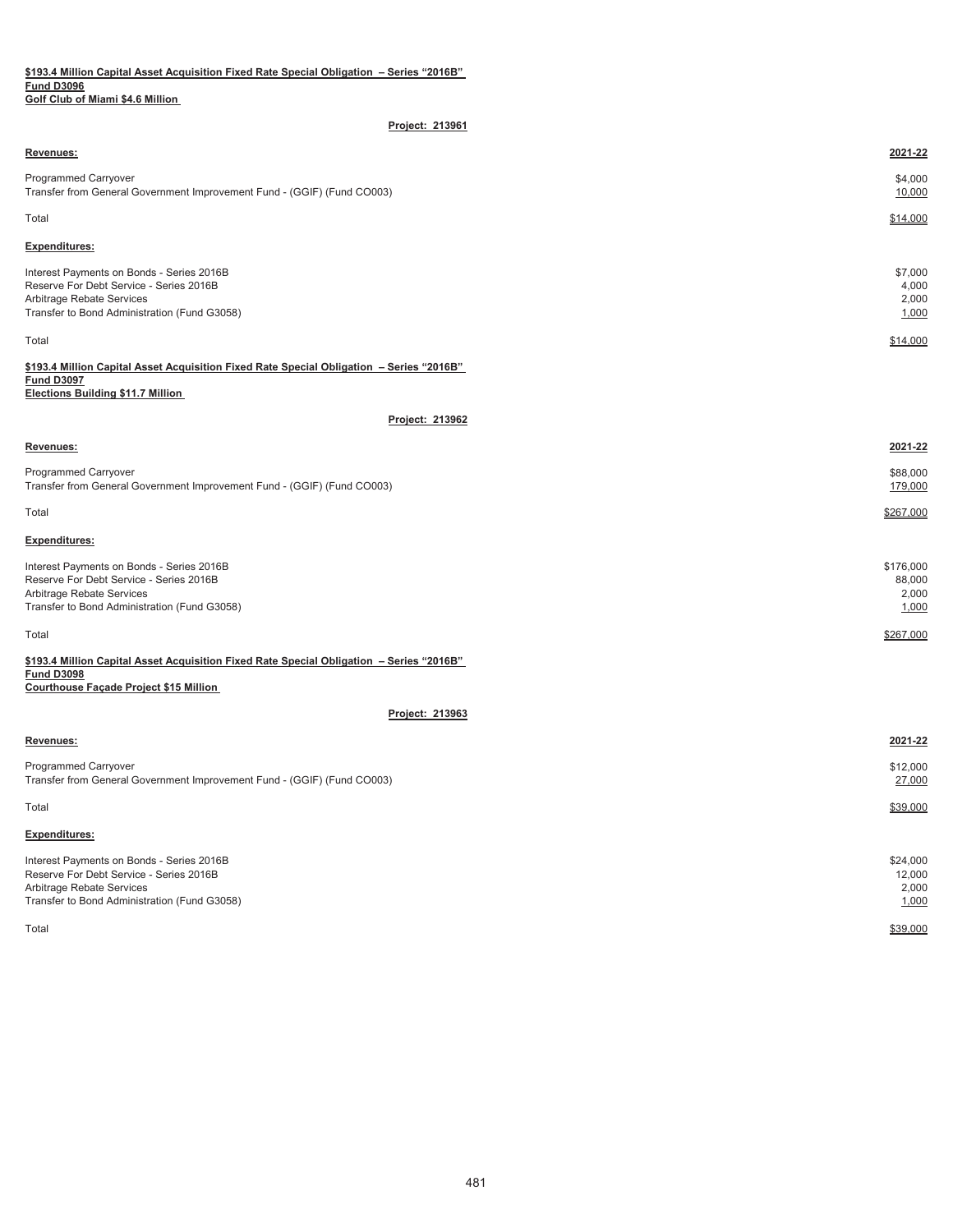**$193.4 Million Capital Asset Acquisition Fixed Rate Special Obligation – Series "2016B"**
**Fund D3096**
**Golf Club of Miami $4.6 Million**

**Project: 213961**

| **Revenues:** | **2021-22** |
|---|---|
| Programmed Carryover | $4,000 |
| Transfer from General Government Improvement Fund - (GGIF) (Fund CO003) | 10,000 |
| Total | $14,000 |
| **Expenditures:** | |
| Interest Payments on Bonds - Series 2016B | $7,000 |
| Reserve For Debt Service - Series 2016B | 4,000 |
| Arbitrage Rebate Services | 2,000 |
| Transfer to Bond Administration (Fund G3058) | 1,000 |
| Total | $14,000 |

**$193.4 Million Capital Asset Acquisition Fixed Rate Special Obligation – Series "2016B"**
**Fund D3097**
**Elections Building $11.7 Million**

**Project: 213962**

| **Revenues:** | **2021-22** |
|---|---|
| Programmed Carryover | $88,000 |
| Transfer from General Government Improvement Fund - (GGIF) (Fund CO003) | 179,000 |
| Total | $267,000 |
| **Expenditures:** | |
| Interest Payments on Bonds - Series 2016B | $176,000 |
| Reserve For Debt Service - Series 2016B | 88,000 |
| Arbitrage Rebate Services | 2,000 |
| Transfer to Bond Administration (Fund G3058) | 1,000 |
| Total | $267,000 |

**$193.4 Million Capital Asset Acquisition Fixed Rate Special Obligation – Series "2016B"**
**Fund D3098**
**Courthouse Façade Project $15 Million**

**Project: 213963**

| **Revenues:** | **2021-22** |
|---|---|
| Programmed Carryover | $12,000 |
| Transfer from General Government Improvement Fund - (GGIF) (Fund CO003) | 27,000 |
| Total | $39,000 |
| **Expenditures:** | |
| Interest Payments on Bonds - Series 2016B | $24,000 |
| Reserve For Debt Service - Series 2016B | 12,000 |
| Arbitrage Rebate Services | 2,000 |
| Transfer to Bond Administration (Fund G3058) | 1,000 |
| Total | $39,000 |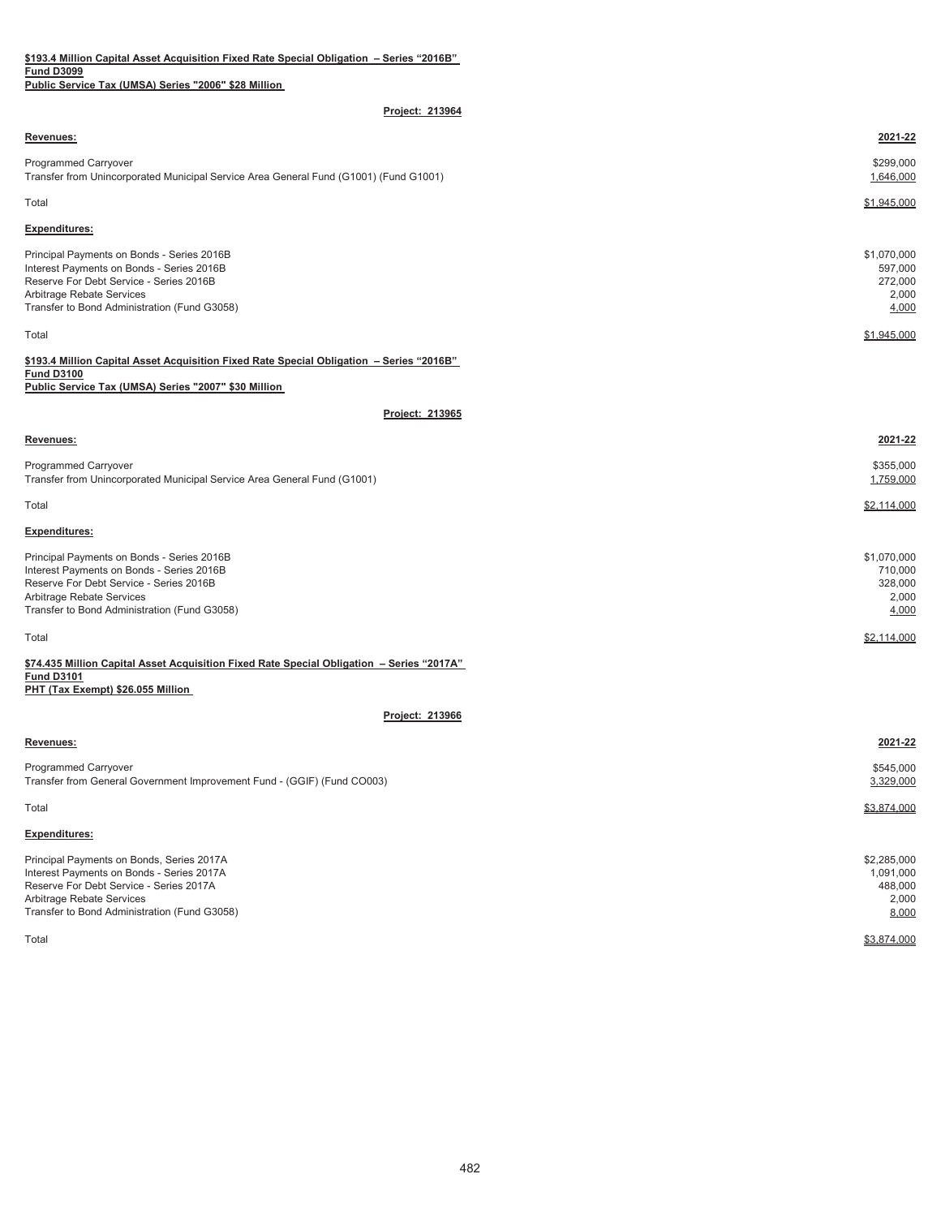**$193.4 Million Capital Asset Acquisition Fixed Rate Special Obligation – Series "2016B"**
**Fund D3099**
**Public Service Tax (UMSA) Series "2006" $28 Million**

**Project: 213964**

| **Revenues:** | **2021-22** |
|---|---|
| Programmed Carryover | $299,000 |
| Transfer from Unincorporated Municipal Service Area General Fund (G1001) (Fund G1001) | 1,646,000 |
| Total | $1,945,000 |

| **Expenditures:** | |
|---|---|
| Principal Payments on Bonds - Series 2016B | $1,070,000 |
| Interest Payments on Bonds - Series 2016B | 597,000 |
| Reserve For Debt Service - Series 2016B | 272,000 |
| Arbitrage Rebate Services | 2,000 |
| Transfer to Bond Administration (Fund G3058) | 4,000 |
| Total | $1,945,000 |

**$193.4 Million Capital Asset Acquisition Fixed Rate Special Obligation – Series "2016B"**
**Fund D3100**
**Public Service Tax (UMSA) Series "2007" $30 Million**

**Project: 213965**

| **Revenues:** | **2021-22** |
|---|---|
| Programmed Carryover | $355,000 |
| Transfer from Unincorporated Municipal Service Area General Fund (G1001) | 1,759,000 |
| Total | $2,114,000 |

| **Expenditures:** | |
|---|---|
| Principal Payments on Bonds - Series 2016B | $1,070,000 |
| Interest Payments on Bonds - Series 2016B | 710,000 |
| Reserve For Debt Service - Series 2016B | 328,000 |
| Arbitrage Rebate Services | 2,000 |
| Transfer to Bond Administration (Fund G3058) | 4,000 |
| Total | $2,114,000 |

**$74.435 Million Capital Asset Acquisition Fixed Rate Special Obligation – Series "2017A"**
**Fund D3101**
**PHT (Tax Exempt) $26.055 Million**

**Project: 213966**

| **Revenues:** | **2021-22** |
|---|---|
| Programmed Carryover | $545,000 |
| Transfer from General Government Improvement Fund - (GGIF) (Fund CO003) | 3,329,000 |
| Total | $3,874,000 |

| **Expenditures:** | |
|---|---|
| Principal Payments on Bonds, Series 2017A | $2,285,000 |
| Interest Payments on Bonds - Series 2017A | 1,091,000 |
| Reserve For Debt Service - Series 2017A | 488,000 |
| Arbitrage Rebate Services | 2,000 |
| Transfer to Bond Administration (Fund G3058) | 8,000 |
| Total | $3,874,000 |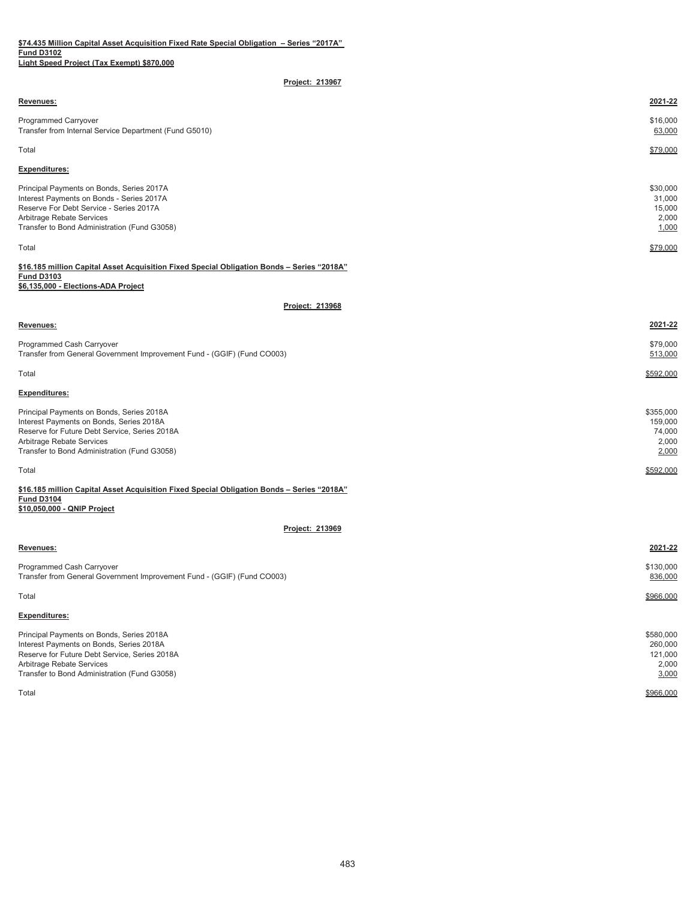**$74.435 Million Capital Asset Acquisition Fixed Rate Special Obligation – Series "2017A"**
**Fund D3102**
**Light Speed Project (Tax Exempt) $870,000**

**Project: 213967**

| **Revenues:** | **2021-22** |
|---|---|
| Programmed Carryover | $16,000 |
| Transfer from Internal Service Department (Fund G5010) | 63,000 |
| Total | $79,000 |

| **Expenditures:** | |
|---|---|
| Principal Payments on Bonds, Series 2017A | $30,000 |
| Interest Payments on Bonds - Series 2017A | 31,000 |
| Reserve For Debt Service - Series 2017A | 15,000 |
| Arbitrage Rebate Services | 2,000 |
| Transfer to Bond Administration (Fund G3058) | 1,000 |
| Total | $79,000 |

**$16.185 million Capital Asset Acquisition Fixed Special Obligation Bonds – Series "2018A"**
**Fund D3103**
**$6,135,000 - Elections-ADA Project**

**Project: 213968**

| **Revenues:** | **2021-22** |
|---|---|
| Programmed Cash Carryover | $79,000 |
| Transfer from General Government Improvement Fund - (GGIF) (Fund CO003) | 513,000 |
| Total | $592,000 |

| **Expenditures:** | |
|---|---|
| Principal Payments on Bonds, Series 2018A | $355,000 |
| Interest Payments on Bonds, Series 2018A | 159,000 |
| Reserve for Future Debt Service, Series 2018A | 74,000 |
| Arbitrage Rebate Services | 2,000 |
| Transfer to Bond Administration (Fund G3058) | 2,000 |
| Total | $592,000 |

**$16.185 million Capital Asset Acquisition Fixed Special Obligation Bonds – Series "2018A"**
**Fund D3104**
**$10,050,000 - QNIP Project**

**Project: 213969**

| **Revenues:** | **2021-22** |
|---|---|
| Programmed Cash Carryover | $130,000 |
| Transfer from General Government Improvement Fund - (GGIF) (Fund CO003) | 836,000 |
| Total | $966,000 |

| **Expenditures:** | |
|---|---|
| Principal Payments on Bonds, Series 2018A | $580,000 |
| Interest Payments on Bonds, Series 2018A | 260,000 |
| Reserve for Future Debt Service, Series 2018A | 121,000 |
| Arbitrage Rebate Services | 2,000 |
| Transfer to Bond Administration (Fund G3058) | 3,000 |
| Total | $966,000 |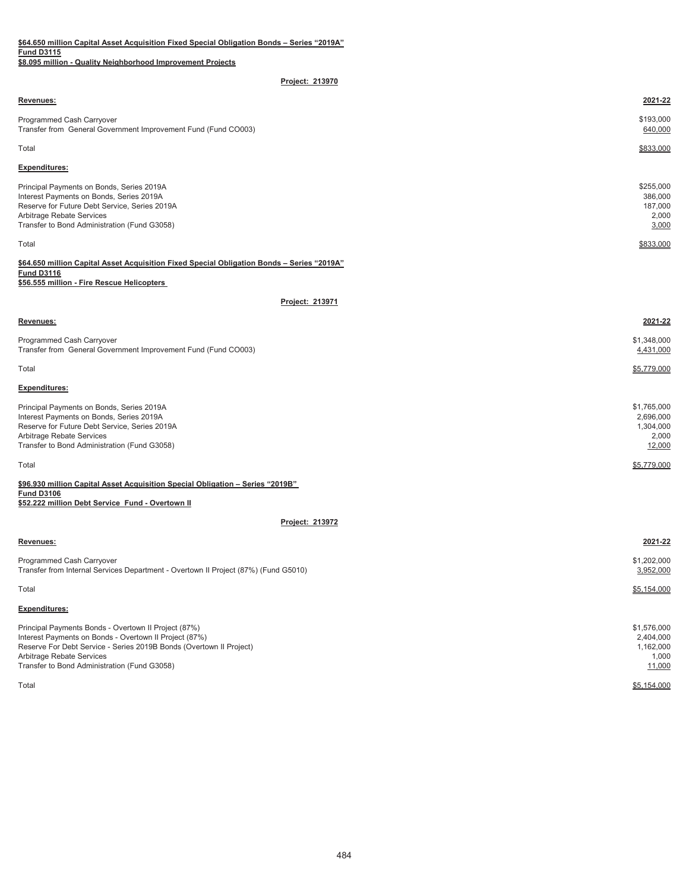**$64.650 million Capital Asset Acquisition Fixed Special Obligation Bonds – Series "2019A"**
**Fund D3115**
**$8.095 million - Quality Neighborhood Improvement Projects**

**Project: 213970**

| **Revenues:** | **2021-22** |
|---|---|
| Programmed Cash Carryover | $193,000 |
| Transfer from General Government Improvement Fund (Fund CO003) | 640,000 |
| Total | $833,000 |

| **Expenditures:** | |
|---|---|
| Principal Payments on Bonds, Series 2019A | $255,000 |
| Interest Payments on Bonds, Series 2019A | 386,000 |
| Reserve for Future Debt Service, Series 2019A | 187,000 |
| Arbitrage Rebate Services | 2,000 |
| Transfer to Bond Administration (Fund G3058) | 3,000 |
| Total | $833,000 |

**$64.650 million Capital Asset Acquisition Fixed Special Obligation Bonds – Series "2019A"**
**Fund D3116**
**$56.555 million - Fire Rescue Helicopters**

**Project: 213971**

| **Revenues:** | **2021-22** |
|---|---|
| Programmed Cash Carryover | $1,348,000 |
| Transfer from General Government Improvement Fund (Fund CO003) | 4,431,000 |
| Total | $5,779,000 |

| **Expenditures:** | |
|---|---|
| Principal Payments on Bonds, Series 2019A | $1,765,000 |
| Interest Payments on Bonds, Series 2019A | 2,696,000 |
| Reserve for Future Debt Service, Series 2019A | 1,304,000 |
| Arbitrage Rebate Services | 2,000 |
| Transfer to Bond Administration (Fund G3058) | 12,000 |
| Total | $5,779,000 |

**$96.930 million Capital Asset Acquisition Special Obligation – Series "2019B"**
**Fund D3106**
**$52.222 million Debt Service Fund - Overtown II**

**Project: 213972**

| **Revenues:** | **2021-22** |
|---|---|
| Programmed Cash Carryover | $1,202,000 |
| Transfer from Internal Services Department - Overtown II Project (87%) (Fund G5010) | 3,952,000 |
| Total | $5,154,000 |

| **Expenditures:** | |
|---|---|
| Principal Payments Bonds - Overtown II Project (87%) | $1,576,000 |
| Interest Payments on Bonds - Overtown II Project (87%) | 2,404,000 |
| Reserve For Debt Service - Series 2019B Bonds (Overtown II Project) | 1,162,000 |
| Arbitrage Rebate Services | 1,000 |
| Transfer to Bond Administration (Fund G3058) | 11,000 |
| Total | $5,154,000 |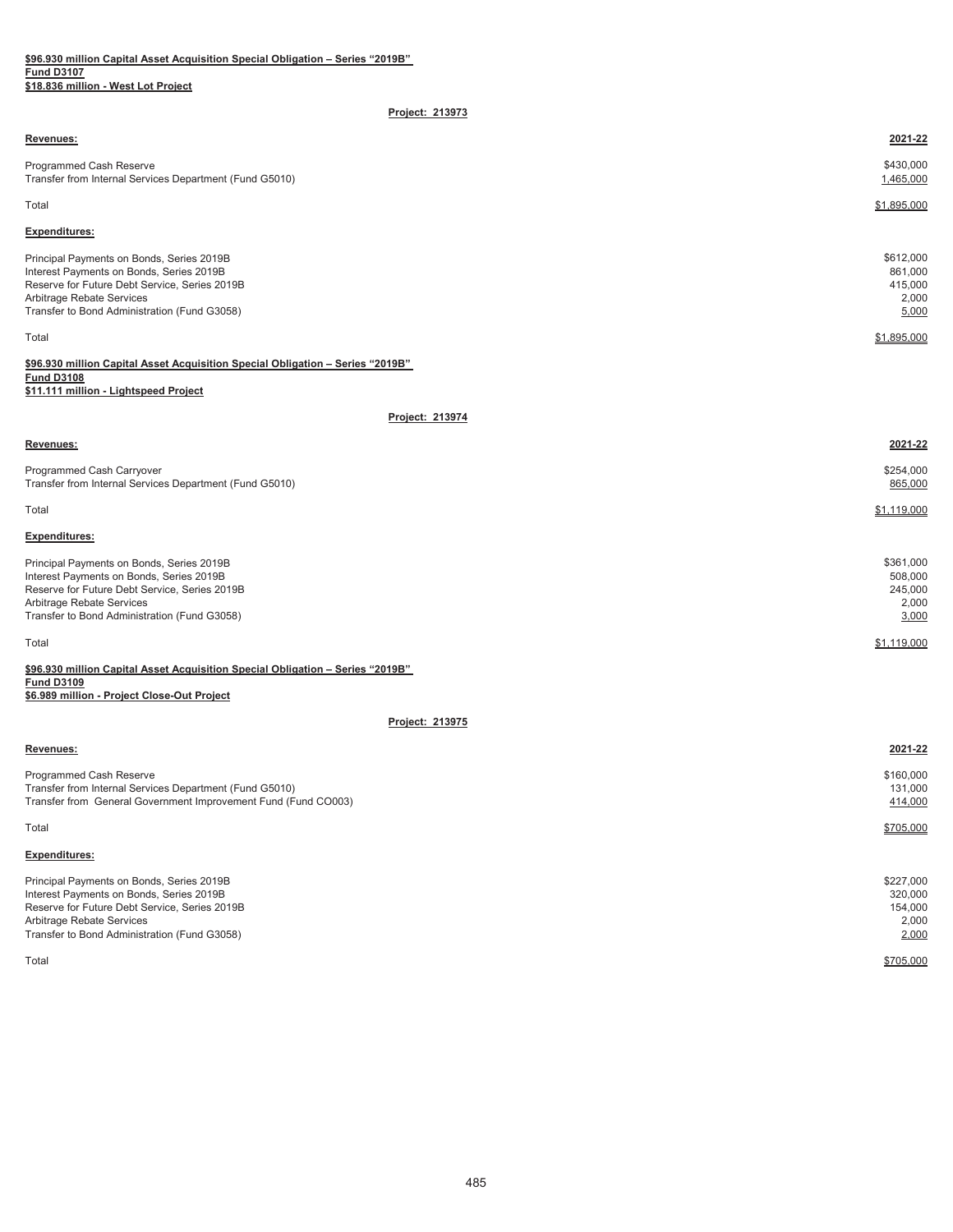**$96.930 million Capital Asset Acquisition Special Obligation – Series "2019B"**
**Fund D3107**
**$18.836 million - West Lot Project**

**Project: 213973**

| **Revenues:** | **2021-22** |
|---|---|
| Programmed Cash Reserve | $430,000 |
| Transfer from Internal Services Department (Fund G5010) | 1,465,000 |
| Total | $1,895,000 |

| **Expenditures:** | |
|---|---|
| Principal Payments on Bonds, Series 2019B | $612,000 |
| Interest Payments on Bonds, Series 2019B | 861,000 |
| Reserve for Future Debt Service, Series 2019B | 415,000 |
| Arbitrage Rebate Services | 2,000 |
| Transfer to Bond Administration (Fund G3058) | 5,000 |
| Total | $1,895,000 |

**$96.930 million Capital Asset Acquisition Special Obligation – Series "2019B"**
**Fund D3108**
**$11.111 million - Lightspeed Project**

**Project: 213974**

| **Revenues:** | **2021-22** |
|---|---|
| Programmed Cash Carryover | $254,000 |
| Transfer from Internal Services Department (Fund G5010) | 865,000 |
| Total | $1,119,000 |

| **Expenditures:** | |
|---|---|
| Principal Payments on Bonds, Series 2019B | $361,000 |
| Interest Payments on Bonds, Series 2019B | 508,000 |
| Reserve for Future Debt Service, Series 2019B | 245,000 |
| Arbitrage Rebate Services | 2,000 |
| Transfer to Bond Administration (Fund G3058) | 3,000 |
| Total | $1,119,000 |

**$96.930 million Capital Asset Acquisition Special Obligation – Series "2019B"**
**Fund D3109**
**$6.989 million - Project Close-Out Project**

**Project: 213975**

| **Revenues:** | **2021-22** |
|---|---|
| Programmed Cash Reserve | $160,000 |
| Transfer from Internal Services Department (Fund G5010) | 131,000 |
| Transfer from General Government Improvement Fund (Fund CO003) | 414,000 |
| Total | $705,000 |

| **Expenditures:** | |
|---|---|
| Principal Payments on Bonds, Series 2019B | $227,000 |
| Interest Payments on Bonds, Series 2019B | 320,000 |
| Reserve for Future Debt Service, Series 2019B | 154,000 |
| Arbitrage Rebate Services | 2,000 |
| Transfer to Bond Administration (Fund G3058) | 2,000 |
| Total | $705,000 |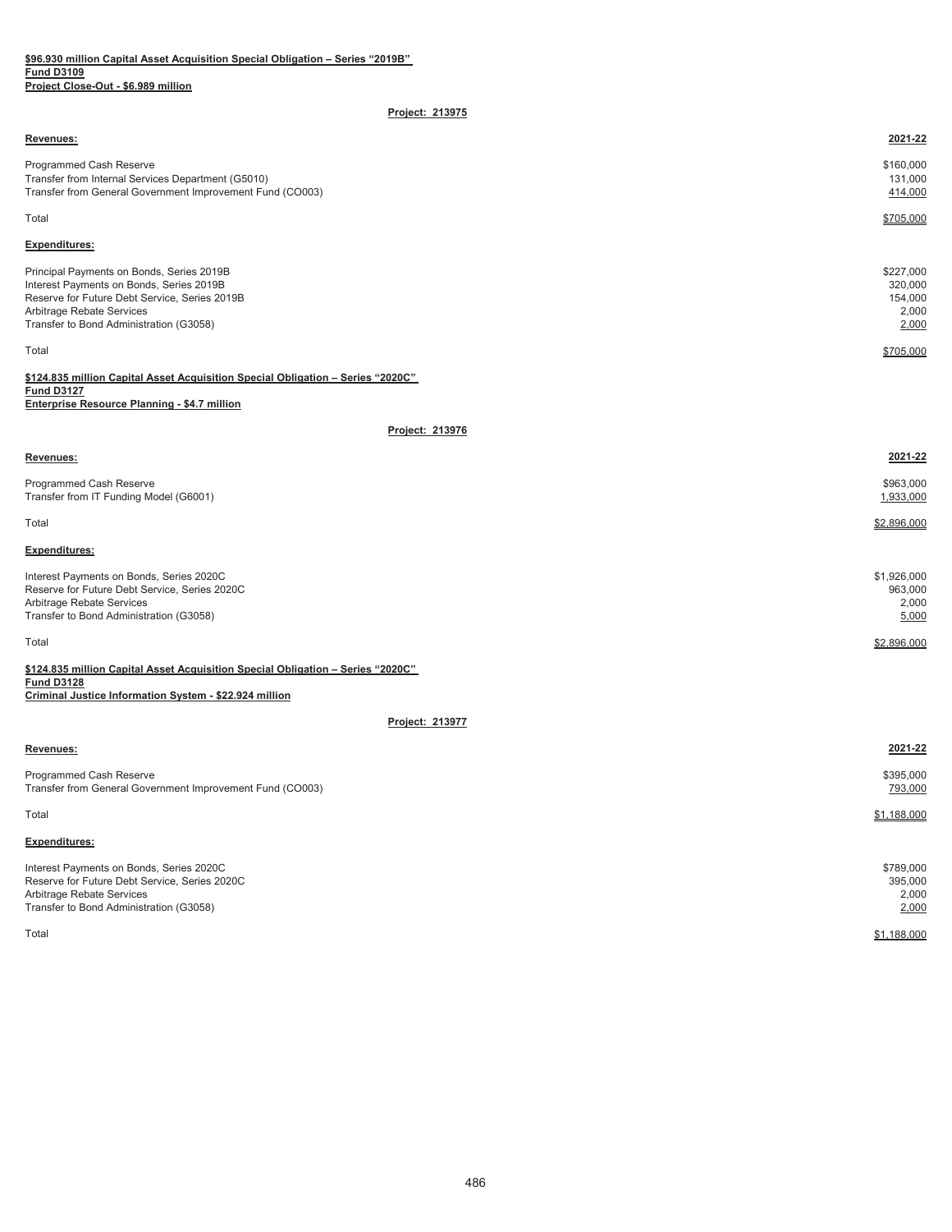**$96.930 million Capital Asset Acquisition Special Obligation – Series "2019B"**
**Fund D3109**
**Project Close-Out - $6.989 million**

**Project: 213975**

| **Revenues:** | **2021-22** |
|---|---|
| Programmed Cash Reserve | $160,000 |
| Transfer from Internal Services Department (G5010) | 131,000 |
| Transfer from General Government Improvement Fund (CO003) | 414,000 |
| Total | $705,000 |
| **Expenditures:** | |
| Principal Payments on Bonds, Series 2019B | $227,000 |
| Interest Payments on Bonds, Series 2019B | 320,000 |
| Reserve for Future Debt Service, Series 2019B | 154,000 |
| Arbitrage Rebate Services | 2,000 |
| Transfer to Bond Administration (G3058) | 2,000 |
| Total | $705,000 |

**$124.835 million Capital Asset Acquisition Special Obligation – Series "2020C"**
**Fund D3127**
**Enterprise Resource Planning - $4.7 million**

**Project: 213976**

| **Revenues:** | **2021-22** |
|---|---|
| Programmed Cash Reserve | $963,000 |
| Transfer from IT Funding Model (G6001) | 1,933,000 |
| Total | $2,896,000 |
| **Expenditures:** | |
| Interest Payments on Bonds, Series 2020C | $1,926,000 |
| Reserve for Future Debt Service, Series 2020C | 963,000 |
| Arbitrage Rebate Services | 2,000 |
| Transfer to Bond Administration (G3058) | 5,000 |
| Total | $2,896,000 |

**$124.835 million Capital Asset Acquisition Special Obligation – Series "2020C"**
**Fund D3128**
**Criminal Justice Information System - $22.924 million**

**Project: 213977**

| **Revenues:** | **2021-22** |
|---|---|
| Programmed Cash Reserve | $395,000 |
| Transfer from General Government Improvement Fund (CO003) | 793,000 |
| Total | $1,188,000 |
| **Expenditures:** | |
| Interest Payments on Bonds, Series 2020C | $789,000 |
| Reserve for Future Debt Service, Series 2020C | 395,000 |
| Arbitrage Rebate Services | 2,000 |
| Transfer to Bond Administration (G3058) | 2,000 |
| Total | $1,188,000 |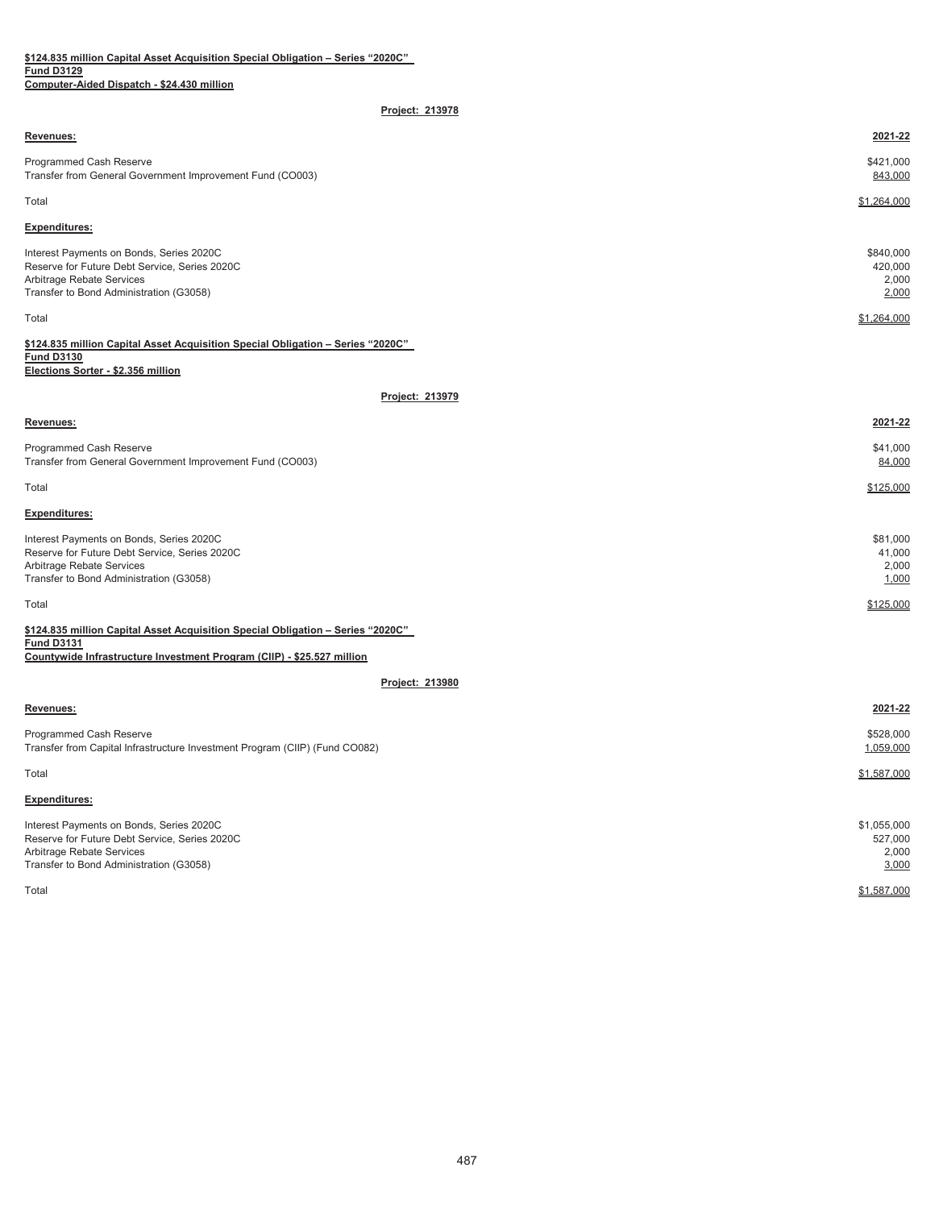**$124.835 million Capital Asset Acquisition Special Obligation – Series "2020C"**
**Fund D3129**
**Computer-Aided Dispatch - $24.430 million**

**Project: 213978**

| **Revenues:** | **2021-22** |
|---|---|
| Programmed Cash Reserve | $421,000 |
| Transfer from General Government Improvement Fund (CO003) | 843,000 |
| Total | $1,264,000 |
| **Expenditures:** | |
| Interest Payments on Bonds, Series 2020C | $840,000 |
| Reserve for Future Debt Service, Series 2020C | 420,000 |
| Arbitrage Rebate Services | 2,000 |
| Transfer to Bond Administration (G3058) | 2,000 |
| Total | $1,264,000 |

**$124.835 million Capital Asset Acquisition Special Obligation – Series "2020C"**
**Fund D3130**
**Elections Sorter - $2.356 million**

**Project: 213979**

| **Revenues:** | **2021-22** |
|---|---|
| Programmed Cash Reserve | $41,000 |
| Transfer from General Government Improvement Fund (CO003) | 84,000 |
| Total | $125,000 |
| **Expenditures:** | |
| Interest Payments on Bonds, Series 2020C | $81,000 |
| Reserve for Future Debt Service, Series 2020C | 41,000 |
| Arbitrage Rebate Services | 2,000 |
| Transfer to Bond Administration (G3058) | 1,000 |
| Total | $125,000 |

**$124.835 million Capital Asset Acquisition Special Obligation – Series "2020C"**
**Fund D3131**
**Countywide Infrastructure Investment Program (CIIP) - $25.527 million**

**Project: 213980**

| **Revenues:** | **2021-22** |
|---|---|
| Programmed Cash Reserve | $528,000 |
| Transfer from Capital Infrastructure Investment Program (CIIP) (Fund CO082) | 1,059,000 |
| Total | $1,587,000 |
| **Expenditures:** | |
| Interest Payments on Bonds, Series 2020C | $1,055,000 |
| Reserve for Future Debt Service, Series 2020C | 527,000 |
| Arbitrage Rebate Services | 2,000 |
| Transfer to Bond Administration (G3058) | 3,000 |
| Total | $1,587,000 |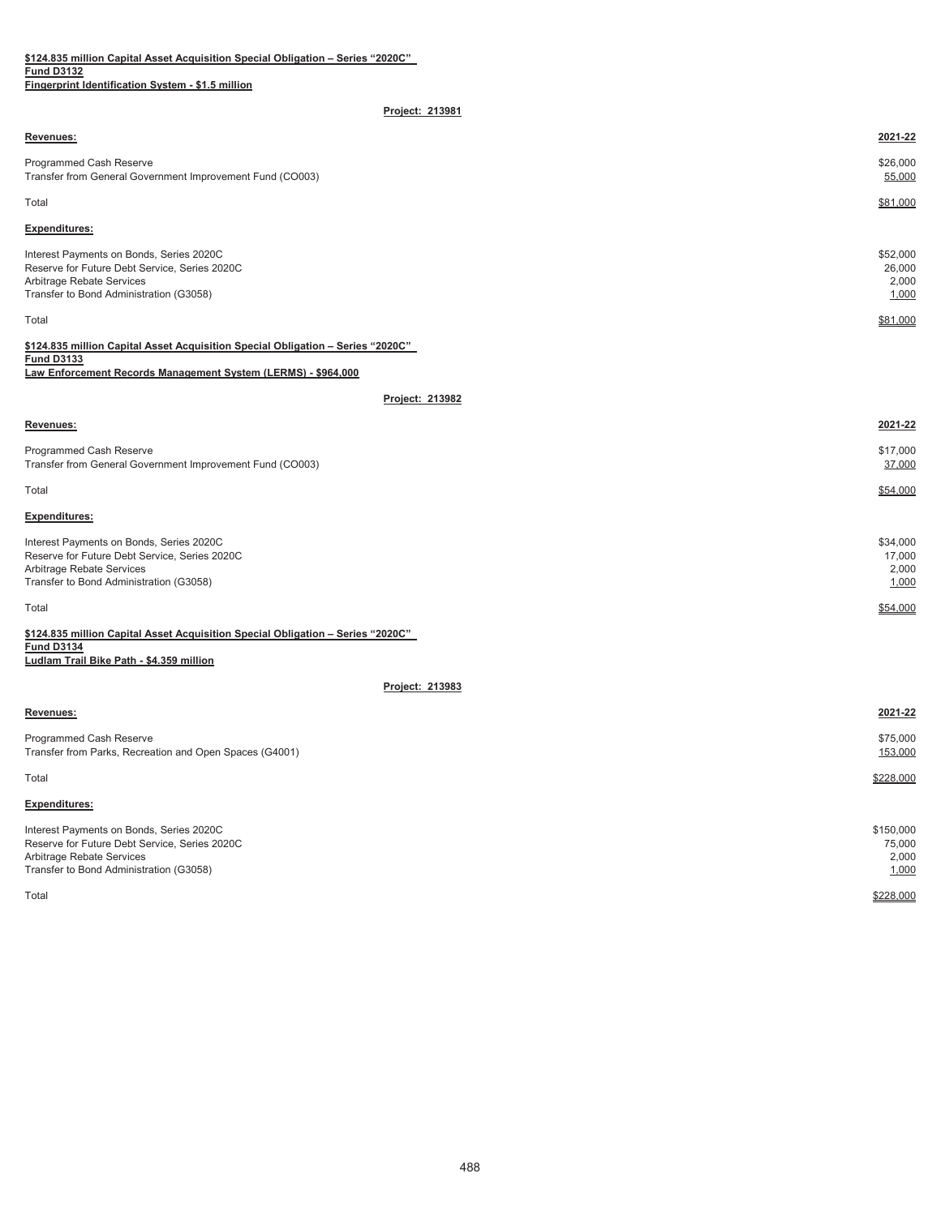**$124.835 million Capital Asset Acquisition Special Obligation – Series "2020C"**
**Fund D3132**
**Fingerprint Identification System - $1.5 million**

**Project: 213981**

| **Revenues:** | **2021-22** |
|---|---|
| Programmed Cash Reserve | $26,000 |
| Transfer from General Government Improvement Fund (CO003) | 55,000 |
| Total | $81,000 |
| **Expenditures:** | |
| Interest Payments on Bonds, Series 2020C | $52,000 |
| Reserve for Future Debt Service, Series 2020C | 26,000 |
| Arbitrage Rebate Services | 2,000 |
| Transfer to Bond Administration (G3058) | 1,000 |
| Total | $81,000 |

**$124.835 million Capital Asset Acquisition Special Obligation – Series "2020C"**
**Fund D3133**
**Law Enforcement Records Management System (LERMS) - $964,000**

**Project: 213982**

| **Revenues:** | **2021-22** |
|---|---|
| Programmed Cash Reserve | $17,000 |
| Transfer from General Government Improvement Fund (CO003) | 37,000 |
| Total | $54,000 |
| **Expenditures:** | |
| Interest Payments on Bonds, Series 2020C | $34,000 |
| Reserve for Future Debt Service, Series 2020C | 17,000 |
| Arbitrage Rebate Services | 2,000 |
| Transfer to Bond Administration (G3058) | 1,000 |
| Total | $54,000 |

**$124.835 million Capital Asset Acquisition Special Obligation – Series "2020C"**
**Fund D3134**
**Ludlam Trail Bike Path - $4.359 million**

**Project: 213983**

| **Revenues:** | **2021-22** |
|---|---|
| Programmed Cash Reserve | $75,000 |
| Transfer from Parks, Recreation and Open Spaces (G4001) | 153,000 |
| Total | $228,000 |
| **Expenditures:** | |
| Interest Payments on Bonds, Series 2020C | $150,000 |
| Reserve for Future Debt Service, Series 2020C | 75,000 |
| Arbitrage Rebate Services | 2,000 |
| Transfer to Bond Administration (G3058) | 1,000 |
| Total | $228,000 |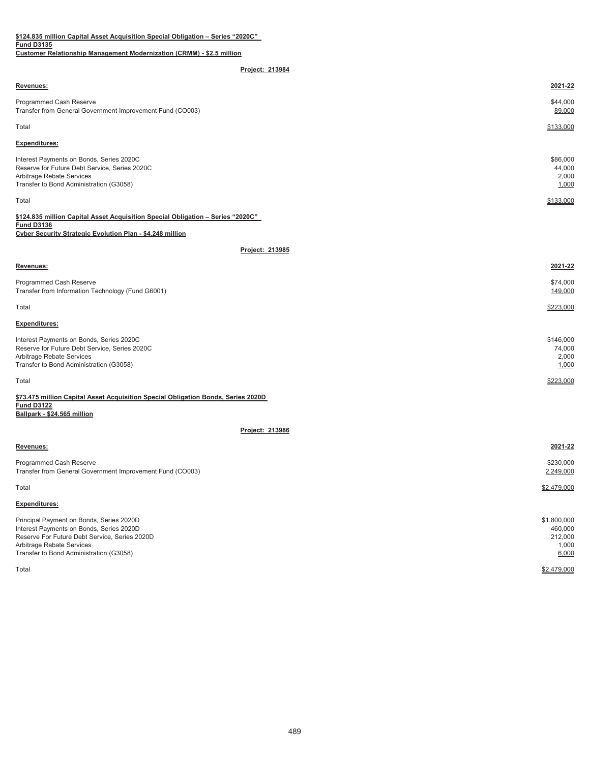**$124.835 million Capital Asset Acquisition Special Obligation – Series "2020C"**
**Fund D3135**
**Customer Relationship Management Modernization (CRMM) - $2.5 million**

**Project: 213984**

| **Revenues:** | **2021-22** |
|---|---|
| Programmed Cash Reserve | $44,000 |
| Transfer from General Government Improvement Fund (CO003) | 89,000 |
| Total | $133,000 |
| **Expenditures:** | |
| Interest Payments on Bonds, Series 2020C | $86,000 |
| Reserve for Future Debt Service, Series 2020C | 44,000 |
| Arbitrage Rebate Services | 2,000 |
| Transfer to Bond Administration (G3058) | 1,000 |
| Total | $133,000 |

**$124.835 million Capital Asset Acquisition Special Obligation – Series "2020C"**
**Fund D3136**
**Cyber Security Strategic Evolution Plan - $4.248 million**

**Project: 213985**

| **Revenues:** | **2021-22** |
|---|---|
| Programmed Cash Reserve | $74,000 |
| Transfer from Information Technology (Fund G6001) | 149,000 |
| Total | $223,000 |
| **Expenditures:** | |
| Interest Payments on Bonds, Series 2020C | $146,000 |
| Reserve for Future Debt Service, Series 2020C | 74,000 |
| Arbitrage Rebate Services | 2,000 |
| Transfer to Bond Administration (G3058) | 1,000 |
| Total | $223,000 |

**$73.475 million Capital Asset Acquisition Special Obligation Bonds, Series 2020D**
**Fund D3122**
**Ballpark - $24.565 million**

**Project: 213986**

| **Revenues:** | **2021-22** |
|---|---|
| Programmed Cash Reserve | $230,000 |
| Transfer from General Government Improvement Fund (CO003) | 2,249,000 |
| Total | $2,479,000 |
| **Expenditures:** | |
| Principal Payment on Bonds, Series 2020D | $1,800,000 |
| Interest Payments on Bonds, Series 2020D | 460,000 |
| Reserve For Future Debt Service, Series 2020D | 212,000 |
| Arbitrage Rebate Services | 1,000 |
| Transfer to Bond Administration (G3058) | 6,000 |
| Total | $2,479,000 |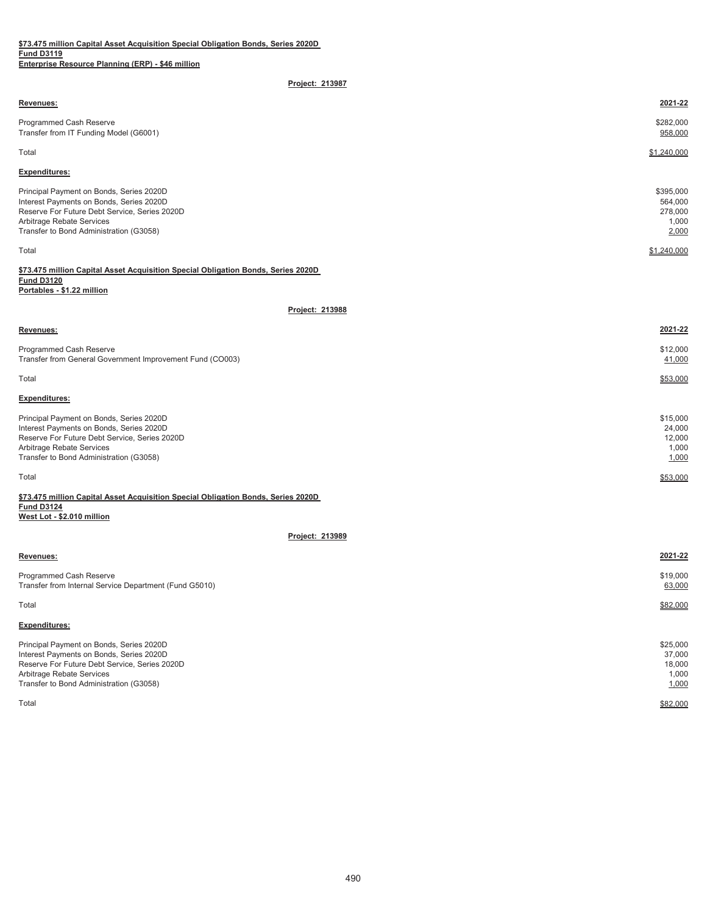**$73.475 million Capital Asset Acquisition Special Obligation Bonds, Series 2020D**
**Fund D3119**
**Enterprise Resource Planning (ERP) - $46 million**

**Project: 213987**

| **Revenues:** | **2021-22** |
|---|---|
| Programmed Cash Reserve | $282,000 |
| Transfer from IT Funding Model (G6001) | 958,000 |
| Total | $1,240,000 |
| **Expenditures:** | |
| Principal Payment on Bonds, Series 2020D | $395,000 |
| Interest Payments on Bonds, Series 2020D | 564,000 |
| Reserve For Future Debt Service, Series 2020D | 278,000 |
| Arbitrage Rebate Services | 1,000 |
| Transfer to Bond Administration (G3058) | 2,000 |
| Total | $1,240,000 |

**$73.475 million Capital Asset Acquisition Special Obligation Bonds, Series 2020D**
**Fund D3120**
**Portables - $1.22 million**

**Project: 213988**

| **Revenues:** | **2021-22** |
|---|---|
| Programmed Cash Reserve | $12,000 |
| Transfer from General Government Improvement Fund (CO003) | 41,000 |
| Total | $53,000 |
| **Expenditures:** | |
| Principal Payment on Bonds, Series 2020D | $15,000 |
| Interest Payments on Bonds, Series 2020D | 24,000 |
| Reserve For Future Debt Service, Series 2020D | 12,000 |
| Arbitrage Rebate Services | 1,000 |
| Transfer to Bond Administration (G3058) | 1,000 |
| Total | $53,000 |

**$73.475 million Capital Asset Acquisition Special Obligation Bonds, Series 2020D**
**Fund D3124**
**West Lot - $2.010 million**

**Project: 213989**

| **Revenues:** | **2021-22** |
|---|---|
| Programmed Cash Reserve | $19,000 |
| Transfer from Internal Service Department (Fund G5010) | 63,000 |
| Total | $82,000 |
| **Expenditures:** | |
| Principal Payment on Bonds, Series 2020D | $25,000 |
| Interest Payments on Bonds, Series 2020D | 37,000 |
| Reserve For Future Debt Service, Series 2020D | 18,000 |
| Arbitrage Rebate Services | 1,000 |
| Transfer to Bond Administration (G3058) | 1,000 |
| Total | $82,000 |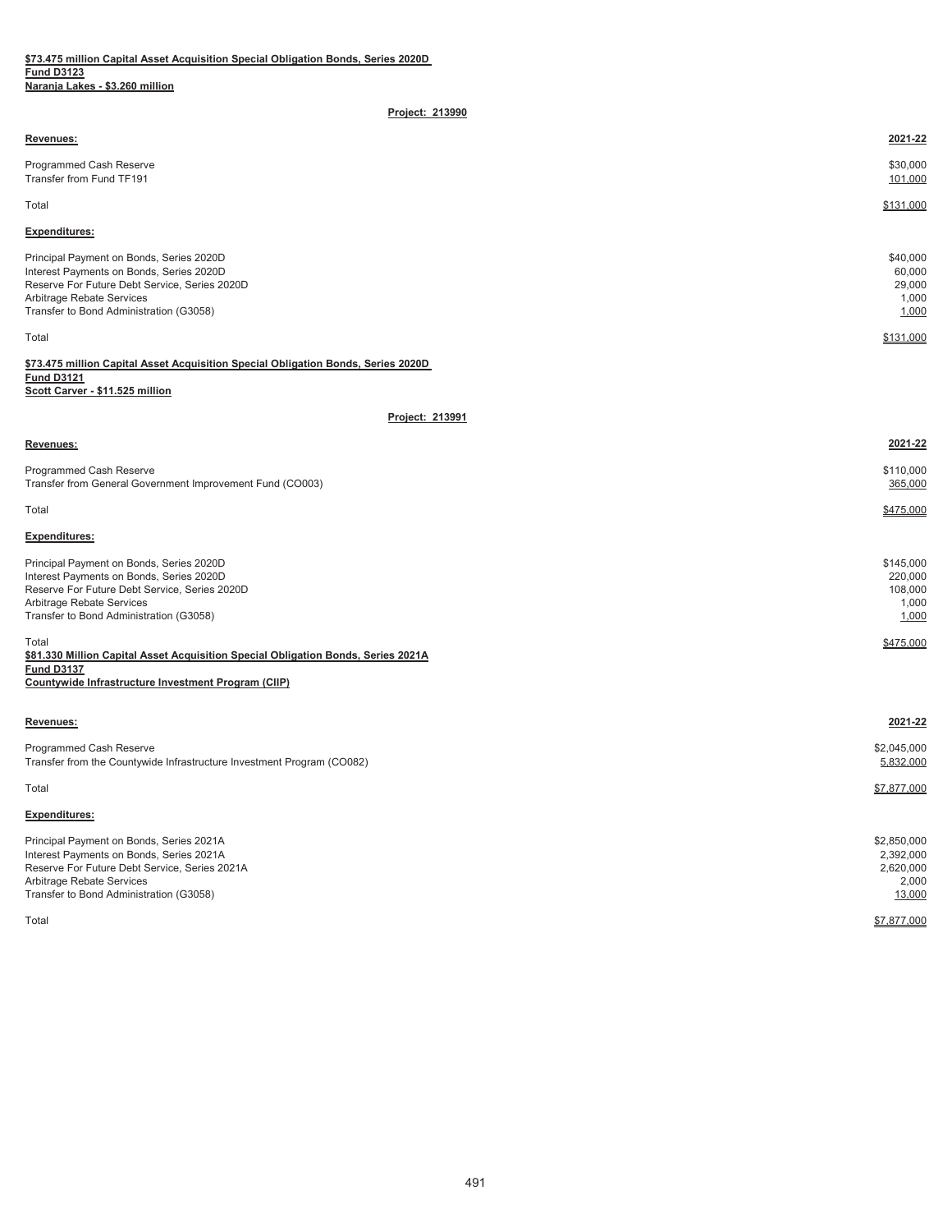**$73.475 million Capital Asset Acquisition Special Obligation Bonds, Series 2020D**
**Fund D3123**
**Naranja Lakes - $3.260 million**

**Project: 213990**

| **Revenues:** | **2021-22** |
|---|---|
| Programmed Cash Reserve | $30,000 |
| Transfer from Fund TF191 | 101,000 |
| Total | $131,000 |

| **Expenditures:** | |
|---|---|
| Principal Payment on Bonds, Series 2020D | $40,000 |
| Interest Payments on Bonds, Series 2020D | 60,000 |
| Reserve For Future Debt Service, Series 2020D | 29,000 |
| Arbitrage Rebate Services | 1,000 |
| Transfer to Bond Administration (G3058) | 1,000 |
| Total | $131,000 |

**$73.475 million Capital Asset Acquisition Special Obligation Bonds, Series 2020D**
**Fund D3121**
**Scott Carver - $11.525 million**

**Project: 213991**

| **Revenues:** | **2021-22** |
|---|---|
| Programmed Cash Reserve | $110,000 |
| Transfer from General Government Improvement Fund (CO003) | 365,000 |
| Total | $475,000 |

| **Expenditures:** | |
|---|---|
| Principal Payment on Bonds, Series 2020D | $145,000 |
| Interest Payments on Bonds, Series 2020D | 220,000 |
| Reserve For Future Debt Service, Series 2020D | 108,000 |
| Arbitrage Rebate Services | 1,000 |
| Transfer to Bond Administration (G3058) | 1,000 |
| Total | $475,000 |

**$81.330 Million Capital Asset Acquisition Special Obligation Bonds, Series 2021A**
**Fund D3137**
**Countywide Infrastructure Investment Program (CIIP)**

| **Revenues:** | **2021-22** |
|---|---|
| Programmed Cash Reserve | $2,045,000 |
| Transfer from the Countywide Infrastructure Investment Program (CO082) | 5,832,000 |
| Total | $7,877,000 |

| **Expenditures:** | |
|---|---|
| Principal Payment on Bonds, Series 2021A | $2,850,000 |
| Interest Payments on Bonds, Series 2021A | 2,392,000 |
| Reserve For Future Debt Service, Series 2021A | 2,620,000 |
| Arbitrage Rebate Services | 2,000 |
| Transfer to Bond Administration (G3058) | 13,000 |
| Total | $7,877,000 |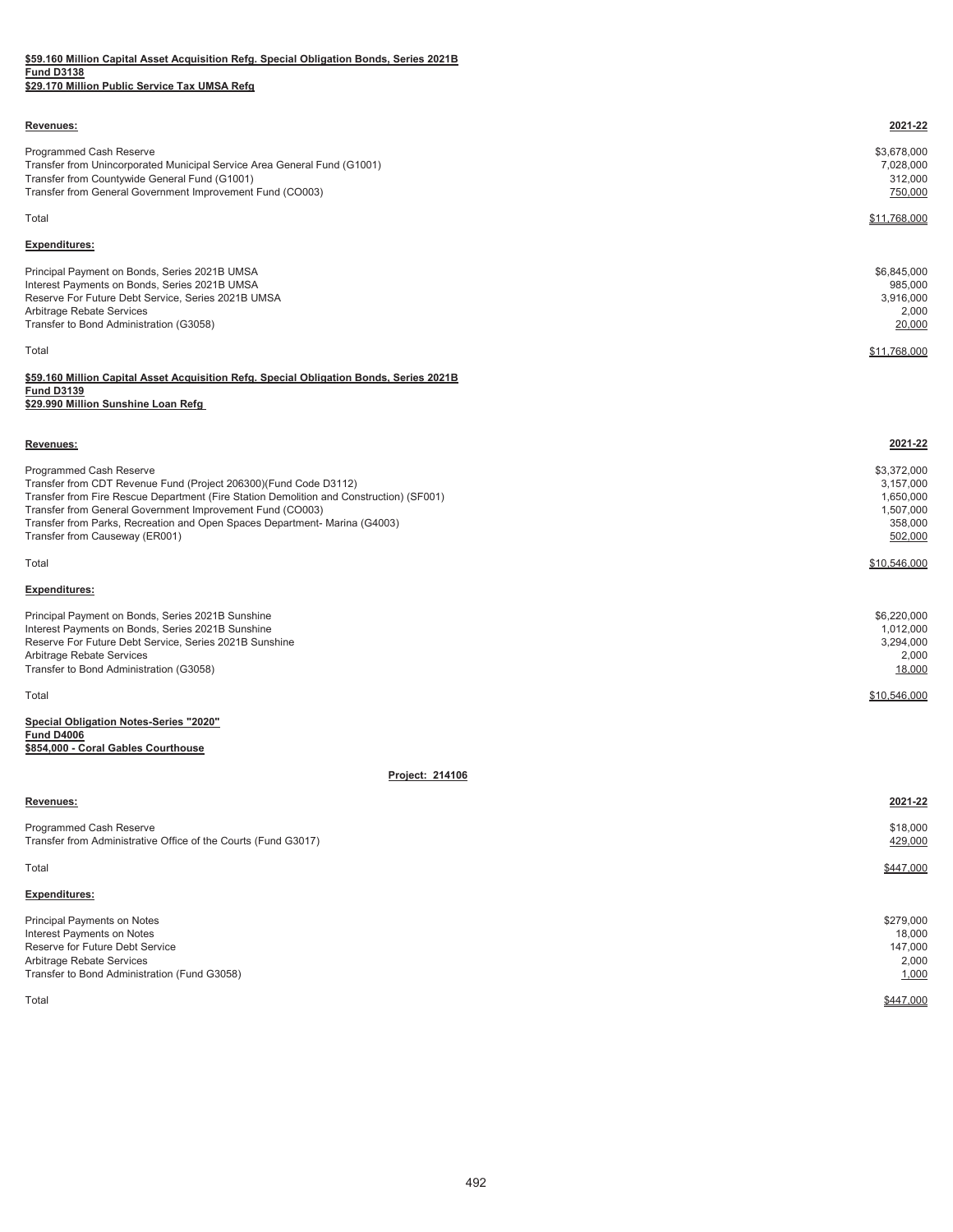**$59.160 Million Capital Asset Acquisition Refg. Special Obligation Bonds, Series 2021B**
**Fund D3138**
**$29.170 Million Public Service Tax UMSA Refg**

| **Revenues:** | **2021-22** |
|---|---|
| Programmed Cash Reserve | $3,678,000 |
| Transfer from Unincorporated Municipal Service Area General Fund (G1001) | 7,028,000 |
| Transfer from Countywide General Fund (G1001) | 312,000 |
| Transfer from General Government Improvement Fund (CO003) | 750,000 |
| Total | $11,768,000 |

| **Expenditures:** | |
|---|---|
| Principal Payment on Bonds, Series 2021B UMSA | $6,845,000 |
| Interest Payments on Bonds, Series 2021B UMSA | 985,000 |
| Reserve For Future Debt Service, Series 2021B UMSA | 3,916,000 |
| Arbitrage Rebate Services | 2,000 |
| Transfer to Bond Administration (G3058) | 20,000 |
| Total | $11,768,000 |

**$59.160 Million Capital Asset Acquisition Refg. Special Obligation Bonds, Series 2021B**
**Fund D3139**
**$29.990 Million Sunshine Loan Refg**

| **Revenues:** | **2021-22** |
|---|---|
| Programmed Cash Reserve | $3,372,000 |
| Transfer from CDT Revenue Fund (Project 206300)(Fund Code D3112) | 3,157,000 |
| Transfer from Fire Rescue Department (Fire Station Demolition and Construction) (SF001) | 1,650,000 |
| Transfer from General Government Improvement Fund (CO003) | 1,507,000 |
| Transfer from Parks, Recreation and Open Spaces Department- Marina (G4003) | 358,000 |
| Transfer from Causeway (ER001) | 502,000 |
| Total | $10,546,000 |

| **Expenditures:** | |
|---|---|
| Principal Payment on Bonds, Series 2021B Sunshine | $6,220,000 |
| Interest Payments on Bonds, Series 2021B Sunshine | 1,012,000 |
| Reserve For Future Debt Service, Series 2021B Sunshine | 3,294,000 |
| Arbitrage Rebate Services | 2,000 |
| Transfer to Bond Administration (G3058) | 18,000 |
| Total | $10,546,000 |

**Special Obligation Notes-Series "2020"**
**Fund D4006**
**$854,000 - Coral Gables Courthouse**

**Project: 214106**

| **Revenues:** | **2021-22** |
|---|---|
| Programmed Cash Reserve | $18,000 |
| Transfer from Administrative Office of the Courts (Fund G3017) | 429,000 |
| Total | $447,000 |

| **Expenditures:** | |
|---|---|
| Principal Payments on Notes | $279,000 |
| Interest Payments on Notes | 18,000 |
| Reserve for Future Debt Service | 147,000 |
| Arbitrage Rebate Services | 2,000 |
| Transfer to Bond Administration (Fund G3058) | 1,000 |
| Total | $447,000 |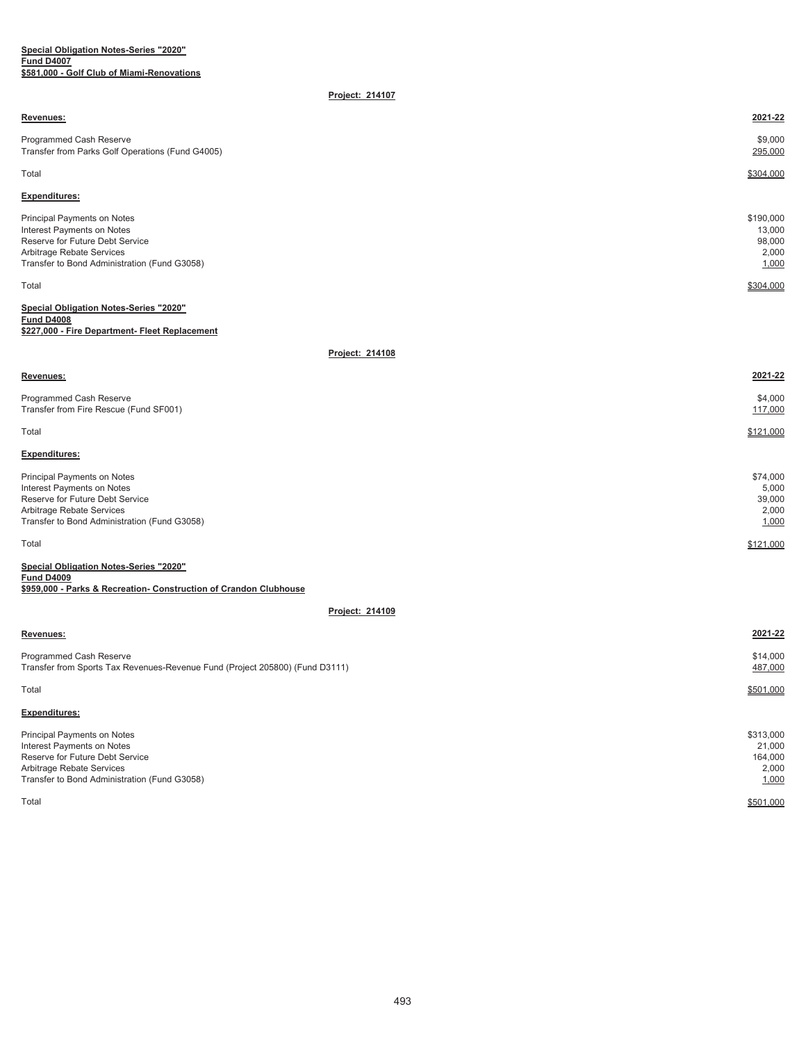**Special Obligation Notes-Series "2020"**
**Fund D4007**
**$581,000 - Golf Club of Miami-Renovations**

**Project: 214107**

| **Revenues:** | **2021-22** |
|---|---|
| Programmed Cash Reserve | $9,000 |
| Transfer from Parks Golf Operations (Fund G4005) | 295,000 |
| Total | $304,000 |

| **Expenditures:** | |
|---|---|
| Principal Payments on Notes | $190,000 |
| Interest Payments on Notes | 13,000 |
| Reserve for Future Debt Service | 98,000 |
| Arbitrage Rebate Services | 2,000 |
| Transfer to Bond Administration (Fund G3058) | 1,000 |
| Total | $304,000 |

**Special Obligation Notes-Series "2020"**
**Fund D4008**
**$227,000 - Fire Department- Fleet Replacement**

**Project: 214108**

| **Revenues:** | **2021-22** |
|---|---|
| Programmed Cash Reserve | $4,000 |
| Transfer from Fire Rescue (Fund SF001) | 117,000 |
| Total | $121,000 |

| **Expenditures:** | |
|---|---|
| Principal Payments on Notes | $74,000 |
| Interest Payments on Notes | 5,000 |
| Reserve for Future Debt Service | 39,000 |
| Arbitrage Rebate Services | 2,000 |
| Transfer to Bond Administration (Fund G3058) | 1,000 |
| Total | $121,000 |

**Special Obligation Notes-Series "2020"**
**Fund D4009**
**$959,000 - Parks & Recreation- Construction of Crandon Clubhouse**

**Project: 214109**

| **Revenues:** | **2021-22** |
|---|---|
| Programmed Cash Reserve | $14,000 |
| Transfer from Sports Tax Revenues-Revenue Fund (Project 205800) (Fund D3111) | 487,000 |
| Total | $501,000 |

| **Expenditures:** | |
|---|---|
| Principal Payments on Notes | $313,000 |
| Interest Payments on Notes | 21,000 |
| Reserve for Future Debt Service | 164,000 |
| Arbitrage Rebate Services | 2,000 |
| Transfer to Bond Administration (Fund G3058) | 1,000 |
| Total | $501,000 |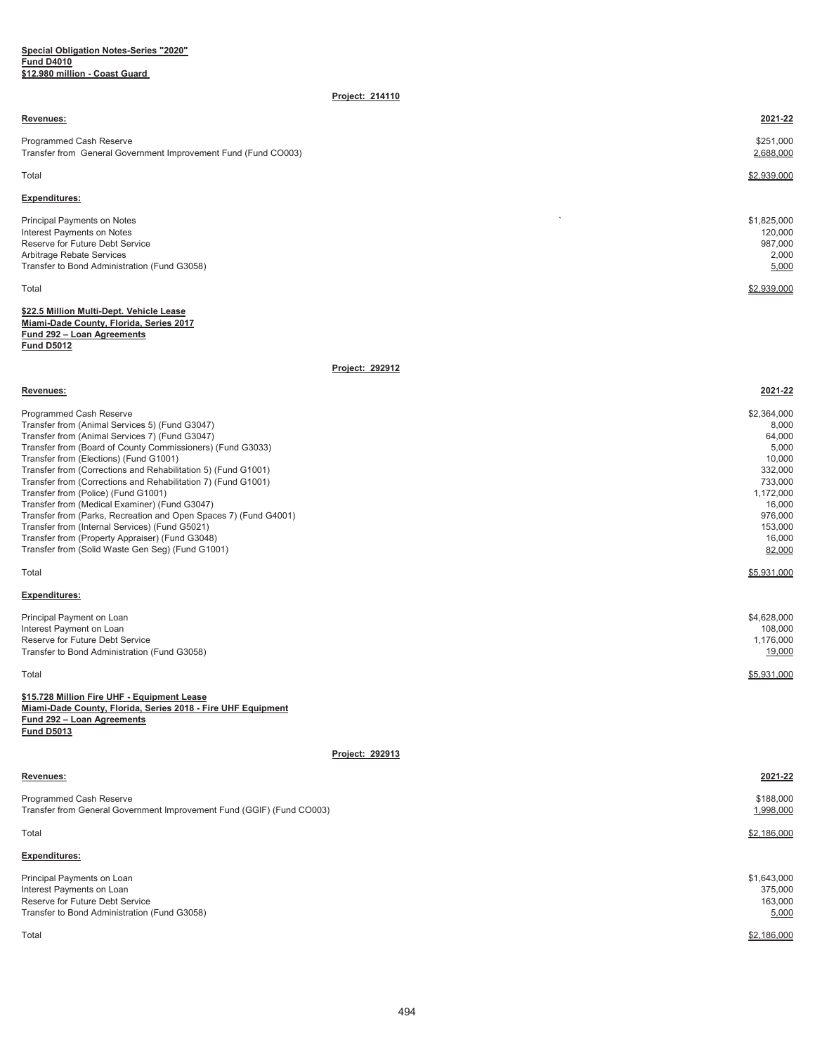**Special Obligation Notes-Series "2020"**
**Fund D4010**
**$12.980 million - Coast Guard**

**Project: 214110**

| Revenues: | 2021-22 |
|---|---|
| Programmed Cash Reserve | $251,000 |
| Transfer from General Government Improvement Fund (Fund CO003) | 2,688,000 |
| Total | $2,939,000 |

| Expenditures: | |
|---|---|
| Principal Payments on Notes | $1,825,000 |
| Interest Payments on Notes | 120,000 |
| Reserve for Future Debt Service | 987,000 |
| Arbitrage Rebate Services | 2,000 |
| Transfer to Bond Administration (Fund G3058) | 5,000 |
| Total | $2,939,000 |

**$22.5 Million Multi-Dept. Vehicle Lease**
**Miami-Dade County, Florida, Series 2017**
**Fund 292 – Loan Agreements**
**Fund D5012**

**Project: 292912**

| Revenues: | 2021-22 |
|---|---|
| Programmed Cash Reserve | $2,364,000 |
| Transfer from (Animal Services 5) (Fund G3047) | 8,000 |
| Transfer from (Animal Services 7) (Fund G3047) | 64,000 |
| Transfer from (Board of County Commissioners) (Fund G3033) | 5,000 |
| Transfer from (Elections) (Fund G1001) | 10,000 |
| Transfer from (Corrections and Rehabilitation 5) (Fund G1001) | 332,000 |
| Transfer from (Corrections and Rehabilitation 7) (Fund G1001) | 733,000 |
| Transfer from (Police) (Fund G1001) | 1,172,000 |
| Transfer from (Medical Examiner) (Fund G3047) | 16,000 |
| Transfer from (Parks, Recreation and Open Spaces 7) (Fund G4001) | 976,000 |
| Transfer from (Internal Services) (Fund G5021) | 153,000 |
| Transfer from (Property Appraiser) (Fund G3048) | 16,000 |
| Transfer from (Solid Waste Gen Seg) (Fund G1001) | 82,000 |
| Total | $5,931,000 |

| Expenditures: | |
|---|---|
| Principal Payment on Loan | $4,628,000 |
| Interest Payment on Loan | 108,000 |
| Reserve for Future Debt Service | 1,176,000 |
| Transfer to Bond Administration (Fund G3058) | 19,000 |
| Total | $5,931,000 |

**$15.728 Million Fire UHF - Equipment Lease**
**Miami-Dade County, Florida, Series 2018 - Fire UHF Equipment**
**Fund 292 – Loan Agreements**
**Fund D5013**

**Project: 292913**

| Revenues: | 2021-22 |
|---|---|
| Programmed Cash Reserve | $188,000 |
| Transfer from General Government Improvement Fund (GGIF) (Fund CO003) | 1,998,000 |
| Total | $2,186,000 |

| Expenditures: | |
|---|---|
| Principal Payments on Loan | $1,643,000 |
| Interest Payments on Loan | 375,000 |
| Reserve for Future Debt Service | 163,000 |
| Transfer to Bond Administration (Fund G3058) | 5,000 |
| Total | $2,186,000 |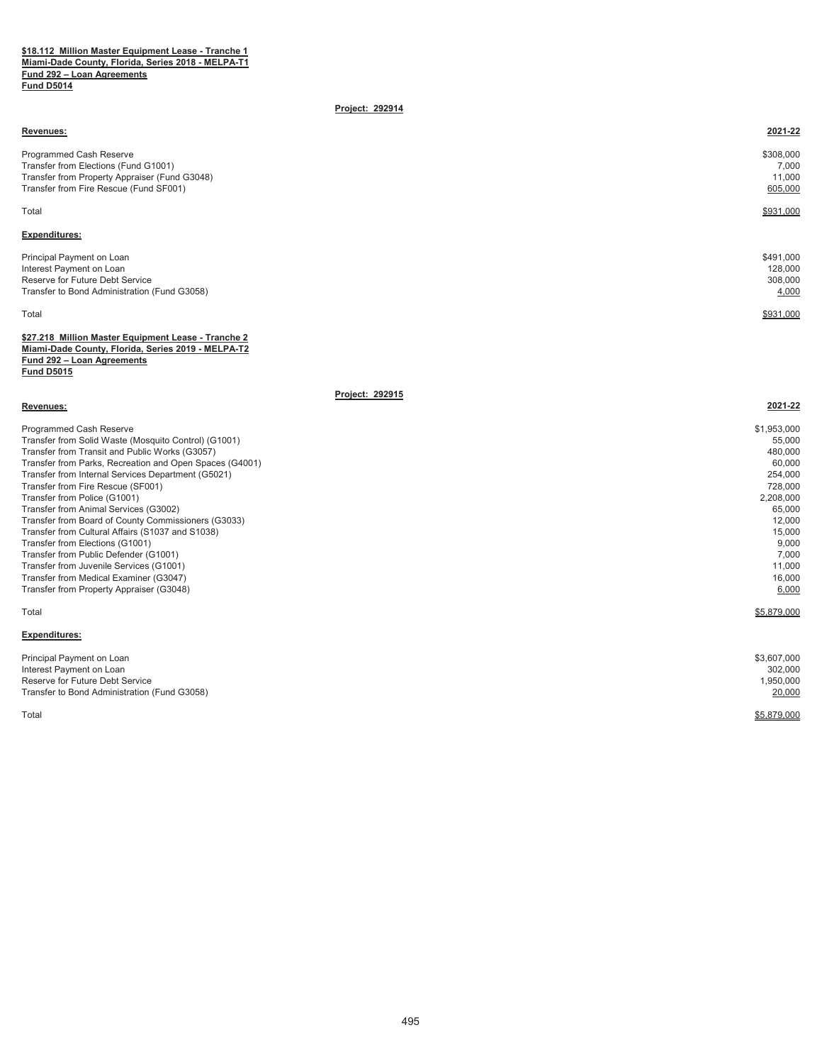**$18.112 Million Master Equipment Lease - Tranche 1**
**Miami-Dade County, Florida, Series 2018 - MELPA-T1**
**Fund 292 – Loan Agreements**
**Fund D5014**

**Project: 292914**

| **Revenues:** | **2021-22** |
|---|---|
| Programmed Cash Reserve | $308,000 |
| Transfer from Elections (Fund G1001) | 7,000 |
| Transfer from Property Appraiser (Fund G3048) | 11,000 |
| Transfer from Fire Rescue (Fund SF001) | 605,000 |
| Total | $931,000 |
| **Expenditures:** | |
| Principal Payment on Loan | $491,000 |
| Interest Payment on Loan | 128,000 |
| Reserve for Future Debt Service | 308,000 |
| Transfer to Bond Administration (Fund G3058) | 4,000 |
| Total | $931,000 |

**$27.218 Million Master Equipment Lease - Tranche 2**
**Miami-Dade County, Florida, Series 2019 - MELPA-T2**
**Fund 292 – Loan Agreements**
**Fund D5015**

**Project: 292915**

| **Revenues:** | **2021-22** |
|---|---|
| Programmed Cash Reserve | $1,953,000 |
| Transfer from Solid Waste (Mosquito Control) (G1001) | 55,000 |
| Transfer from Transit and Public Works (G3057) | 480,000 |
| Transfer from Parks, Recreation and Open Spaces (G4001) | 60,000 |
| Transfer from Internal Services Department (G5021) | 254,000 |
| Transfer from Fire Rescue (SF001) | 728,000 |
| Transfer from Police (G1001) | 2,208,000 |
| Transfer from Animal Services (G3002) | 65,000 |
| Transfer from Board of County Commissioners (G3033) | 12,000 |
| Transfer from Cultural Affairs (S1037 and S1038) | 15,000 |
| Transfer from Elections (G1001) | 9,000 |
| Transfer from Public Defender (G1001) | 7,000 |
| Transfer from Juvenile Services (G1001) | 11,000 |
| Transfer from Medical Examiner (G3047) | 16,000 |
| Transfer from Property Appraiser (G3048) | 6,000 |
| Total | $5,879,000 |
| **Expenditures:** | |
| Principal Payment on Loan | $3,607,000 |
| Interest Payment on Loan | 302,000 |
| Reserve for Future Debt Service | 1,950,000 |
| Transfer to Bond Administration (Fund G3058) | 20,000 |
| Total | $5,879,000 |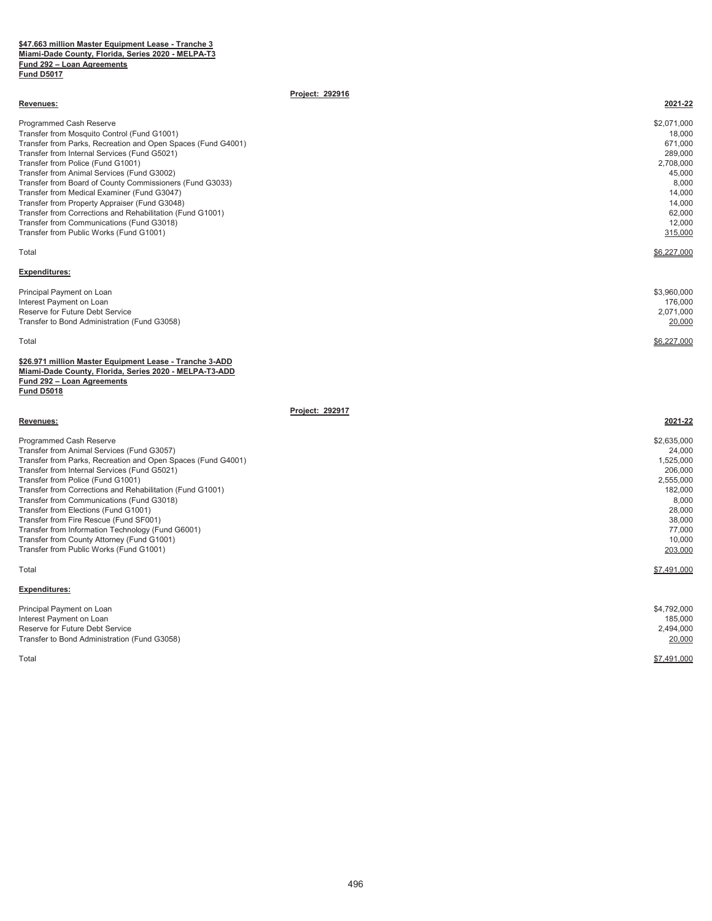**$47.663 million Master Equipment Lease - Tranche 3**
**Miami-Dade County, Florida, Series 2020 - MELPA-T3**
**Fund 292 – Loan Agreements**
**Fund D5017**

**Project: 292916**

| **Revenues:** | **2021-22** |
| --- | --- |
| Programmed Cash Reserve | $2,071,000 |
| Transfer from Mosquito Control (Fund G1001) | 18,000 |
| Transfer from Parks, Recreation and Open Spaces (Fund G4001) | 671,000 |
| Transfer from Internal Services (Fund G5021) | 289,000 |
| Transfer from Police (Fund G1001) | 2,708,000 |
| Transfer from Animal Services (Fund G3002) | 45,000 |
| Transfer from Board of County Commissioners (Fund G3033) | 8,000 |
| Transfer from Medical Examiner (Fund G3047) | 14,000 |
| Transfer from Property Appraiser (Fund G3048) | 14,000 |
| Transfer from Corrections and Rehabilitation (Fund G1001) | 62,000 |
| Transfer from Communications (Fund G3018) | 12,000 |
| Transfer from Public Works (Fund G1001) | 315,000 |
| Total | $6,227,000 |

| **Expenditures:** | |
| --- | --- |
| Principal Payment on Loan | $3,960,000 |
| Interest Payment on Loan | 176,000 |
| Reserve for Future Debt Service | 2,071,000 |
| Transfer to Bond Administration (Fund G3058) | 20,000 |
| Total | $6,227,000 |

**$26.971 million Master Equipment Lease - Tranche 3-ADD**
**Miami-Dade County, Florida, Series 2020 - MELPA-T3-ADD**
**Fund 292 – Loan Agreements**
**Fund D5018**

**Project: 292917**

| **Revenues:** | **2021-22** |
| --- | --- |
| Programmed Cash Reserve | $2,635,000 |
| Transfer from Animal Services (Fund G3057) | 24,000 |
| Transfer from Parks, Recreation and Open Spaces (Fund G4001) | 1,525,000 |
| Transfer from Internal Services (Fund G5021) | 206,000 |
| Transfer from Police (Fund G1001) | 2,555,000 |
| Transfer from Corrections and Rehabilitation (Fund G1001) | 182,000 |
| Transfer from Communications (Fund G3018) | 8,000 |
| Transfer from Elections (Fund G1001) | 28,000 |
| Transfer from Fire Rescue (Fund SF001) | 38,000 |
| Transfer from Information Technology (Fund G6001) | 77,000 |
| Transfer from County Attorney (Fund G1001) | 10,000 |
| Transfer from Public Works (Fund G1001) | 203,000 |
| Total | $7,491,000 |

| **Expenditures:** | |
| --- | --- |
| Principal Payment on Loan | $4,792,000 |
| Interest Payment on Loan | 185,000 |
| Reserve for Future Debt Service | 2,494,000 |
| Transfer to Bond Administration (Fund G3058) | 20,000 |
| Total | $7,491,000 |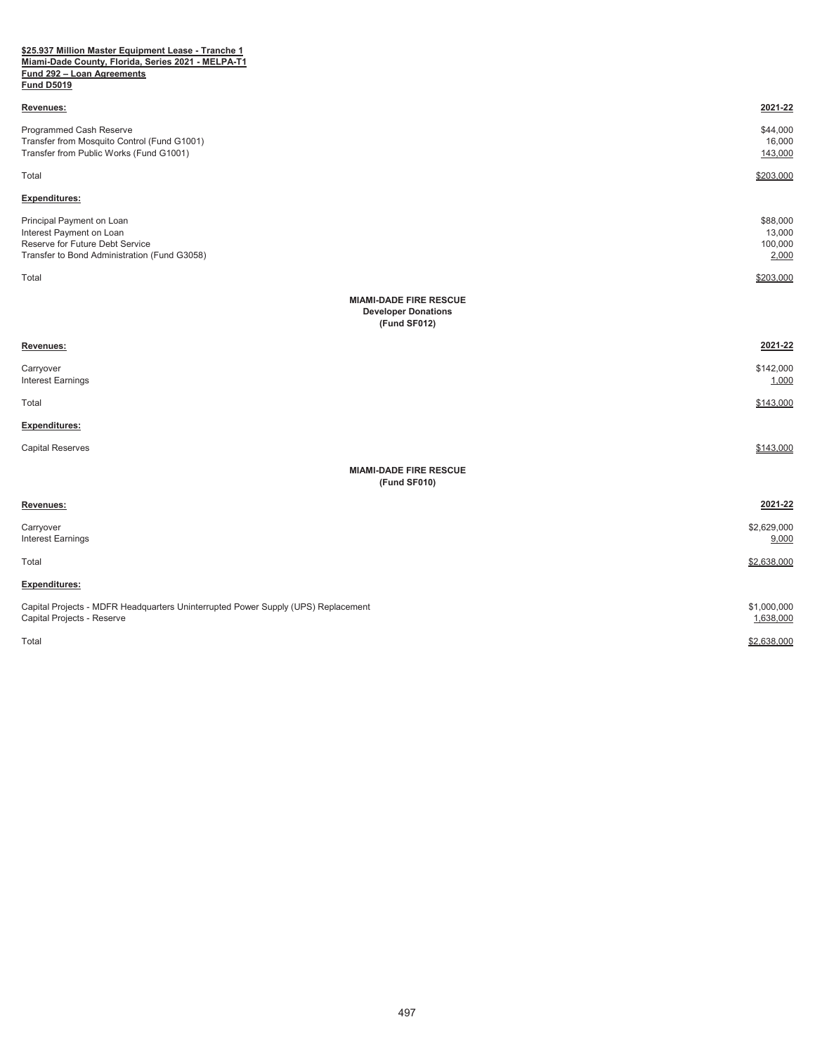**$25.937 Million Master Equipment Lease - Tranche 1**
**Miami-Dade County, Florida, Series 2021 - MELPA-T1**
**Fund 292 – Loan Agreements**
**Fund D5019**

| **Revenues:** | **2021-22** |
|---|---|
| Programmed Cash Reserve | $44,000 |
| Transfer from Mosquito Control (Fund G1001) | 16,000 |
| Transfer from Public Works (Fund G1001) | 143,000 |
| Total | $203,000 |
| **Expenditures:** | |
| Principal Payment on Loan | $88,000 |
| Interest Payment on Loan | 13,000 |
| Reserve for Future Debt Service | 100,000 |
| Transfer to Bond Administration (Fund G3058) | 2,000 |
| Total | $203,000 |

**MIAMI-DADE FIRE RESCUE**
**Developer Donations**
**(Fund SF012)**

| **Revenues:** | **2021-22** |
|---|---|
| Carryover | $142,000 |
| Interest Earnings | 1,000 |
| Total | $143,000 |
| **Expenditures:** | |
| Capital Reserves | $143,000 |

**MIAMI-DADE FIRE RESCUE**
**(Fund SF010)**

| **Revenues:** | **2021-22** |
|---|---|
| Carryover | $2,629,000 |
| Interest Earnings | 9,000 |
| Total | $2,638,000 |
| **Expenditures:** | |
| Capital Projects - MDFR Headquarters Uninterrupted Power Supply (UPS) Replacement | $1,000,000 |
| Capital Projects - Reserve | 1,638,000 |
| Total | $2,638,000 |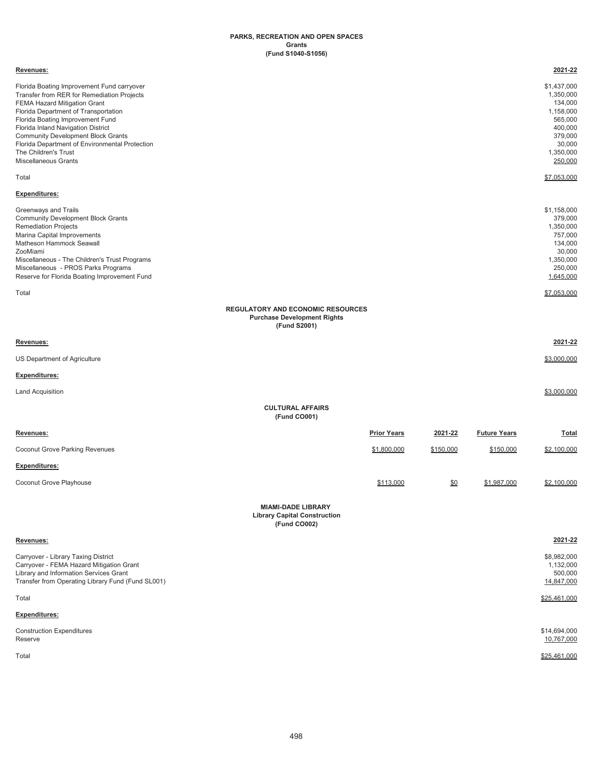## PARKS, RECREATION AND OPEN SPACES
### Grants
### (Fund S1040-S1056)

| Revenues: | 2021-22 |
|---|---|
| Florida Boating Improvement Fund carryover | $1,437,000 |
| Transfer from RER for Remediation Projects | 1,350,000 |
| FEMA Hazard Mitigation Grant | 134,000 |
| Florida Department of Transportation | 1,158,000 |
| Florida Boating Improvement Fund | 565,000 |
| Florida Inland Navigation District | 400,000 |
| Community Development Block Grants | 379,000 |
| Florida Department of Environmental Protection | 30,000 |
| The Children's Trust | 1,350,000 |
| Miscellaneous Grants | 250,000 |
| Total | $7,053,000 |

| Expenditures: | |
|---|---|
| Greenways and Trails | $1,158,000 |
| Community Development Block Grants | 379,000 |
| Remediation Projects | 1,350,000 |
| Marina Capital Improvements | 757,000 |
| Matheson Hammock Seawall | 134,000 |
| ZooMiami | 30,000 |
| Miscellaneous - The Children's Trust Programs | 1,350,000 |
| Miscellaneous - PROS Parks Programs | 250,000 |
| Reserve for Florida Boating Improvement Fund | 1,645,000 |
| Total | $7,053,000 |

## REGULATORY AND ECONOMIC RESOURCES
### Purchase Development Rights
### (Fund S2001)

| Revenues: | 2021-22 |
|---|---|
| US Department of Agriculture | $3,000,000 |

| Expenditures: | |
|---|---|
| Land Acquisition | $3,000,000 |

## CULTURAL AFFAIRS
### (Fund CO001)

| Revenues: | Prior Years | 2021-22 | Future Years | Total |
|---|---|---|---|---|
| Coconut Grove Parking Revenues | $1,800,000 | $150,000 | $150,000 | $2,100,000 |

| Expenditures: | | | | |
|---|---|---|---|---|
| Coconut Grove Playhouse | $113,000 | $0 | $1,987,000 | $2,100,000 |

## MIAMI-DADE LIBRARY
### Library Capital Construction
### (Fund CO002)

| Revenues: | 2021-22 |
|---|---|
| Carryover - Library Taxing District | $8,982,000 |
| Carryover - FEMA Hazard Mitigation Grant | 1,132,000 |
| Library and Information Services Grant | 500,000 |
| Transfer from Operating Library Fund (Fund SL001) | 14,847,000 |
| Total | $25,461,000 |

| Expenditures: | |
|---|---|
| Construction Expenditures | $14,694,000 |
| Reserve | 10,767,000 |
| Total | $25,461,000 |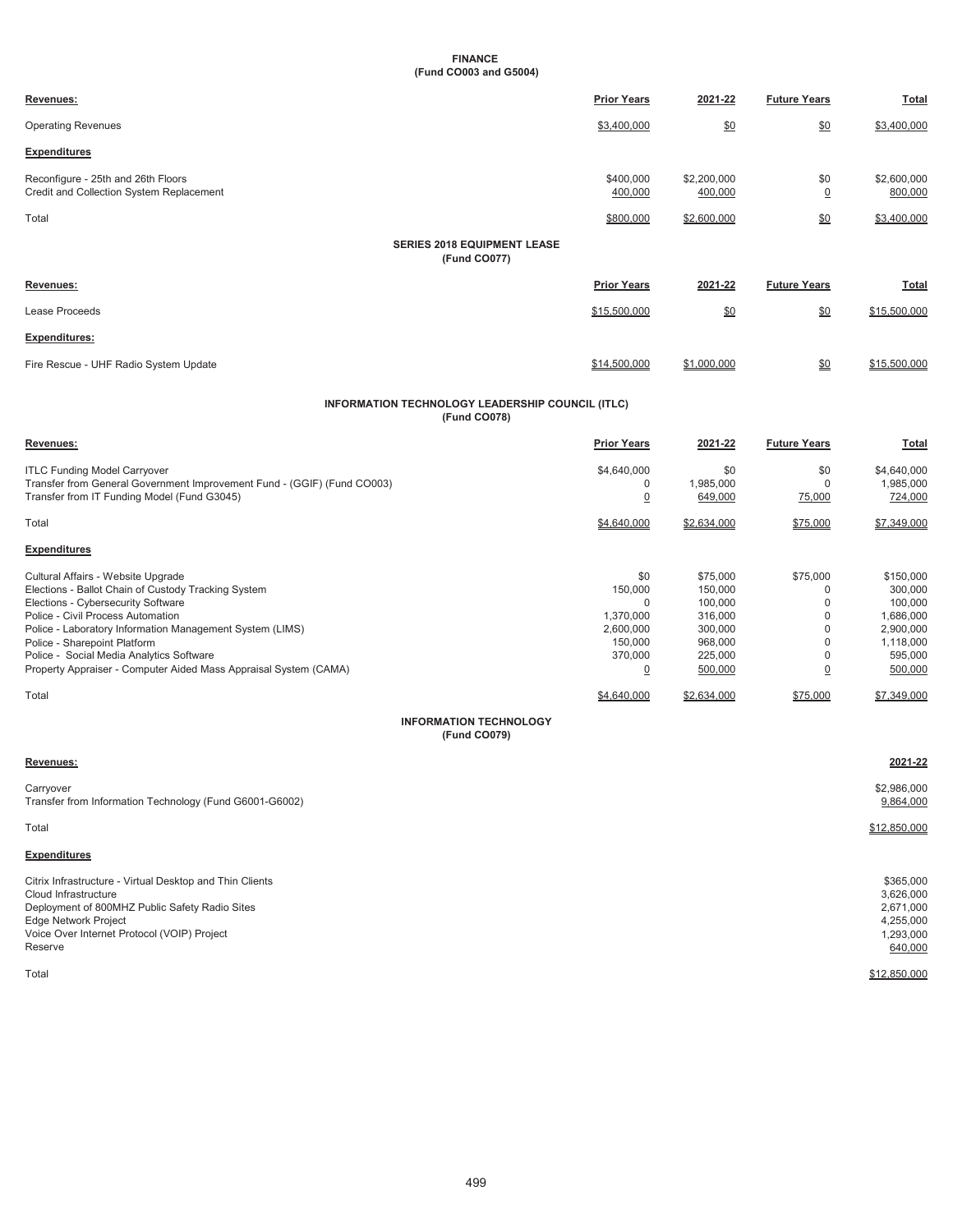## FINANCE
### (Fund CO003 and G5004)

| Revenues: | Prior Years | 2021-22 | Future Years | Total |
|---|---|---|---|---|
| Operating Revenues | $3,400,000 | $0 | $0 | $3,400,000 |
| **Expenditures** | | | | |
| Reconfigure - 25th and 26th Floors | $400,000 | $2,200,000 | $0 | $2,600,000 |
| Credit and Collection System Replacement | 400,000 | 400,000 | 0 | 800,000 |
| Total | $800,000 | $2,600,000 | $0 | $3,400,000 |

## SERIES 2018 EQUIPMENT LEASE
### (Fund CO077)

| Revenues: | Prior Years | 2021-22 | Future Years | Total |
|---|---|---|---|---|
| Lease Proceeds | $15,500,000 | $0 | $0 | $15,500,000 |
| **Expenditures:** | | | | |
| Fire Rescue - UHF Radio System Update | $14,500,000 | $1,000,000 | $0 | $15,500,000 |

## INFORMATION TECHNOLOGY LEADERSHIP COUNCIL (ITLC)
### (Fund CO078)

| Revenues: | Prior Years | 2021-22 | Future Years | Total |
|---|---|---|---|---|
| ITLC Funding Model Carryover | $4,640,000 | $0 | $0 | $4,640,000 |
| Transfer from General Government Improvement Fund - (GGIF) (Fund CO003) | 0 | 1,985,000 | 0 | 1,985,000 |
| Transfer from IT Funding Model (Fund G3045) | 0 | 649,000 | 75,000 | 724,000 |
| Total | $4,640,000 | $2,634,000 | $75,000 | $7,349,000 |
| **Expenditures** | | | | |
| Cultural Affairs - Website Upgrade | $0 | $75,000 | $75,000 | $150,000 |
| Elections - Ballot Chain of Custody Tracking System | 150,000 | 150,000 | 0 | 300,000 |
| Elections - Cybersecurity Software | 0 | 100,000 | 0 | 100,000 |
| Police - Civil Process Automation | 1,370,000 | 316,000 | 0 | 1,686,000 |
| Police - Laboratory Information Management System (LIMS) | 2,600,000 | 300,000 | 0 | 2,900,000 |
| Police - Sharepoint Platform | 150,000 | 968,000 | 0 | 1,118,000 |
| Police - Social Media Analytics Software | 370,000 | 225,000 | 0 | 595,000 |
| Property Appraiser - Computer Aided Mass Appraisal System (CAMA) | 0 | 500,000 | 0 | 500,000 |
| Total | $4,640,000 | $2,634,000 | $75,000 | $7,349,000 |

## INFORMATION TECHNOLOGY
### (Fund CO079)

| Revenues: | 2021-22 |
|---|---|
| Carryover | $2,986,000 |
| Transfer from Information Technology (Fund G6001-G6002) | 9,864,000 |
| Total | $12,850,000 |
| **Expenditures** | |
| Citrix Infrastructure - Virtual Desktop and Thin Clients | $365,000 |
| Cloud Infrastructure | 3,626,000 |
| Deployment of 800MHZ Public Safety Radio Sites | 2,671,000 |
| Edge Network Project | 4,255,000 |
| Voice Over Internet Protocol (VOIP) Project | 1,293,000 |
| Reserve | 640,000 |
| Total | $12,850,000 |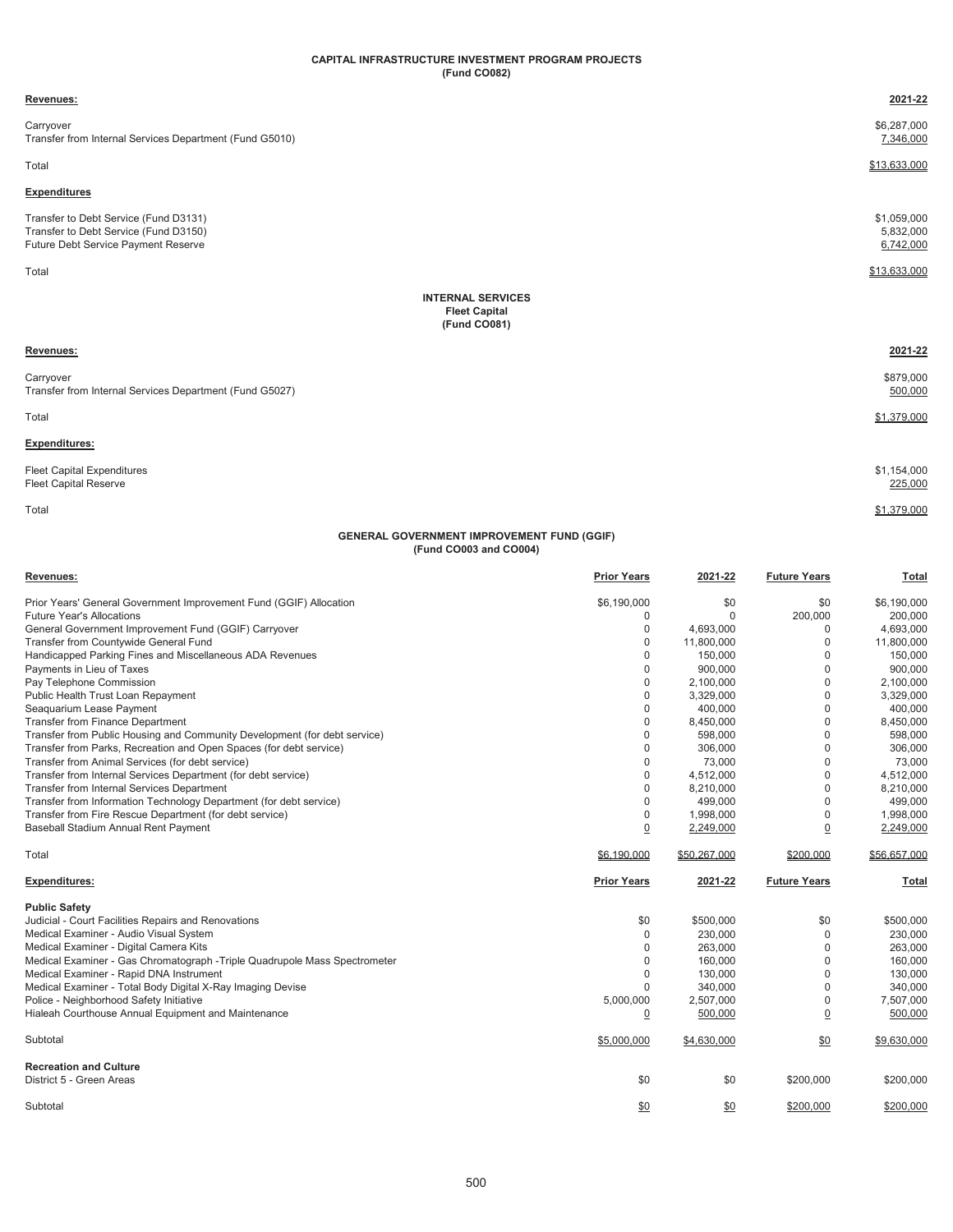## CAPITAL INFRASTRUCTURE INVESTMENT PROGRAM PROJECTS
### (Fund CO082)

| Revenues: | 2021-22 |
|---|---|
| Carryover | $6,287,000 |
| Transfer from Internal Services Department (Fund G5010) | 7,346,000 |
| Total | $13,633,000 |

| Expenditures | |
|---|---|
| Transfer to Debt Service (Fund D3131) | $1,059,000 |
| Transfer to Debt Service (Fund D3150) | 5,832,000 |
| Future Debt Service Payment Reserve | 6,742,000 |
| Total | $13,633,000 |

## INTERNAL SERVICES
### Fleet Capital
### (Fund CO081)

| Revenues: | 2021-22 |
|---|---|
| Carryover | $879,000 |
| Transfer from Internal Services Department (Fund G5027) | 500,000 |
| Total | $1,379,000 |

| Expenditures: | |
|---|---|
| Fleet Capital Expenditures | $1,154,000 |
| Fleet Capital Reserve | 225,000 |
| Total | $1,379,000 |

## GENERAL GOVERNMENT IMPROVEMENT FUND (GGIF)
### (Fund CO003 and CO004)

| Revenues: | Prior Years | 2021-22 | Future Years | Total |
|---|---|---|---|---|
| Prior Years' General Government Improvement Fund (GGIF) Allocation | $6,190,000 | $0 | $0 | $6,190,000 |
| Future Year's Allocations | 0 | 0 | 200,000 | 200,000 |
| General Government Improvement Fund (GGIF) Carryover | 0 | 4,693,000 | 0 | 4,693,000 |
| Transfer from Countywide General Fund | 0 | 11,800,000 | 0 | 11,800,000 |
| Handicapped Parking Fines and Miscellaneous ADA Revenues | 0 | 150,000 | 0 | 150,000 |
| Payments in Lieu of Taxes | 0 | 900,000 | 0 | 900,000 |
| Pay Telephone Commission | 0 | 2,100,000 | 0 | 2,100,000 |
| Public Health Trust Loan Repayment | 0 | 3,329,000 | 0 | 3,329,000 |
| Seaquarium Lease Payment | 0 | 400,000 | 0 | 400,000 |
| Transfer from Finance Department | 0 | 8,450,000 | 0 | 8,450,000 |
| Transfer from Public Housing and Community Development (for debt service) | 0 | 598,000 | 0 | 598,000 |
| Transfer from Parks, Recreation and Open Spaces (for debt service) | 0 | 306,000 | 0 | 306,000 |
| Transfer from Animal Services (for debt service) | 0 | 73,000 | 0 | 73,000 |
| Transfer from Internal Services Department (for debt service) | 0 | 4,512,000 | 0 | 4,512,000 |
| Transfer from Internal Services Department | 0 | 8,210,000 | 0 | 8,210,000 |
| Transfer from Information Technology Department (for debt service) | 0 | 499,000 | 0 | 499,000 |
| Transfer from Fire Rescue Department (for debt service) | 0 | 1,998,000 | 0 | 1,998,000 |
| Baseball Stadium Annual Rent Payment | 0 | 2,249,000 | 0 | 2,249,000 |
| Total | $6,190,000 | $50,267,000 | $200,000 | $56,657,000 |

| Expenditures: | Prior Years | 2021-22 | Future Years | Total |
|---|---|---|---|---|
| **Public Safety** | | | | |
| Judicial - Court Facilities Repairs and Renovations | $0 | $500,000 | $0 | $500,000 |
| Medical Examiner - Audio Visual System | 0 | 230,000 | 0 | 230,000 |
| Medical Examiner - Digital Camera Kits | 0 | 263,000 | 0 | 263,000 |
| Medical Examiner - Gas Chromatograph -Triple Quadrupole Mass Spectrometer | 0 | 160,000 | 0 | 160,000 |
| Medical Examiner - Rapid DNA Instrument | 0 | 130,000 | 0 | 130,000 |
| Medical Examiner - Total Body Digital X-Ray Imaging Devise | 0 | 340,000 | 0 | 340,000 |
| Police - Neighborhood Safety Initiative | 5,000,000 | 2,507,000 | 0 | 7,507,000 |
| Hialeah Courthouse Annual Equipment and Maintenance | 0 | 500,000 | 0 | 500,000 |
| Subtotal | $5,000,000 | $4,630,000 | $0 | $9,630,000 |
| **Recreation and Culture** | | | | |
| District 5 - Green Areas | $0 | $0 | $200,000 | $200,000 |
| Subtotal | $0 | $0 | $200,000 | $200,000 |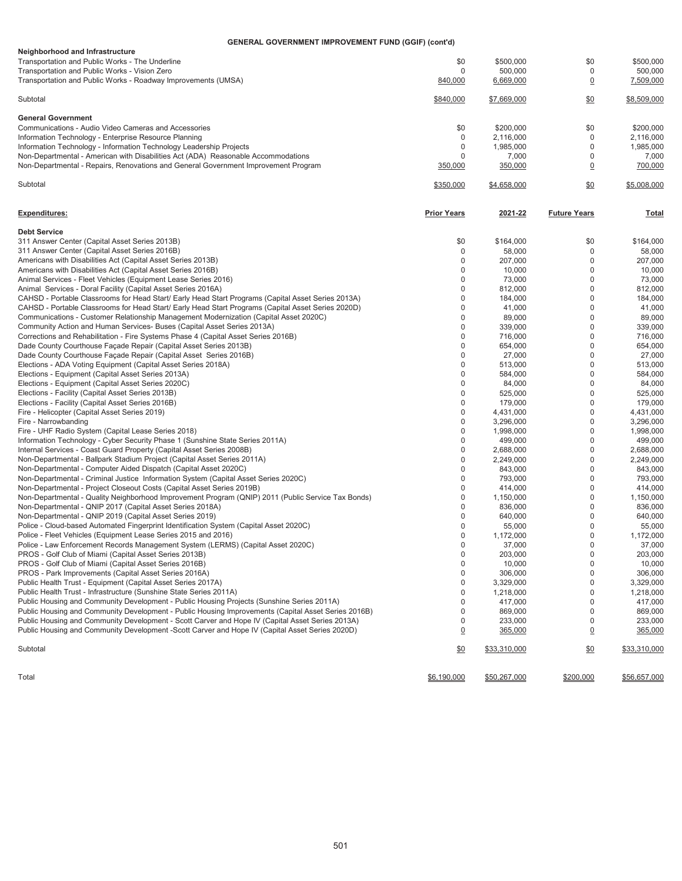### GENERAL GOVERNMENT IMPROVEMENT FUND (GGIF) (cont'd)

| | | | | |
|---|---|---|---|---|
| **Neighborhood and Infrastructure** | | | | |
| Transportation and Public Works - The Underline | $0 | $500,000 | $0 | $500,000 |
| Transportation and Public Works - Vision Zero | 0 | 500,000 | 0 | 500,000 |
| Transportation and Public Works - Roadway Improvements (UMSA) | 840,000 | 6,669,000 | 0 | 7,509,000 |
| Subtotal | $840,000 | $7,669,000 | $0 | $8,509,000 |
| **General Government** | | | | |
| Communications - Audio Video Cameras and Accessories | $0 | $200,000 | $0 | $200,000 |
| Information Technology - Enterprise Resource Planning | 0 | 2,116,000 | 0 | 2,116,000 |
| Information Technology - Information Technology Leadership Projects | 0 | 1,985,000 | 0 | 1,985,000 |
| Non-Departmental - American with Disabilities Act (ADA) Reasonable Accommodations | 0 | 7,000 | 0 | 7,000 |
| Non-Departmental - Repairs, Renovations and General Government Improvement Program | 350,000 | 350,000 | 0 | 700,000 |
| Subtotal | $350,000 | $4,658,000 | $0 | $5,008,000 |

| **Expenditures:** | **Prior Years** | **2021-22** | **Future Years** | **Total** |
|---|---|---|---|---|
| **Debt Service** | | | | |
| 311 Answer Center (Capital Asset Series 2013B) | $0 | $164,000 | $0 | $164,000 |
| 311 Answer Center (Capital Asset Series 2016B) | 0 | 58,000 | 0 | 58,000 |
| Americans with Disabilities Act (Capital Asset Series 2013B) | 0 | 207,000 | 0 | 207,000 |
| Americans with Disabilities Act (Capital Asset Series 2016B) | 0 | 10,000 | 0 | 10,000 |
| Animal Services - Fleet Vehicles (Equipment Lease Series 2016) | 0 | 73,000 | 0 | 73,000 |
| Animal Services - Doral Facility (Capital Asset Series 2016A) | 0 | 812,000 | 0 | 812,000 |
| CAHSD - Portable Classrooms for Head Start/ Early Head Start Programs (Capital Asset Series 2013A) | 0 | 184,000 | 0 | 184,000 |
| CAHSD - Portable Classrooms for Head Start/ Early Head Start Programs (Capital Asset Series 2020D) | 0 | 41,000 | 0 | 41,000 |
| Communications - Customer Relationship Management Modernization (Capital Asset 2020C) | 0 | 89,000 | 0 | 89,000 |
| Community Action and Human Services- Buses (Capital Asset Series 2013A) | 0 | 339,000 | 0 | 339,000 |
| Corrections and Rehabilitation - Fire Systems Phase 4 (Capital Asset Series 2016B) | 0 | 716,000 | 0 | 716,000 |
| Dade County Courthouse Façade Repair (Capital Asset Series 2013B) | 0 | 654,000 | 0 | 654,000 |
| Dade County Courthouse Façade Repair (Capital Asset Series 2016B) | 0 | 27,000 | 0 | 27,000 |
| Elections - ADA Voting Equipment (Capital Asset Series 2018A) | 0 | 513,000 | 0 | 513,000 |
| Elections - Equipment (Capital Asset Series 2013A) | 0 | 584,000 | 0 | 584,000 |
| Elections - Equipment (Capital Asset Series 2020C) | 0 | 84,000 | 0 | 84,000 |
| Elections - Facility (Capital Asset Series 2013B) | 0 | 525,000 | 0 | 525,000 |
| Elections - Facility (Capital Asset Series 2016B) | 0 | 179,000 | 0 | 179,000 |
| Fire - Helicopter (Capital Asset Series 2019) | 0 | 4,431,000 | 0 | 4,431,000 |
| Fire - Narrowbanding | 0 | 3,296,000 | 0 | 3,296,000 |
| Fire - UHF Radio System (Capital Lease Series 2018) | 0 | 1,998,000 | 0 | 1,998,000 |
| Information Technology - Cyber Security Phase 1 (Sunshine State Series 2011A) | 0 | 499,000 | 0 | 499,000 |
| Internal Services - Coast Guard Property (Capital Asset Series 2008B) | 0 | 2,688,000 | 0 | 2,688,000 |
| Non-Departmental - Ballpark Stadium Project (Capital Asset Series 2011A) | 0 | 2,249,000 | 0 | 2,249,000 |
| Non-Departmental - Computer Aided Dispatch (Capital Asset 2020C) | 0 | 843,000 | 0 | 843,000 |
| Non-Departmental - Criminal Justice Information System (Capital Asset Series 2020C) | 0 | 793,000 | 0 | 793,000 |
| Non-Departmental - Project Closeout Costs (Capital Asset Series 2019B) | 0 | 414,000 | 0 | 414,000 |
| Non-Departmental - Quality Neighborhood Improvement Program (QNIP) 2011 (Public Service Tax Bonds) | 0 | 1,150,000 | 0 | 1,150,000 |
| Non-Departmental - QNIP 2017 (Capital Asset Series 2018A) | 0 | 836,000 | 0 | 836,000 |
| Non-Departmental - QNIP 2019 (Capital Asset Series 2019) | 0 | 640,000 | 0 | 640,000 |
| Police - Cloud-based Automated Fingerprint Identification System (Capital Asset 2020C) | 0 | 55,000 | 0 | 55,000 |
| Police - Fleet Vehicles (Equipment Lease Series 2015 and 2016) | 0 | 1,172,000 | 0 | 1,172,000 |
| Police - Law Enforcement Records Management System (LERMS) (Capital Asset 2020C) | 0 | 37,000 | 0 | 37,000 |
| PROS - Golf Club of Miami (Capital Asset Series 2013B) | 0 | 203,000 | 0 | 203,000 |
| PROS - Golf Club of Miami (Capital Asset Series 2016B) | 0 | 10,000 | 0 | 10,000 |
| PROS - Park Improvements (Capital Asset Series 2016A) | 0 | 306,000 | 0 | 306,000 |
| Public Health Trust - Equipment (Capital Asset Series 2017A) | 0 | 3,329,000 | 0 | 3,329,000 |
| Public Health Trust - Infrastructure (Sunshine State Series 2011A) | 0 | 1,218,000 | 0 | 1,218,000 |
| Public Housing and Community Development - Public Housing Projects (Sunshine Series 2011A) | 0 | 417,000 | 0 | 417,000 |
| Public Housing and Community Development - Public Housing Improvements (Capital Asset Series 2016B) | 0 | 869,000 | 0 | 869,000 |
| Public Housing and Community Development - Scott Carver and Hope IV (Capital Asset Series 2013A) | 0 | 233,000 | 0 | 233,000 |
| Public Housing and Community Development -Scott Carver and Hope IV (Capital Asset Series 2020D) | 0 | 365,000 | 0 | 365,000 |
| Subtotal | $0 | $33,310,000 | $0 | $33,310,000 |
| Total | $6,190,000 | $50,267,000 | $200,000 | $56,657,000 |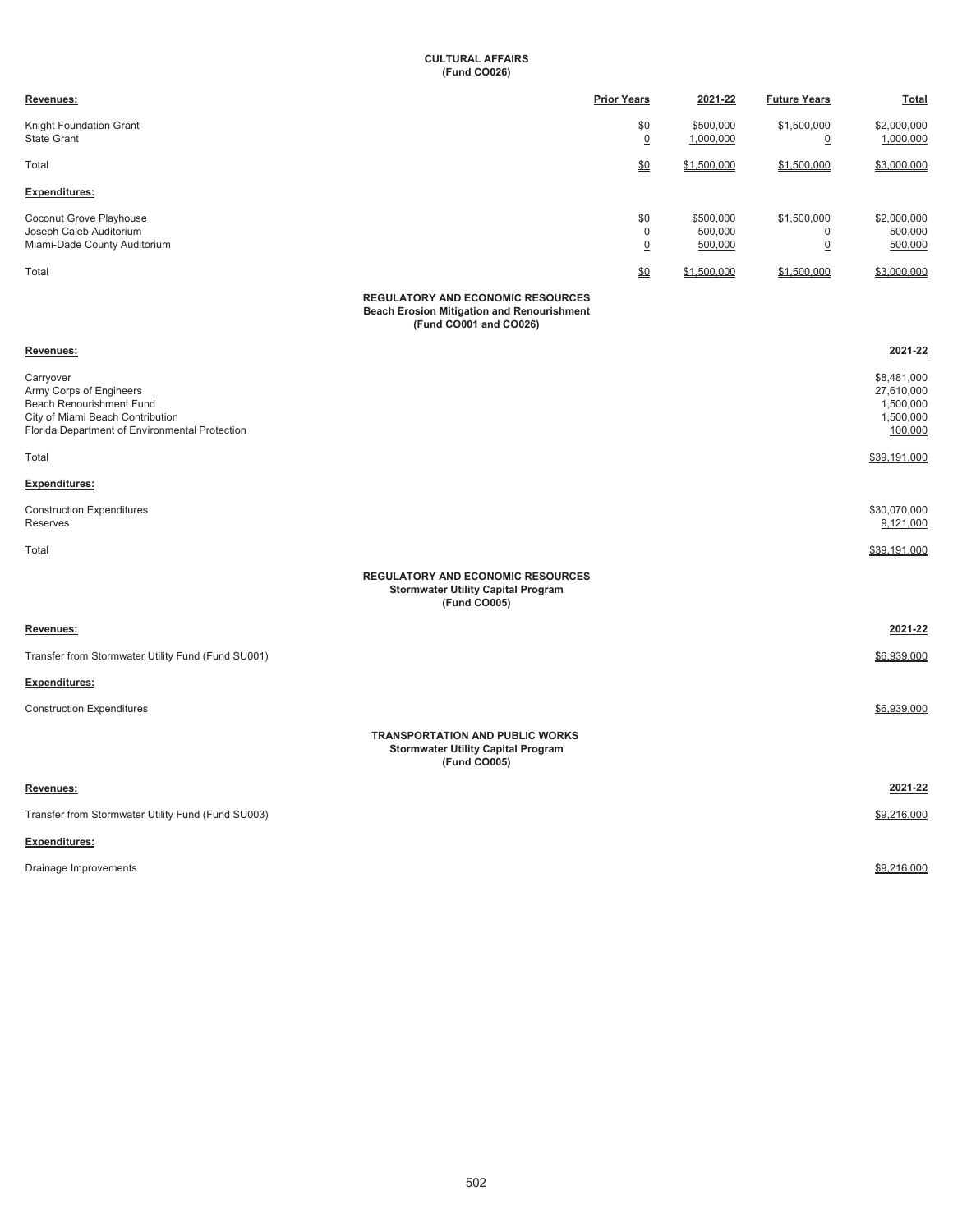## CULTURAL AFFAIRS
### (Fund CO026)

| Revenues: | Prior Years | 2021-22 | Future Years | Total |
|---|---|---|---|---|
| Knight Foundation Grant | $0 | $500,000 | $1,500,000 | $2,000,000 |
| State Grant | 0 | 1,000,000 | 0 | 1,000,000 |
| Total | $0 | $1,500,000 | $1,500,000 | $3,000,000 |

| Expenditures: | Prior Years | 2021-22 | Future Years | Total |
|---|---|---|---|---|
| Coconut Grove Playhouse | $0 | $500,000 | $1,500,000 | $2,000,000 |
| Joseph Caleb Auditorium | 0 | 500,000 | 0 | 500,000 |
| Miami-Dade County Auditorium | 0 | 500,000 | 0 | 500,000 |
| Total | $0 | $1,500,000 | $1,500,000 | $3,000,000 |

## REGULATORY AND ECONOMIC RESOURCES
### Beach Erosion Mitigation and Renourishment
### (Fund CO001 and CO026)

| Revenues: | 2021-22 |
|---|---|
| Carryover | $8,481,000 |
| Army Corps of Engineers | 27,610,000 |
| Beach Renourishment Fund | 1,500,000 |
| City of Miami Beach Contribution | 1,500,000 |
| Florida Department of Environmental Protection | 100,000 |
| Total | $39,191,000 |

| Expenditures: | 2021-22 |
|---|---|
| Construction Expenditures | $30,070,000 |
| Reserves | 9,121,000 |
| Total | $39,191,000 |

## REGULATORY AND ECONOMIC RESOURCES
### Stormwater Utility Capital Program
### (Fund CO005)

| Revenues: | 2021-22 |
|---|---|
| Transfer from Stormwater Utility Fund (Fund SU001) | $6,939,000 |

| Expenditures: | 2021-22 |
|---|---|
| Construction Expenditures | $6,939,000 |

## TRANSPORTATION AND PUBLIC WORKS
### Stormwater Utility Capital Program
### (Fund CO005)

| Revenues: | 2021-22 |
|---|---|
| Transfer from Stormwater Utility Fund (Fund SU003) | $9,216,000 |

| Expenditures: | 2021-22 |
|---|---|
| Drainage Improvements | $9,216,000 |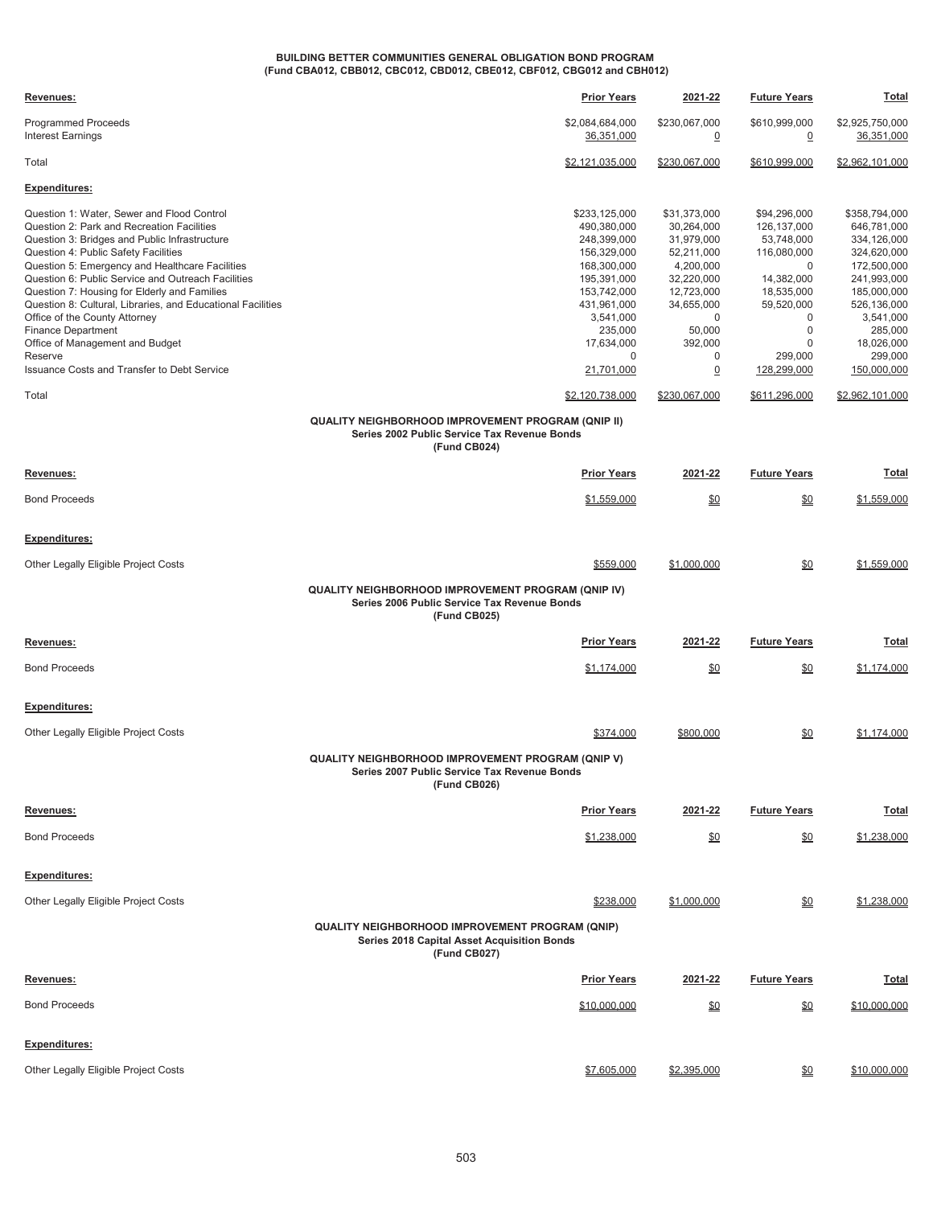**BUILDING BETTER COMMUNITIES GENERAL OBLIGATION BOND PROGRAM**
**(Fund CBA012, CBB012, CBC012, CBD012, CBE012, CBF012, CBG012 and CBH012)**

| Revenues: | Prior Years | 2021-22 | Future Years | Total |
|---|---|---|---|---|
| Programmed Proceeds | $2,084,684,000 | $230,067,000 | $610,999,000 | $2,925,750,000 |
| Interest Earnings | 36,351,000 | 0 | 0 | 36,351,000 |
| Total | $2,121,035,000 | $230,067,000 | $610,999,000 | $2,962,101,000 |

| Expenditures: | Prior Years | 2021-22 | Future Years | Total |
|---|---|---|---|---|
| Question 1: Water, Sewer and Flood Control | $233,125,000 | $31,373,000 | $94,296,000 | $358,794,000 |
| Question 2: Park and Recreation Facilities | 490,380,000 | 30,264,000 | 126,137,000 | 646,781,000 |
| Question 3: Bridges and Public Infrastructure | 248,399,000 | 31,979,000 | 53,748,000 | 334,126,000 |
| Question 4: Public Safety Facilities | 156,329,000 | 52,211,000 | 116,080,000 | 324,620,000 |
| Question 5: Emergency and Healthcare Facilities | 168,300,000 | 4,200,000 | 0 | 172,500,000 |
| Question 6: Public Service and Outreach Facilities | 195,391,000 | 32,220,000 | 14,382,000 | 241,993,000 |
| Question 7: Housing for Elderly and Families | 153,742,000 | 12,723,000 | 18,535,000 | 185,000,000 |
| Question 8: Cultural, Libraries, and Educational Facilities | 431,961,000 | 34,655,000 | 59,520,000 | 526,136,000 |
| Office of the County Attorney | 3,541,000 | 0 | 0 | 3,541,000 |
| Finance Department | 235,000 | 50,000 | 0 | 285,000 |
| Office of Management and Budget | 17,634,000 | 392,000 | 0 | 18,026,000 |
| Reserve | 0 | 0 | 299,000 | 299,000 |
| Issuance Costs and Transfer to Debt Service | 21,701,000 | 0 | 128,299,000 | 150,000,000 |
| Total | $2,120,738,000 | $230,067,000 | $611,296,000 | $2,962,101,000 |

**QUALITY NEIGHBORHOOD IMPROVEMENT PROGRAM (QNIP II)**
**Series 2002 Public Service Tax Revenue Bonds**
**(Fund CB024)**

| Revenues: | Prior Years | 2021-22 | Future Years | Total |
|---|---|---|---|---|
| Bond Proceeds | $1,559,000 | $0 | $0 | $1,559,000 |
| **Expenditures:** | | | | |
| Other Legally Eligible Project Costs | $559,000 | $1,000,000 | $0 | $1,559,000 |

**QUALITY NEIGHBORHOOD IMPROVEMENT PROGRAM (QNIP IV)**
**Series 2006 Public Service Tax Revenue Bonds**
**(Fund CB025)**

| Revenues: | Prior Years | 2021-22 | Future Years | Total |
|---|---|---|---|---|
| Bond Proceeds | $1,174,000 | $0 | $0 | $1,174,000 |
| **Expenditures:** | | | | |
| Other Legally Eligible Project Costs | $374,000 | $800,000 | $0 | $1,174,000 |

**QUALITY NEIGHBORHOOD IMPROVEMENT PROGRAM (QNIP V)**
**Series 2007 Public Service Tax Revenue Bonds**
**(Fund CB026)**

| Revenues: | Prior Years | 2021-22 | Future Years | Total |
|---|---|---|---|---|
| Bond Proceeds | $1,238,000 | $0 | $0 | $1,238,000 |
| **Expenditures:** | | | | |
| Other Legally Eligible Project Costs | $238,000 | $1,000,000 | $0 | $1,238,000 |

**QUALITY NEIGHBORHOOD IMPROVEMENT PROGRAM (QNIP)**
**Series 2018 Capital Asset Acquisition Bonds**
**(Fund CB027)**

| Revenues: | Prior Years | 2021-22 | Future Years | Total |
|---|---|---|---|---|
| Bond Proceeds | $10,000,000 | $0 | $0 | $10,000,000 |
| **Expenditures:** | | | | |
| Other Legally Eligible Project Costs | $7,605,000 | $2,395,000 | $0 | $10,000,000 |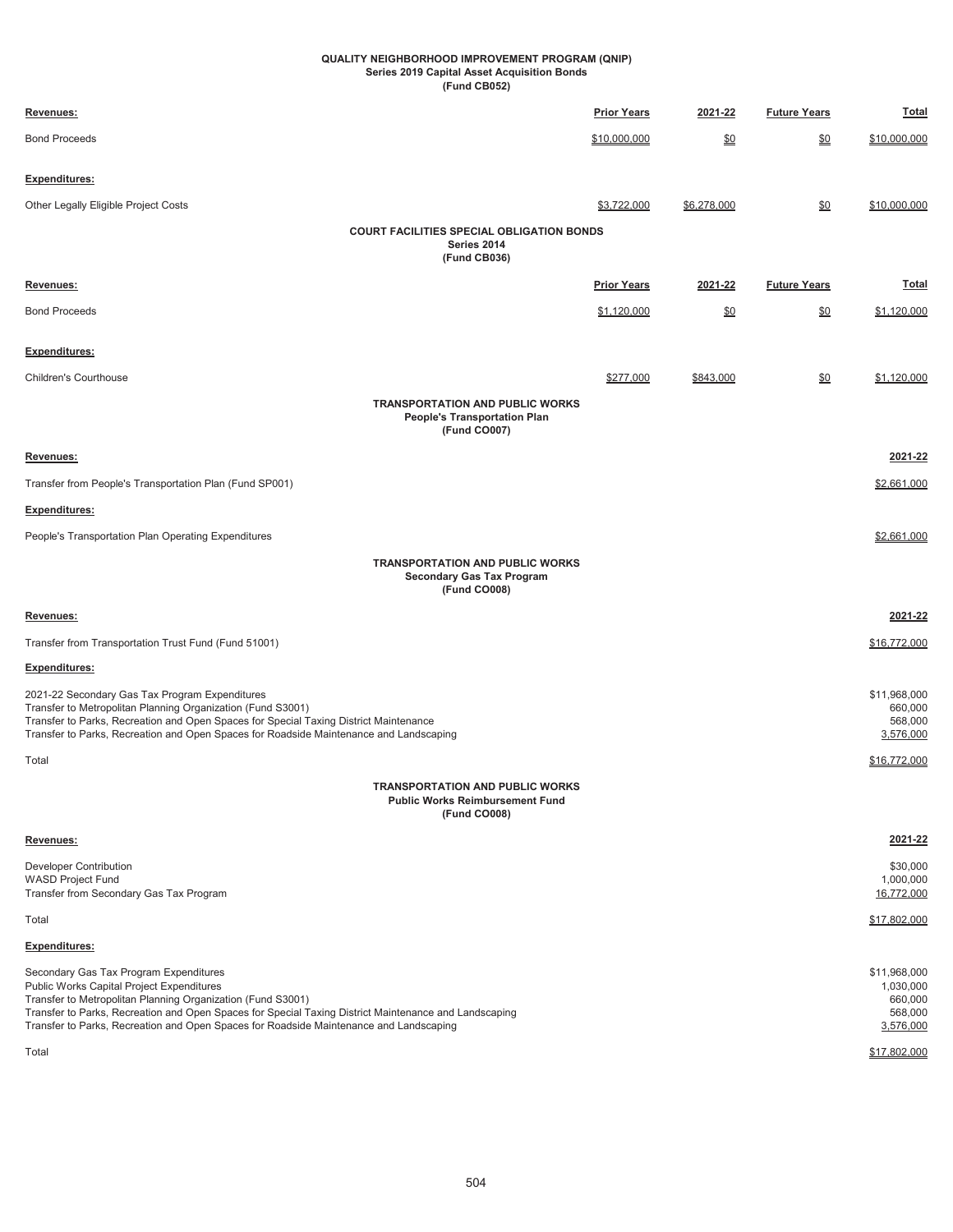**QUALITY NEIGHBORHOOD IMPROVEMENT PROGRAM (QNIP)**
**Series 2019 Capital Asset Acquisition Bonds**
**(Fund CB052)**

| Revenues: | Prior Years | 2021-22 | Future Years | Total |
|---|---|---|---|---|
| Bond Proceeds | $10,000,000 | $0 | $0 | $10,000,000 |
| **Expenditures:** | | | | |
| Other Legally Eligible Project Costs | $3,722,000 | $6,278,000 | $0 | $10,000,000 |

**COURT FACILITIES SPECIAL OBLIGATION BONDS**
**Series 2014**
**(Fund CB036)**

| Revenues: | Prior Years | 2021-22 | Future Years | Total |
|---|---|---|---|---|
| Bond Proceeds | $1,120,000 | $0 | $0 | $1,120,000 |
| **Expenditures:** | | | | |
| Children's Courthouse | $277,000 | $843,000 | $0 | $1,120,000 |

**TRANSPORTATION AND PUBLIC WORKS**
**People's Transportation Plan**
**(Fund CO007)**

| Revenues: | 2021-22 |
|---|---|
| Transfer from People's Transportation Plan (Fund SP001) | $2,661,000 |
| **Expenditures:** | |
| People's Transportation Plan Operating Expenditures | $2,661,000 |

**TRANSPORTATION AND PUBLIC WORKS**
**Secondary Gas Tax Program**
**(Fund CO008)**

| Revenues: | 2021-22 |
|---|---|
| Transfer from Transportation Trust Fund (Fund 51001) | $16,772,000 |
| **Expenditures:** | |
| 2021-22 Secondary Gas Tax Program Expenditures | $11,968,000 |
| Transfer to Metropolitan Planning Organization (Fund S3001) | 660,000 |
| Transfer to Parks, Recreation and Open Spaces for Special Taxing District Maintenance | 568,000 |
| Transfer to Parks, Recreation and Open Spaces for Roadside Maintenance and Landscaping | 3,576,000 |
| Total | $16,772,000 |

**TRANSPORTATION AND PUBLIC WORKS**
**Public Works Reimbursement Fund**
**(Fund CO008)**

| Revenues: | 2021-22 |
|---|---|
| Developer Contribution | $30,000 |
| WASD Project Fund | 1,000,000 |
| Transfer from Secondary Gas Tax Program | 16,772,000 |
| Total | $17,802,000 |
| **Expenditures:** | |
| Secondary Gas Tax Program Expenditures | $11,968,000 |
| Public Works Capital Project Expenditures | 1,030,000 |
| Transfer to Metropolitan Planning Organization (Fund S3001) | 660,000 |
| Transfer to Parks, Recreation and Open Spaces for Special Taxing District Maintenance and Landscaping | 568,000 |
| Transfer to Parks, Recreation and Open Spaces for Roadside Maintenance and Landscaping | 3,576,000 |
| Total | $17,802,000 |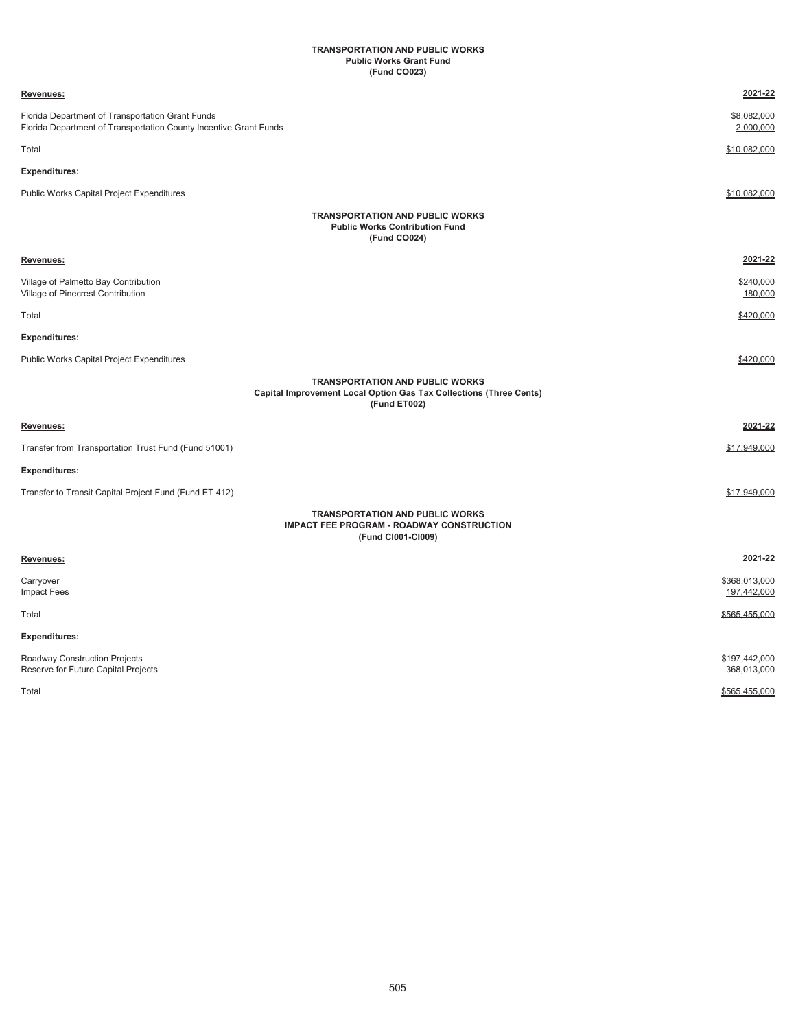## TRANSPORTATION AND PUBLIC WORKS
### Public Works Grant Fund
### (Fund CO023)

| Revenues: | 2021-22 |
| --- | --- |
| Florida Department of Transportation Grant Funds | $8,082,000 |
| Florida Department of Transportation County Incentive Grant Funds | 2,000,000 |
| Total | $10,082,000 |
| **Expenditures:** | |
| Public Works Capital Project Expenditures | $10,082,000 |

## TRANSPORTATION AND PUBLIC WORKS
### Public Works Contribution Fund
### (Fund CO024)

| Revenues: | 2021-22 |
| --- | --- |
| Village of Palmetto Bay Contribution | $240,000 |
| Village of Pinecrest Contribution | 180,000 |
| Total | $420,000 |
| **Expenditures:** | |
| Public Works Capital Project Expenditures | $420,000 |

## TRANSPORTATION AND PUBLIC WORKS
### Capital Improvement Local Option Gas Tax Collections (Three Cents)
### (Fund ET002)

| Revenues: | 2021-22 |
| --- | --- |
| Transfer from Transportation Trust Fund (Fund 51001) | $17,949,000 |
| **Expenditures:** | |
| Transfer to Transit Capital Project Fund (Fund ET 412) | $17,949,000 |

## TRANSPORTATION AND PUBLIC WORKS
### IMPACT FEE PROGRAM - ROADWAY CONSTRUCTION
### (Fund CI001-CI009)

| Revenues: | 2021-22 |
| --- | --- |
| Carryover | $368,013,000 |
| Impact Fees | 197,442,000 |
| Total | $565,455,000 |
| **Expenditures:** | |
| Roadway Construction Projects | $197,442,000 |
| Reserve for Future Capital Projects | 368,013,000 |
| Total | $565,455,000 |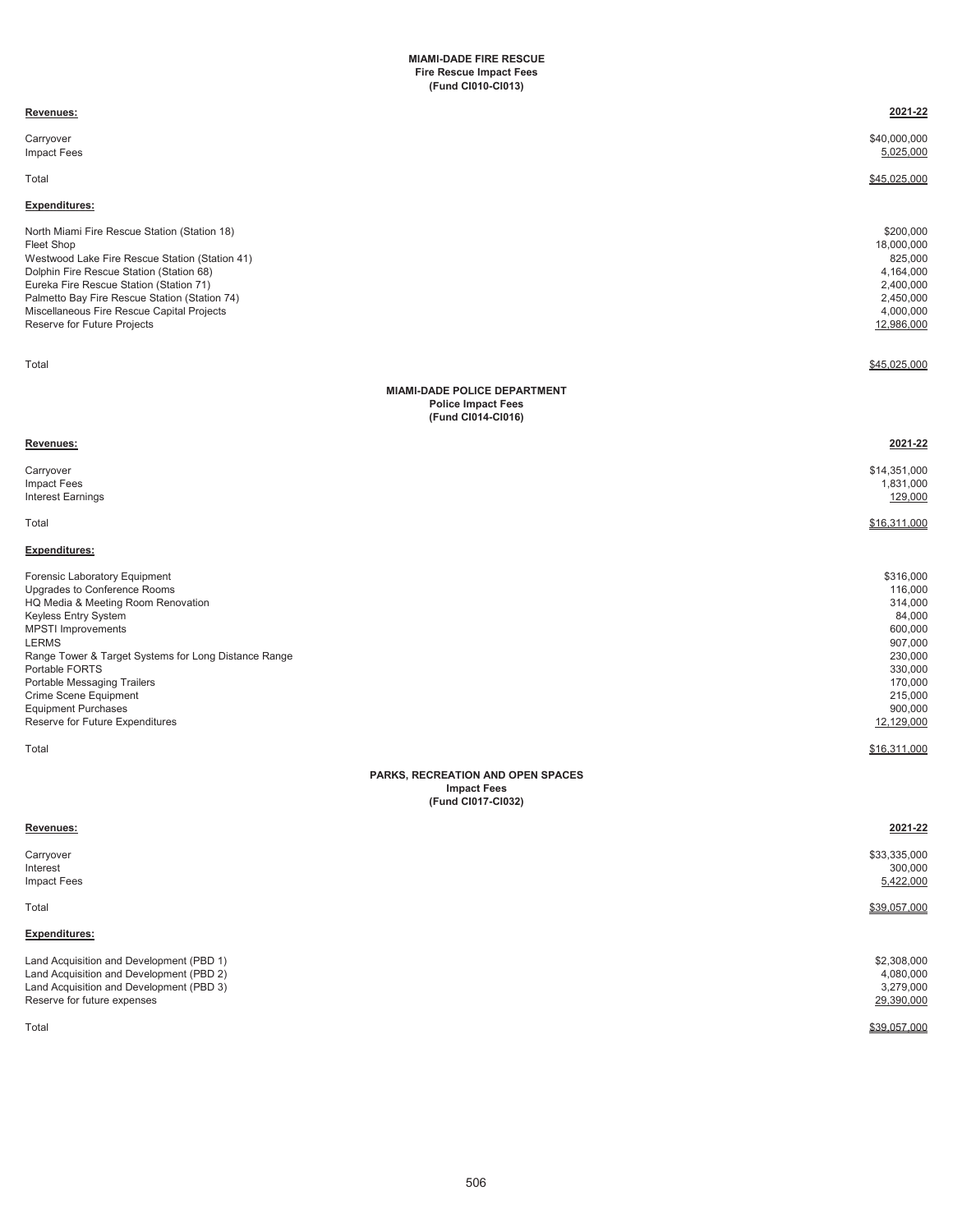**MIAMI-DADE FIRE RESCUE**
**Fire Rescue Impact Fees**
**(Fund CI010-CI013)**

| **Revenues:** | **2021-22** |
|---|---|
| Carryover | $40,000,000 |
| Impact Fees | 5,025,000 |
| Total | $45,025,000 |
| **Expenditures:** | |
| North Miami Fire Rescue Station (Station 18) | $200,000 |
| Fleet Shop | 18,000,000 |
| Westwood Lake Fire Rescue Station (Station 41) | 825,000 |
| Dolphin Fire Rescue Station (Station 68) | 4,164,000 |
| Eureka Fire Rescue Station (Station 71) | 2,400,000 |
| Palmetto Bay Fire Rescue Station (Station 74) | 2,450,000 |
| Miscellaneous Fire Rescue Capital Projects | 4,000,000 |
| Reserve for Future Projects | 12,986,000 |
| Total | $45,025,000 |

**MIAMI-DADE POLICE DEPARTMENT**
**Police Impact Fees**
**(Fund CI014-CI016)**

| **Revenues:** | **2021-22** |
|---|---|
| Carryover | $14,351,000 |
| Impact Fees | 1,831,000 |
| Interest Earnings | 129,000 |
| Total | $16,311,000 |
| **Expenditures:** | |
| Forensic Laboratory Equipment | $316,000 |
| Upgrades to Conference Rooms | 116,000 |
| HQ Media & Meeting Room Renovation | 314,000 |
| Keyless Entry System | 84,000 |
| MPSTI Improvements | 600,000 |
| LERMS | 907,000 |
| Range Tower & Target Systems for Long Distance Range | 230,000 |
| Portable FORTS | 330,000 |
| Portable Messaging Trailers | 170,000 |
| Crime Scene Equipment | 215,000 |
| Equipment Purchases | 900,000 |
| Reserve for Future Expenditures | 12,129,000 |
| Total | $16,311,000 |

**PARKS, RECREATION AND OPEN SPACES**
**Impact Fees**
**(Fund CI017-CI032)**

| **Revenues:** | **2021-22** |
|---|---|
| Carryover | $33,335,000 |
| Interest | 300,000 |
| Impact Fees | 5,422,000 |
| Total | $39,057,000 |
| **Expenditures:** | |
| Land Acquisition and Development (PBD 1) | $2,308,000 |
| Land Acquisition and Development (PBD 2) | 4,080,000 |
| Land Acquisition and Development (PBD 3) | 3,279,000 |
| Reserve for future expenses | 29,390,000 |
| Total | $39,057,000 |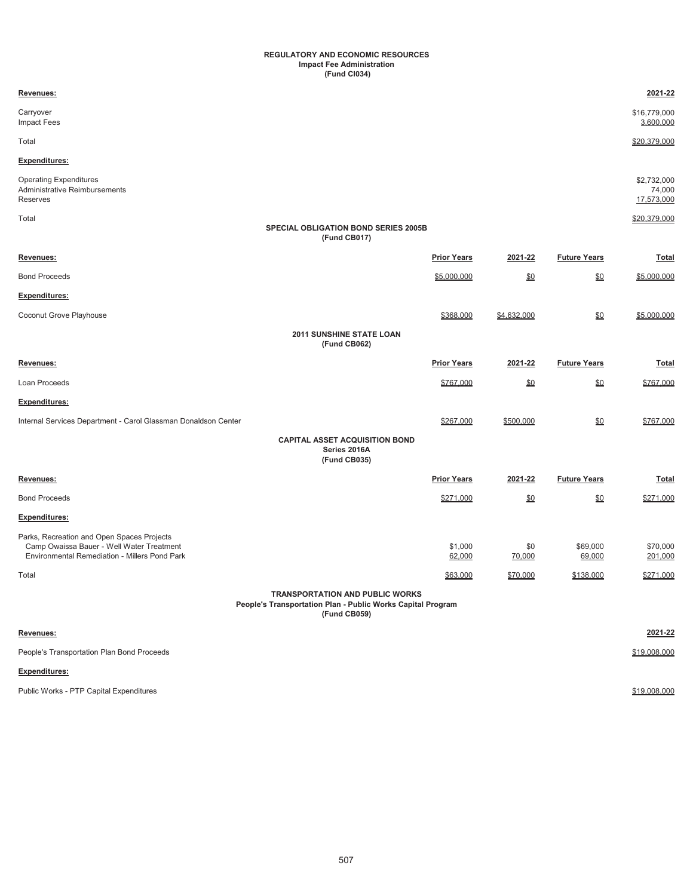# REGULATORY AND ECONOMIC RESOURCES
## Impact Fee Administration
### (Fund CI034)

| Revenues: | 2021-22 |
|---|---|
| Carryover | $16,779,000 |
| Impact Fees | 3,600,000 |
| Total | $20,379,000 |
| **Expenditures:** | |
| Operating Expenditures | $2,732,000 |
| Administrative Reimbursements | 74,000 |
| Reserves | 17,573,000 |
| Total | $20,379,000 |

## SPECIAL OBLIGATION BOND SERIES 2005B
### (Fund CB017)

| Revenues: | Prior Years | 2021-22 | Future Years | Total |
|---|---|---|---|---|
| Bond Proceeds | $5,000,000 | $0 | $0 | $5,000,000 |
| **Expenditures:** | | | | |
| Coconut Grove Playhouse | $368,000 | $4,632,000 | $0 | $5,000,000 |

## 2011 SUNSHINE STATE LOAN
### (Fund CB062)

| Revenues: | Prior Years | 2021-22 | Future Years | Total |
|---|---|---|---|---|
| Loan Proceeds | $767,000 | $0 | $0 | $767,000 |
| **Expenditures:** | | | | |
| Internal Services Department - Carol Glassman Donaldson Center | $267,000 | $500,000 | $0 | $767,000 |

## CAPITAL ASSET ACQUISITION BOND
### Series 2016A
### (Fund CB035)

| Revenues: | Prior Years | 2021-22 | Future Years | Total |
|---|---|---|---|---|
| Bond Proceeds | $271,000 | $0 | $0 | $271,000 |
| **Expenditures:** | | | | |
| Parks, Recreation and Open Spaces Projects | | | | |
| Camp Owaissa Bauer - Well Water Treatment | $1,000 | $0 | $69,000 | $70,000 |
| Environmental Remediation - Millers Pond Park | 62,000 | 70,000 | 69,000 | 201,000 |
| Total | $63,000 | $70,000 | $138,000 | $271,000 |

## TRANSPORTATION AND PUBLIC WORKS
### People's Transportation Plan - Public Works Capital Program
### (Fund CB059)

| Revenues: | 2021-22 |
|---|---|
| People's Transportation Plan Bond Proceeds | $19,008,000 |
| **Expenditures:** | |
| Public Works - PTP Capital Expenditures | $19,008,000 |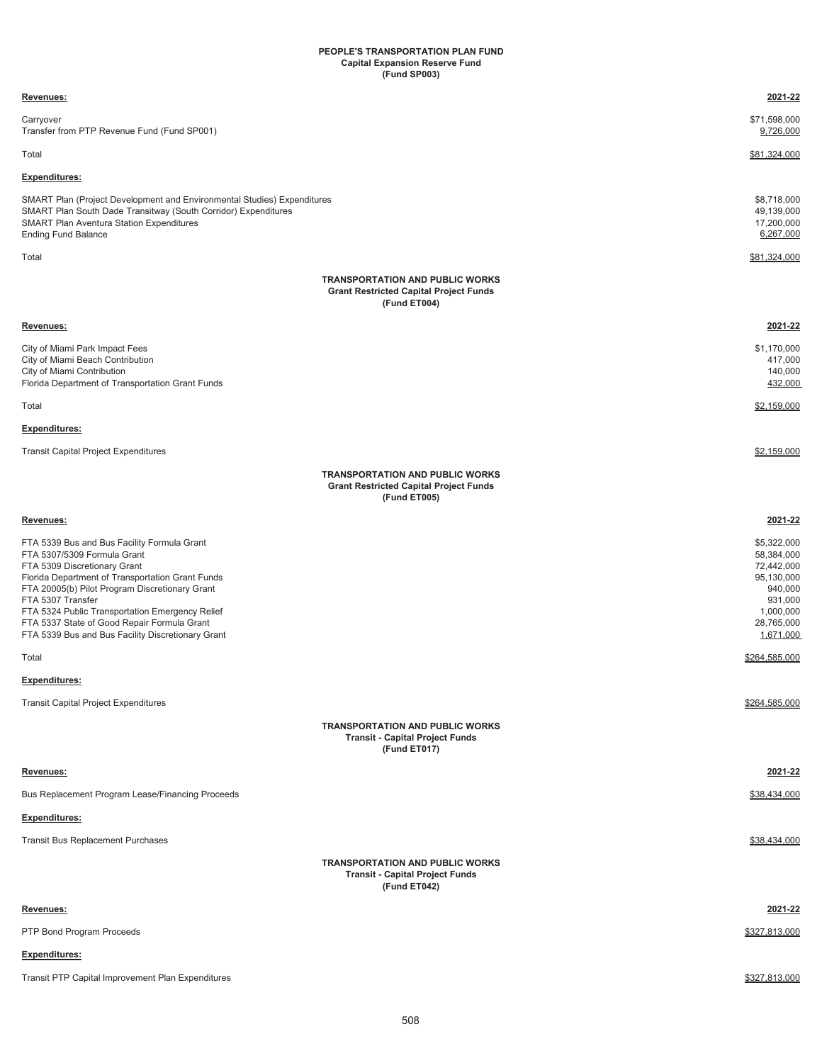## PEOPLE'S TRANSPORTATION PLAN FUND
### Capital Expansion Reserve Fund
### (Fund SP003)

| Revenues: | 2021-22 |
|---|---|
| Carryover | $71,598,000 |
| Transfer from PTP Revenue Fund (Fund SP001) | 9,726,000 |
| Total | $81,324,000 |
| **Expenditures:** | |
| SMART Plan (Project Development and Environmental Studies) Expenditures | $8,718,000 |
| SMART Plan South Dade Transitway (South Corridor) Expenditures | 49,139,000 |
| SMART Plan Aventura Station Expenditures | 17,200,000 |
| Ending Fund Balance | 6,267,000 |
| Total | $81,324,000 |

## TRANSPORTATION AND PUBLIC WORKS
### Grant Restricted Capital Project Funds
### (Fund ET004)

| Revenues: | 2021-22 |
|---|---|
| City of Miami Park Impact Fees | $1,170,000 |
| City of Miami Beach Contribution | 417,000 |
| City of Miami Contribution | 140,000 |
| Florida Department of Transportation Grant Funds | 432,000 |
| Total | $2,159,000 |
| **Expenditures:** | |
| Transit Capital Project Expenditures | $2,159,000 |

## TRANSPORTATION AND PUBLIC WORKS
### Grant Restricted Capital Project Funds
### (Fund ET005)

| Revenues: | 2021-22 |
|---|---|
| FTA 5339 Bus and Bus Facility Formula Grant | $5,322,000 |
| FTA 5307/5309 Formula Grant | 58,384,000 |
| FTA 5309 Discretionary Grant | 72,442,000 |
| Florida Department of Transportation Grant Funds | 95,130,000 |
| FTA 20005(b) Pilot Program Discretionary Grant | 940,000 |
| FTA 5307 Transfer | 931,000 |
| FTA 5324 Public Transportation Emergency Relief | 1,000,000 |
| FTA 5337 State of Good Repair Formula Grant | 28,765,000 |
| FTA 5339 Bus and Bus Facility Discretionary Grant | 1,671,000 |
| Total | $264,585,000 |
| **Expenditures:** | |
| Transit Capital Project Expenditures | $264,585,000 |

## TRANSPORTATION AND PUBLIC WORKS
### Transit - Capital Project Funds
### (Fund ET017)

| Revenues: | 2021-22 |
|---|---|
| Bus Replacement Program Lease/Financing Proceeds | $38,434,000 |
| **Expenditures:** | |
| Transit Bus Replacement Purchases | $38,434,000 |

## TRANSPORTATION AND PUBLIC WORKS
### Transit - Capital Project Funds
### (Fund ET042)

| Revenues: | 2021-22 |
|---|---|
| PTP Bond Program Proceeds | $327,813,000 |
| **Expenditures:** | |
| Transit PTP Capital Improvement Plan Expenditures | $327,813,000 |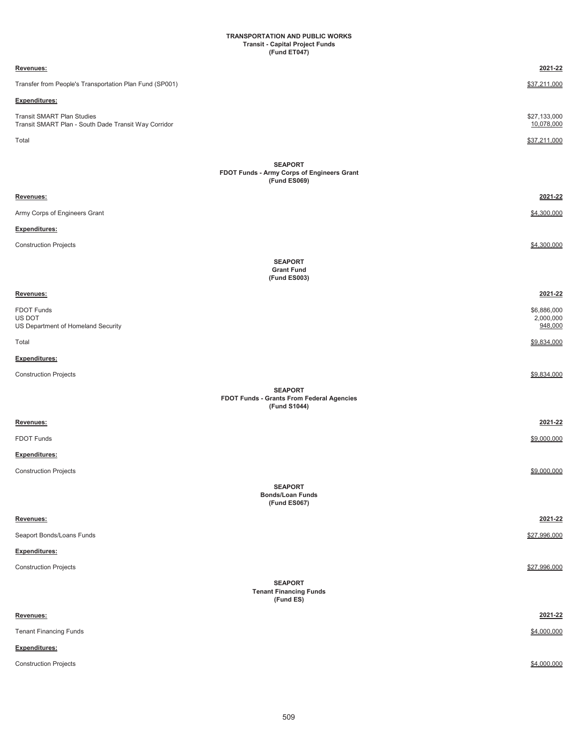## TRANSPORTATION AND PUBLIC WORKS
### Transit - Capital Project Funds
### (Fund ET047)

| Revenues: | 2021-22 |
| --- | --- |
| Transfer from People's Transportation Plan Fund (SP001) | $37,211,000 |
| **Expenditures:** | |
| Transit SMART Plan Studies | $27,133,000 |
| Transit SMART Plan - South Dade Transit Way Corridor | 10,078,000 |
| Total | $37,211,000 |

## SEAPORT
### FDOT Funds - Army Corps of Engineers Grant
### (Fund ES069)

| Revenues: | 2021-22 |
| --- | --- |
| Army Corps of Engineers Grant | $4,300,000 |
| **Expenditures:** | |
| Construction Projects | $4,300,000 |

## SEAPORT
### Grant Fund
### (Fund ES003)

| Revenues: | 2021-22 |
| --- | --- |
| FDOT Funds | $6,886,000 |
| US DOT | 2,000,000 |
| US Department of Homeland Security | 948,000 |
| Total | $9,834,000 |
| **Expenditures:** | |
| Construction Projects | $9,834,000 |

## SEAPORT
### FDOT Funds - Grants From Federal Agencies
### (Fund S1044)

| Revenues: | 2021-22 |
| --- | --- |
| FDOT Funds | $9,000,000 |
| **Expenditures:** | |
| Construction Projects | $9,000,000 |

## SEAPORT
### Bonds/Loan Funds
### (Fund ES067)

| Revenues: | 2021-22 |
| --- | --- |
| Seaport Bonds/Loans Funds | $27,996,000 |
| **Expenditures:** | |
| Construction Projects | $27,996,000 |

## SEAPORT
### Tenant Financing Funds
### (Fund ES)

| Revenues: | 2021-22 |
| --- | --- |
| Tenant Financing Funds | $4,000,000 |
| **Expenditures:** | |
| Construction Projects | $4,000,000 |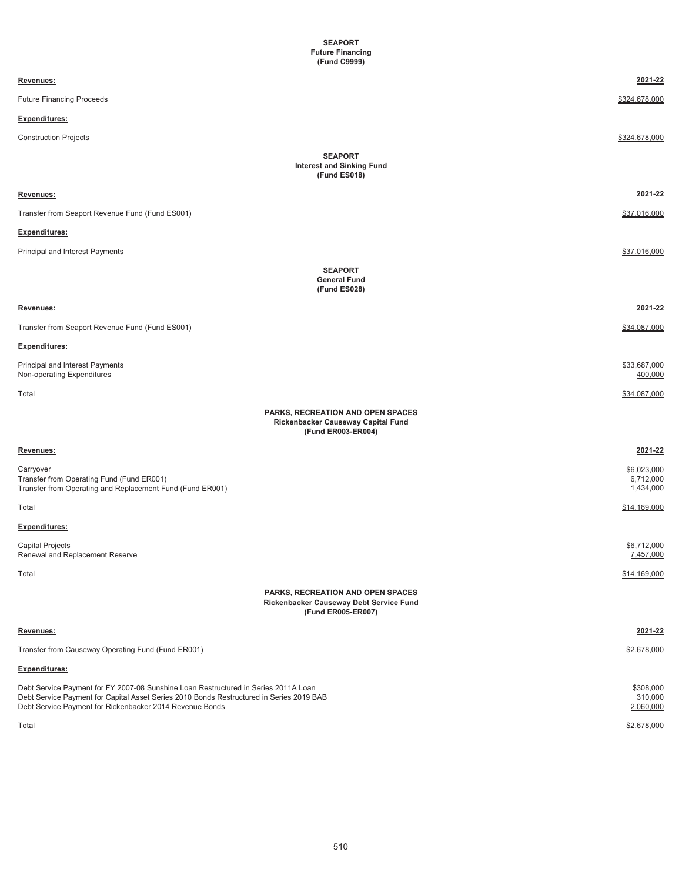### SEAPORT
### Future Financing
### (Fund C9999)

| Revenues: | 2021-22 |
|---|---|
| Future Financing Proceeds | $324,678,000 |
| **Expenditures:** | |
| Construction Projects | $324,678,000 |

### SEAPORT
### Interest and Sinking Fund
### (Fund ES018)

| Revenues: | 2021-22 |
|---|---|
| Transfer from Seaport Revenue Fund (Fund ES001) | $37,016,000 |
| **Expenditures:** | |
| Principal and Interest Payments | $37,016,000 |

### SEAPORT
### General Fund
### (Fund ES028)

| Revenues: | 2021-22 |
|---|---|
| Transfer from Seaport Revenue Fund (Fund ES001) | $34,087,000 |
| **Expenditures:** | |
| Principal and Interest Payments | $33,687,000 |
| Non-operating Expenditures | 400,000 |
| Total | $34,087,000 |

### PARKS, RECREATION AND OPEN SPACES
### Rickenbacker Causeway Capital Fund
### (Fund ER003-ER004)

| Revenues: | 2021-22 |
|---|---|
| Carryover | $6,023,000 |
| Transfer from Operating Fund (Fund ER001) | 6,712,000 |
| Transfer from Operating and Replacement Fund (Fund ER001) | 1,434,000 |
| Total | $14,169,000 |
| **Expenditures:** | |
| Capital Projects | $6,712,000 |
| Renewal and Replacement Reserve | 7,457,000 |
| Total | $14,169,000 |

### PARKS, RECREATION AND OPEN SPACES
### Rickenbacker Causeway Debt Service Fund
### (Fund ER005-ER007)

| Revenues: | 2021-22 |
|---|---|
| Transfer from Causeway Operating Fund (Fund ER001) | $2,678,000 |
| **Expenditures:** | |
| Debt Service Payment for FY 2007-08 Sunshine Loan Restructured in Series 2011A Loan | $308,000 |
| Debt Service Payment for Capital Asset Series 2010 Bonds Restructured in Series 2019 BAB | 310,000 |
| Debt Service Payment for Rickenbacker 2014 Revenue Bonds | 2,060,000 |
| Total | $2,678,000 |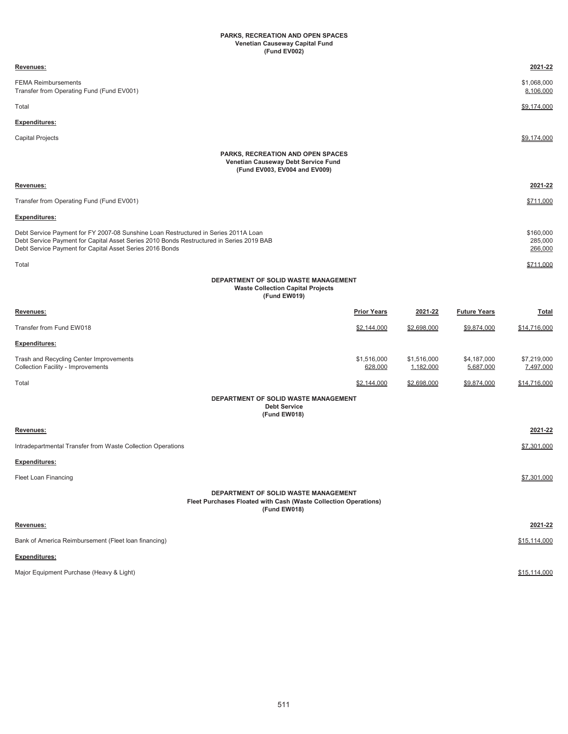## PARKS, RECREATION AND OPEN SPACES
### Venetian Causeway Capital Fund
### (Fund EV002)

| Revenues: | 2021-22 |
|---|---|
| FEMA Reimbursements | $1,068,000 |
| Transfer from Operating Fund (Fund EV001) | 8,106,000 |
| Total | $9,174,000 |
| **Expenditures:** | |
| Capital Projects | $9,174,000 |

## PARKS, RECREATION AND OPEN SPACES
### Venetian Causeway Debt Service Fund
### (Fund EV003, EV004 and EV009)

| Revenues: | 2021-22 |
|---|---|
| Transfer from Operating Fund (Fund EV001) | $711,000 |
| **Expenditures:** | |
| Debt Service Payment for FY 2007-08 Sunshine Loan Restructured in Series 2011A Loan | $160,000 |
| Debt Service Payment for Capital Asset Series 2010 Bonds Restructured in Series 2019 BAB | 285,000 |
| Debt Service Payment for Capital Asset Series 2016 Bonds | 266,000 |
| Total | $711,000 |

## DEPARTMENT OF SOLID WASTE MANAGEMENT
### Waste Collection Capital Projects
### (Fund EW019)

| Revenues: | Prior Years | 2021-22 | Future Years | Total |
|---|---|---|---|---|
| Transfer from Fund EW018 | $2,144,000 | $2,698,000 | $9,874,000 | $14,716,000 |
| **Expenditures:** | | | | |
| Trash and Recycling Center Improvements | $1,516,000 | $1,516,000 | $4,187,000 | $7,219,000 |
| Collection Facility - Improvements | 628,000 | 1,182,000 | 5,687,000 | 7,497,000 |
| Total | $2,144,000 | $2,698,000 | $9,874,000 | $14,716,000 |

## DEPARTMENT OF SOLID WASTE MANAGEMENT
### Debt Service
### (Fund EW018)

| Revenues: | 2021-22 |
|---|---|
| Intradepartmental Transfer from Waste Collection Operations | $7,301,000 |
| **Expenditures:** | |
| Fleet Loan Financing | $7,301,000 |

## DEPARTMENT OF SOLID WASTE MANAGEMENT
### Fleet Purchases Floated with Cash (Waste Collection Operations)
### (Fund EW018)

| Revenues: | 2021-22 |
|---|---|
| Bank of America Reimbursement (Fleet loan financing) | $15,114,000 |
| **Expenditures:** | |
| Major Equipment Purchase (Heavy & Light) | $15,114,000 |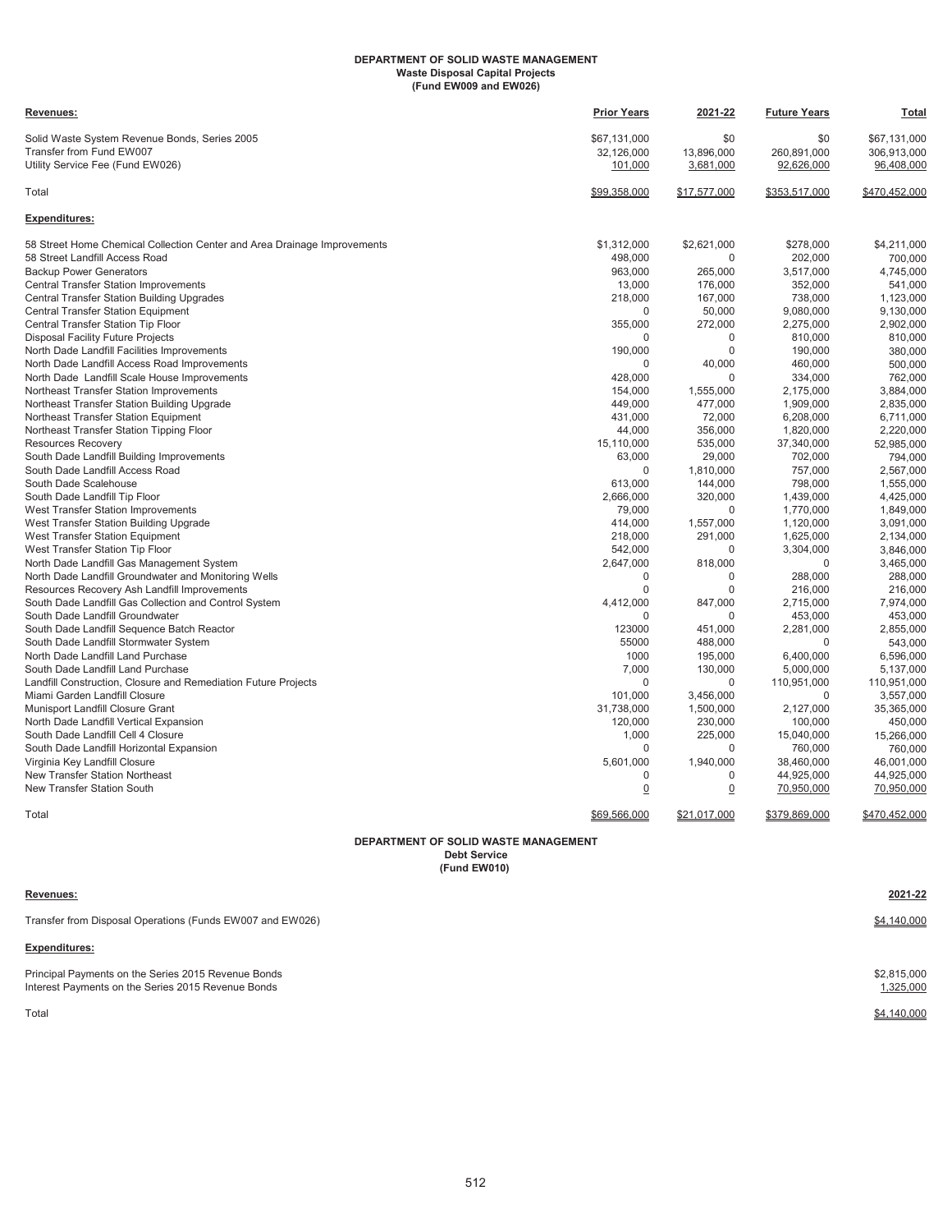**DEPARTMENT OF SOLID WASTE MANAGEMENT**
**Waste Disposal Capital Projects**
**(Fund EW009 and EW026)**

| **Revenues:** | **Prior Years** | **2021-22** | **Future Years** | **Total** |
|---|---|---|---|---|
| Solid Waste System Revenue Bonds, Series 2005 | $67,131,000 | $0 | $0 | $67,131,000 |
| Transfer from Fund EW007 | 32,126,000 | 13,896,000 | 260,891,000 | 306,913,000 |
| Utility Service Fee (Fund EW026) | 101,000 | 3,681,000 | 92,626,000 | 96,408,000 |
| Total | $99,358,000 | $17,577,000 | $353,517,000 | $470,452,000 |
| **Expenditures:** | | | | |
| 58 Street Home Chemical Collection Center and Area Drainage Improvements | $1,312,000 | $2,621,000 | $278,000 | $4,211,000 |
| 58 Street Landfill Access Road | 498,000 | 0 | 202,000 | 700,000 |
| Backup Power Generators | 963,000 | 265,000 | 3,517,000 | 4,745,000 |
| Central Transfer Station Improvements | 13,000 | 176,000 | 352,000 | 541,000 |
| Central Transfer Station Building Upgrades | 218,000 | 167,000 | 738,000 | 1,123,000 |
| Central Transfer Station Equipment | 0 | 50,000 | 9,080,000 | 9,130,000 |
| Central Transfer Station Tip Floor | 355,000 | 272,000 | 2,275,000 | 2,902,000 |
| Disposal Facility Future Projects | 0 | 0 | 810,000 | 810,000 |
| North Dade Landfill Facilities Improvements | 190,000 | 0 | 190,000 | 380,000 |
| North Dade Landfill Access Road Improvements | 0 | 40,000 | 460,000 | 500,000 |
| North Dade Landfill Scale House Improvements | 428,000 | 0 | 334,000 | 762,000 |
| Northeast Transfer Station Improvements | 154,000 | 1,555,000 | 2,175,000 | 3,884,000 |
| Northeast Transfer Station Building Upgrade | 449,000 | 477,000 | 1,909,000 | 2,835,000 |
| Northeast Transfer Station Equipment | 431,000 | 72,000 | 6,208,000 | 6,711,000 |
| Northeast Transfer Station Tipping Floor | 44,000 | 356,000 | 1,820,000 | 2,220,000 |
| Resources Recovery | 15,110,000 | 535,000 | 37,340,000 | 52,985,000 |
| South Dade Landfill Building Improvements | 63,000 | 29,000 | 702,000 | 794,000 |
| South Dade Landfill Access Road | 0 | 1,810,000 | 757,000 | 2,567,000 |
| South Dade Scalehouse | 613,000 | 144,000 | 798,000 | 1,555,000 |
| South Dade Landfill Tip Floor | 2,666,000 | 320,000 | 1,439,000 | 4,425,000 |
| West Transfer Station Improvements | 79,000 | 0 | 1,770,000 | 1,849,000 |
| West Transfer Station Building Upgrade | 414,000 | 1,557,000 | 1,120,000 | 3,091,000 |
| West Transfer Station Equipment | 218,000 | 291,000 | 1,625,000 | 2,134,000 |
| West Transfer Station Tip Floor | 542,000 | 0 | 3,304,000 | 3,846,000 |
| North Dade Landfill Gas Management System | 2,647,000 | 818,000 | 0 | 3,465,000 |
| North Dade Landfill Groundwater and Monitoring Wells | 0 | 0 | 288,000 | 288,000 |
| Resources Recovery Ash Landfill Improvements | 0 | 0 | 216,000 | 216,000 |
| South Dade Landfill Gas Collection and Control System | 4,412,000 | 847,000 | 2,715,000 | 7,974,000 |
| South Dade Landfill Groundwater | 0 | 0 | 453,000 | 453,000 |
| South Dade Landfill Sequence Batch Reactor | 123000 | 451,000 | 2,281,000 | 2,855,000 |
| South Dade Landfill Stormwater System | 55000 | 488,000 | 0 | 543,000 |
| North Dade Landfill Land Purchase | 1000 | 195,000 | 6,400,000 | 6,596,000 |
| South Dade Landfill Land Purchase | 7,000 | 130,000 | 5,000,000 | 5,137,000 |
| Landfill Construction, Closure and Remediation Future Projects | 0 | 0 | 110,951,000 | 110,951,000 |
| Miami Garden Landfill Closure | 101,000 | 3,456,000 | 0 | 3,557,000 |
| Munisport Landfill Closure Grant | 31,738,000 | 1,500,000 | 2,127,000 | 35,365,000 |
| North Dade Landfill Vertical Expansion | 120,000 | 230,000 | 100,000 | 450,000 |
| South Dade Landfill Cell 4 Closure | 1,000 | 225,000 | 15,040,000 | 15,266,000 |
| South Dade Landfill Horizontal Expansion | 0 | 0 | 760,000 | 760,000 |
| Virginia Key Landfill Closure | 5,601,000 | 1,940,000 | 38,460,000 | 46,001,000 |
| New Transfer Station Northeast | 0 | 0 | 44,925,000 | 44,925,000 |
| New Transfer Station South | 0 | 0 | 70,950,000 | 70,950,000 |
| Total | $69,566,000 | $21,017,000 | $379,869,000 | $470,452,000 |

**DEPARTMENT OF SOLID WASTE MANAGEMENT**
**Debt Service**
**(Fund EW010)**

| **Revenues:** | **2021-22** |
|---|---|
| Transfer from Disposal Operations (Funds EW007 and EW026) | $4,140,000 |
| **Expenditures:** | |
| Principal Payments on the Series 2015 Revenue Bonds | $2,815,000 |
| Interest Payments on the Series 2015 Revenue Bonds | 1,325,000 |
| Total | $4,140,000 |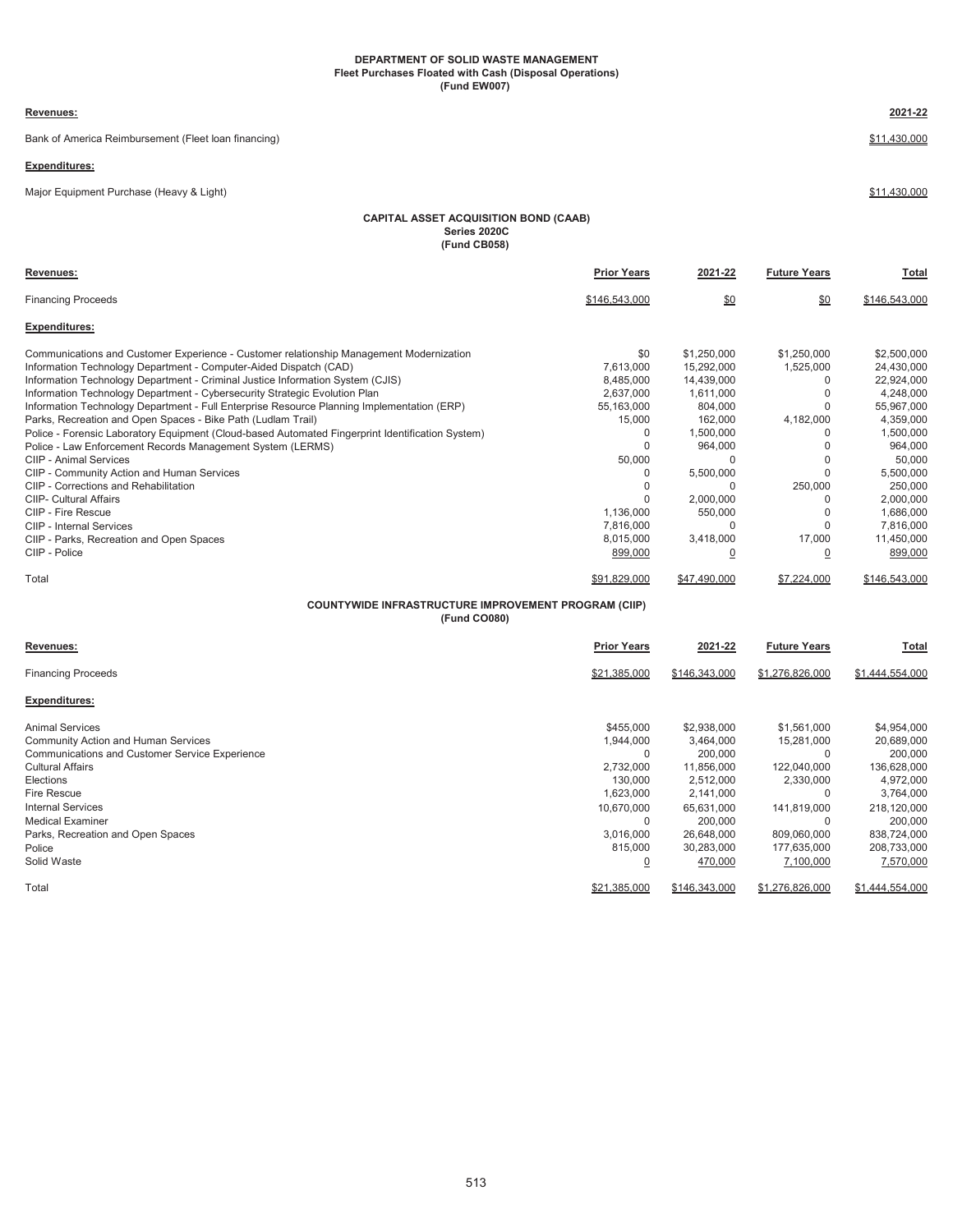**DEPARTMENT OF SOLID WASTE MANAGEMENT**
**Fleet Purchases Floated with Cash (Disposal Operations)**
**(Fund EW007)**

| Revenues: | 2021-22 |
|---|---|
| Bank of America Reimbursement (Fleet loan financing) | $11,430,000 |
| **Expenditures:** | |
| Major Equipment Purchase (Heavy & Light) | $11,430,000 |

**CAPITAL ASSET ACQUISITION BOND (CAAB)**
**Series 2020C**
**(Fund CB058)**

| Revenues: | Prior Years | 2021-22 | Future Years | Total |
|---|---|---|---|---|
| Financing Proceeds | $146,543,000 | $0 | $0 | $146,543,000 |
| **Expenditures:** | | | | |
| Communications and Customer Experience - Customer relationship Management Modernization | $0 | $1,250,000 | $1,250,000 | $2,500,000 |
| Information Technology Department - Computer-Aided Dispatch (CAD) | 7,613,000 | 15,292,000 | 1,525,000 | 24,430,000 |
| Information Technology Department - Criminal Justice Information System (CJIS) | 8,485,000 | 14,439,000 | 0 | 22,924,000 |
| Information Technology Department - Cybersecurity Strategic Evolution Plan | 2,637,000 | 1,611,000 | 0 | 4,248,000 |
| Information Technology Department - Full Enterprise Resource Planning Implementation (ERP) | 55,163,000 | 804,000 | 0 | 55,967,000 |
| Parks, Recreation and Open Spaces - Bike Path (Ludlam Trail) | 15,000 | 162,000 | 4,182,000 | 4,359,000 |
| Police - Forensic Laboratory Equipment (Cloud-based Automated Fingerprint Identification System) | 0 | 1,500,000 | 0 | 1,500,000 |
| Police - Law Enforcement Records Management System (LERMS) | 0 | 964,000 | 0 | 964,000 |
| CIIP - Animal Services | 50,000 | 0 | 0 | 50,000 |
| CIIP - Community Action and Human Services | 0 | 5,500,000 | 0 | 5,500,000 |
| CIIP - Corrections and Rehabilitation | 0 | 0 | 250,000 | 250,000 |
| CIIP- Cultural Affairs | 0 | 2,000,000 | 0 | 2,000,000 |
| CIIP - Fire Rescue | 1,136,000 | 550,000 | 0 | 1,686,000 |
| CIIP - Internal Services | 7,816,000 | 0 | 0 | 7,816,000 |
| CIIP - Parks, Recreation and Open Spaces | 8,015,000 | 3,418,000 | 17,000 | 11,450,000 |
| CIIP - Police | 899,000 | 0 | 0 | 899,000 |
| Total | $91,829,000 | $47,490,000 | $7,224,000 | $146,543,000 |

**COUNTYWIDE INFRASTRUCTURE IMPROVEMENT PROGRAM (CIIP)**
**(Fund CO080)**

| Revenues: | Prior Years | 2021-22 | Future Years | Total |
|---|---|---|---|---|
| Financing Proceeds | $21,385,000 | $146,343,000 | $1,276,826,000 | $1,444,554,000 |
| **Expenditures:** | | | | |
| Animal Services | $455,000 | $2,938,000 | $1,561,000 | $4,954,000 |
| Community Action and Human Services | 1,944,000 | 3,464,000 | 15,281,000 | 20,689,000 |
| Communications and Customer Service Experience | 0 | 200,000 | 0 | 200,000 |
| Cultural Affairs | 2,732,000 | 11,856,000 | 122,040,000 | 136,628,000 |
| Elections | 130,000 | 2,512,000 | 2,330,000 | 4,972,000 |
| Fire Rescue | 1,623,000 | 2,141,000 | 0 | 3,764,000 |
| Internal Services | 10,670,000 | 65,631,000 | 141,819,000 | 218,120,000 |
| Medical Examiner | 0 | 200,000 | 0 | 200,000 |
| Parks, Recreation and Open Spaces | 3,016,000 | 26,648,000 | 809,060,000 | 838,724,000 |
| Police | 815,000 | 30,283,000 | 177,635,000 | 208,733,000 |
| Solid Waste | 0 | 470,000 | 7,100,000 | 7,570,000 |
| Total | $21,385,000 | $146,343,000 | $1,276,826,000 | $1,444,554,000 |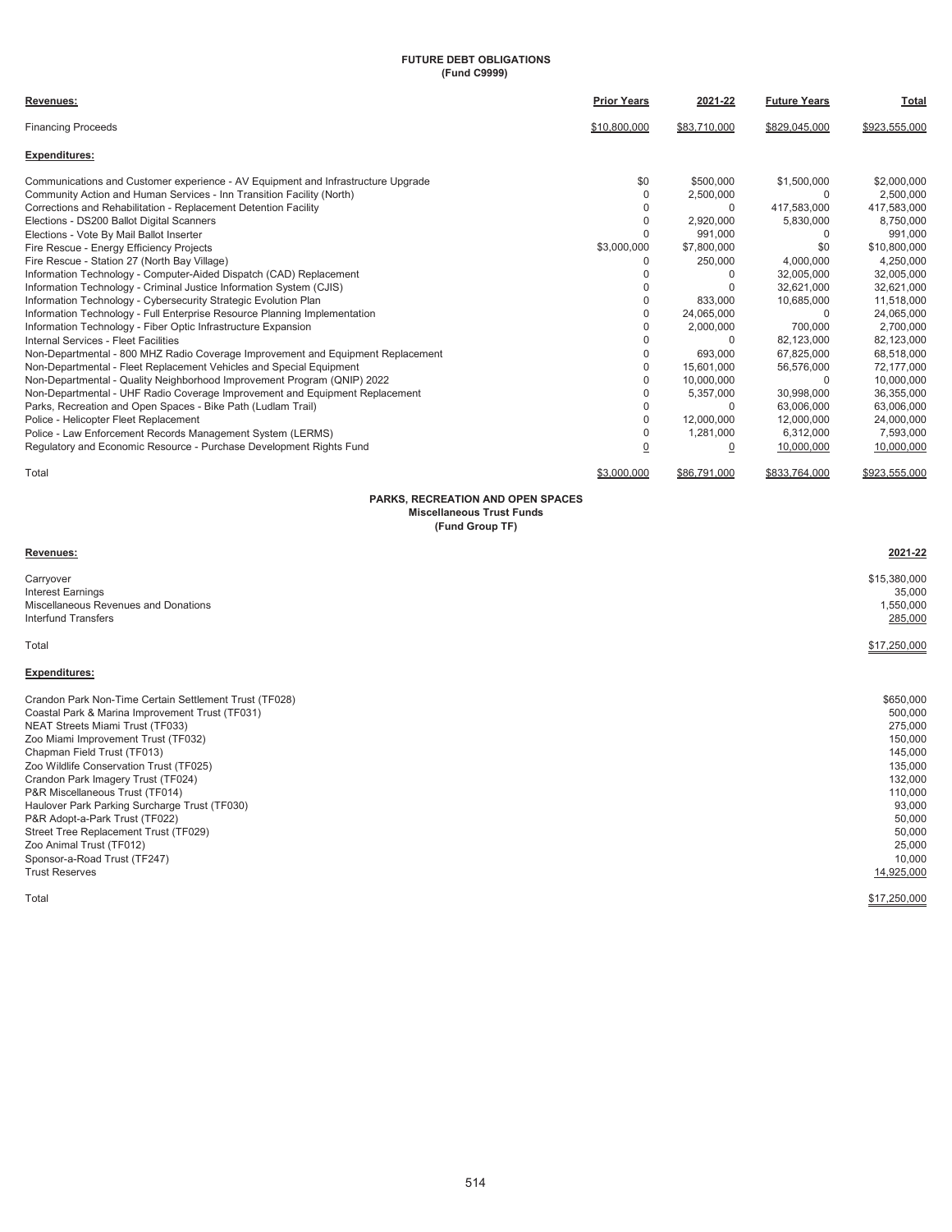## FUTURE DEBT OBLIGATIONS
### (Fund C9999)

| Revenues: | Prior Years | 2021-22 | Future Years | Total |
|---|---|---|---|---|
| Financing Proceeds | $10,800,000 | $83,710,000 | $829,045,000 | $923,555,000 |
| **Expenditures:** | | | | |
| Communications and Customer experience - AV Equipment and Infrastructure Upgrade | $0 | $500,000 | $1,500,000 | $2,000,000 |
| Community Action and Human Services - Inn Transition Facility (North) | 0 | 2,500,000 | 0 | 2,500,000 |
| Corrections and Rehabilitation - Replacement Detention Facility | 0 | 0 | 417,583,000 | 417,583,000 |
| Elections - DS200 Ballot Digital Scanners | 0 | 2,920,000 | 5,830,000 | 8,750,000 |
| Elections - Vote By Mail Ballot Inserter | 0 | 991,000 | 0 | 991,000 |
| Fire Rescue - Energy Efficiency Projects | $3,000,000 | $7,800,000 | $0 | $10,800,000 |
| Fire Rescue - Station 27 (North Bay Village) | 0 | 250,000 | 4,000,000 | 4,250,000 |
| Information Technology - Computer-Aided Dispatch (CAD) Replacement | 0 | 0 | 32,005,000 | 32,005,000 |
| Information Technology - Criminal Justice Information System (CJIS) | 0 | 0 | 32,621,000 | 32,621,000 |
| Information Technology - Cybersecurity Strategic Evolution Plan | 0 | 833,000 | 10,685,000 | 11,518,000 |
| Information Technology - Full Enterprise Resource Planning Implementation | 0 | 24,065,000 | 0 | 24,065,000 |
| Information Technology - Fiber Optic Infrastructure Expansion | 0 | 2,000,000 | 700,000 | 2,700,000 |
| Internal Services - Fleet Facilities | 0 | 0 | 82,123,000 | 82,123,000 |
| Non-Departmental - 800 MHZ Radio Coverage Improvement and Equipment Replacement | 0 | 693,000 | 67,825,000 | 68,518,000 |
| Non-Departmental - Fleet Replacement Vehicles and Special Equipment | 0 | 15,601,000 | 56,576,000 | 72,177,000 |
| Non-Departmental - Quality Neighborhood Improvement Program (QNIP) 2022 | 0 | 10,000,000 | 0 | 10,000,000 |
| Non-Departmental - UHF Radio Coverage Improvement and Equipment Replacement | 0 | 5,357,000 | 30,998,000 | 36,355,000 |
| Parks, Recreation and Open Spaces - Bike Path (Ludlam Trail) | 0 | 0 | 63,006,000 | 63,006,000 |
| Police - Helicopter Fleet Replacement | 0 | 12,000,000 | 12,000,000 | 24,000,000 |
| Police - Law Enforcement Records Management System (LERMS) | 0 | 1,281,000 | 6,312,000 | 7,593,000 |
| Regulatory and Economic Resource - Purchase Development Rights Fund | 0 | 0 | 10,000,000 | 10,000,000 |
| Total | $3,000,000 | $86,791,000 | $833,764,000 | $923,555,000 |

## PARKS, RECREATION AND OPEN SPACES
### Miscellaneous Trust Funds
### (Fund Group TF)

| Revenues: | 2021-22 |
|---|---|
| Carryover | $15,380,000 |
| Interest Earnings | 35,000 |
| Miscellaneous Revenues and Donations | 1,550,000 |
| Interfund Transfers | 285,000 |
| Total | $17,250,000 |
| **Expenditures:** | |
| Crandon Park Non-Time Certain Settlement Trust (TF028) | $650,000 |
| Coastal Park & Marina Improvement Trust (TF031) | 500,000 |
| NEAT Streets Miami Trust (TF033) | 275,000 |
| Zoo Miami Improvement Trust (TF032) | 150,000 |
| Chapman Field Trust (TF013) | 145,000 |
| Zoo Wildlife Conservation Trust (TF025) | 135,000 |
| Crandon Park Imagery Trust (TF024) | 132,000 |
| P&R Miscellaneous Trust (TF014) | 110,000 |
| Haulover Park Parking Surcharge Trust (TF030) | 93,000 |
| P&R Adopt-a-Park Trust (TF022) | 50,000 |
| Street Tree Replacement Trust (TF029) | 50,000 |
| Zoo Animal Trust (TF012) | 25,000 |
| Sponsor-a-Road Trust (TF247) | 10,000 |
| Trust Reserves | 14,925,000 |
| Total | $17,250,000 |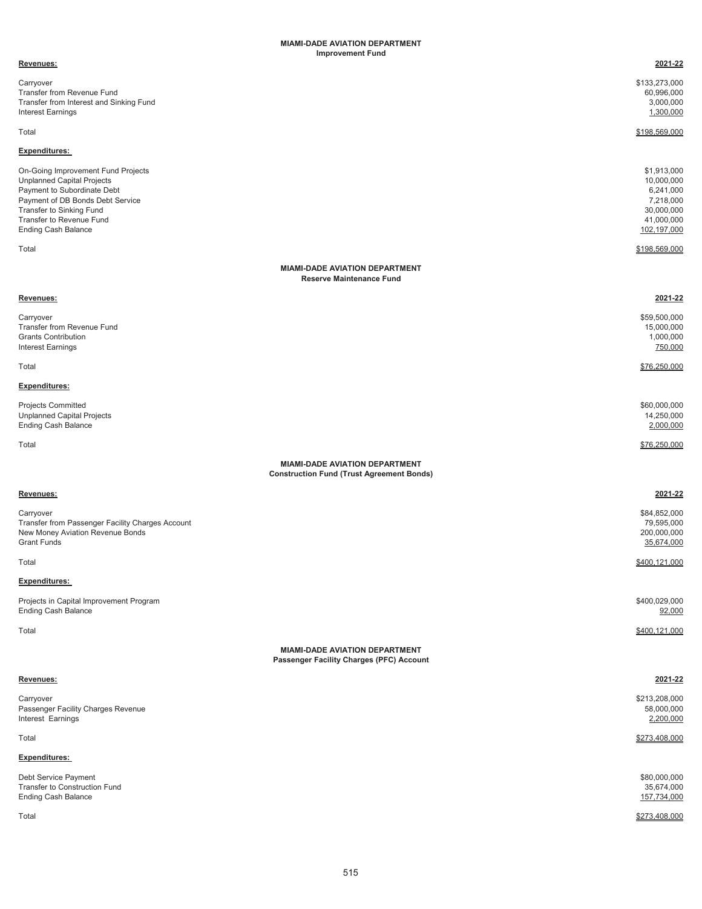## MIAMI-DADE AVIATION DEPARTMENT
### Improvement Fund

| Revenues: | 2021-22 |
|---|---|
| Carryover | $133,273,000 |
| Transfer from Revenue Fund | 60,996,000 |
| Transfer from Interest and Sinking Fund | 3,000,000 |
| Interest Earnings | 1,300,000 |
| Total | $198,569,000 |
| **Expenditures:** | |
| On-Going Improvement Fund Projects | $1,913,000 |
| Unplanned Capital Projects | 10,000,000 |
| Payment to Subordinate Debt | 6,241,000 |
| Payment of DB Bonds Debt Service | 7,218,000 |
| Transfer to Sinking Fund | 30,000,000 |
| Transfer to Revenue Fund | 41,000,000 |
| Ending Cash Balance | 102,197,000 |
| Total | $198,569,000 |

## MIAMI-DADE AVIATION DEPARTMENT
### Reserve Maintenance Fund

| Revenues: | 2021-22 |
|---|---|
| Carryover | $59,500,000 |
| Transfer from Revenue Fund | 15,000,000 |
| Grants Contribution | 1,000,000 |
| Interest Earnings | 750,000 |
| Total | $76,250,000 |
| **Expenditures:** | |
| Projects Committed | $60,000,000 |
| Unplanned Capital Projects | 14,250,000 |
| Ending Cash Balance | 2,000,000 |
| Total | $76,250,000 |

## MIAMI-DADE AVIATION DEPARTMENT
### Construction Fund (Trust Agreement Bonds)

| Revenues: | 2021-22 |
|---|---|
| Carryover | $84,852,000 |
| Transfer from Passenger Facility Charges Account | 79,595,000 |
| New Money Aviation Revenue Bonds | 200,000,000 |
| Grant Funds | 35,674,000 |
| Total | $400,121,000 |
| **Expenditures:** | |
| Projects in Capital Improvement Program | $400,029,000 |
| Ending Cash Balance | 92,000 |
| Total | $400,121,000 |

## MIAMI-DADE AVIATION DEPARTMENT
### Passenger Facility Charges (PFC) Account

| Revenues: | 2021-22 |
|---|---|
| Carryover | $213,208,000 |
| Passenger Facility Charges Revenue | 58,000,000 |
| Interest Earnings | 2,200,000 |
| Total | $273,408,000 |
| **Expenditures:** | |
| Debt Service Payment | $80,000,000 |
| Transfer to Construction Fund | 35,674,000 |
| Ending Cash Balance | 157,734,000 |
| Total | $273,408,000 |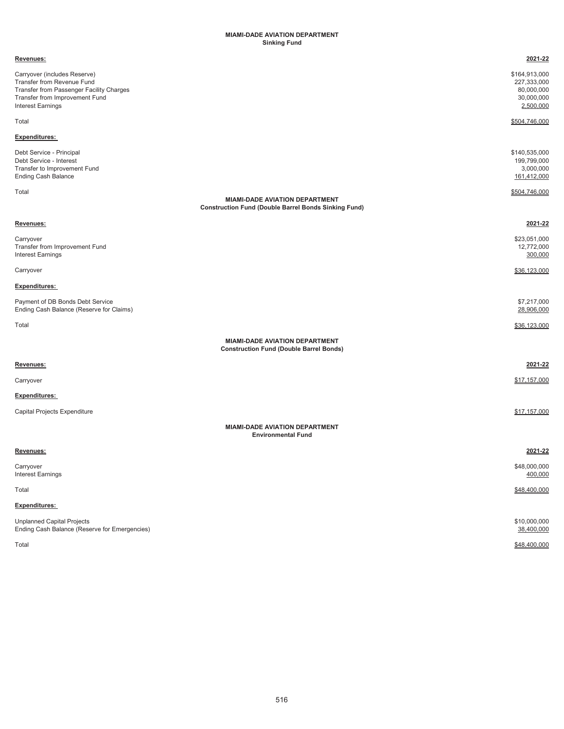## MIAMI-DADE AVIATION DEPARTMENT
### Sinking Fund

| **Revenues:** | **2021-22** |
|---|---|
| Carryover (includes Reserve) | $164,913,000 |
| Transfer from Revenue Fund | 227,333,000 |
| Transfer from Passenger Facility Charges | 80,000,000 |
| Transfer from Improvement Fund | 30,000,000 |
| Interest Earnings | 2,500,000 |
| Total | $504,746,000 |
| **Expenditures:** | |
| Debt Service - Principal | $140,535,000 |
| Debt Service - Interest | 199,799,000 |
| Transfer to Improvement Fund | 3,000,000 |
| Ending Cash Balance | 161,412,000 |
| Total | $504,746,000 |

## MIAMI-DADE AVIATION DEPARTMENT
### Construction Fund (Double Barrel Bonds Sinking Fund)

| **Revenues:** | **2021-22** |
|---|---|
| Carryover | $23,051,000 |
| Transfer from Improvement Fund | 12,772,000 |
| Interest Earnings | 300,000 |
| Carryover | $36,123,000 |
| **Expenditures:** | |
| Payment of DB Bonds Debt Service | $7,217,000 |
| Ending Cash Balance (Reserve for Claims) | 28,906,000 |
| Total | $36,123,000 |

## MIAMI-DADE AVIATION DEPARTMENT
### Construction Fund (Double Barrel Bonds)

| **Revenues:** | **2021-22** |
|---|---|
| Carryover | $17,157,000 |
| **Expenditures:** | |
| Capital Projects Expenditure | $17,157,000 |

## MIAMI-DADE AVIATION DEPARTMENT
### Environmental Fund

| **Revenues:** | **2021-22** |
|---|---|
| Carryover | $48,000,000 |
| Interest Earnings | 400,000 |
| Total | $48,400,000 |
| **Expenditures:** | |
| Unplanned Capital Projects | $10,000,000 |
| Ending Cash Balance (Reserve for Emergencies) | 38,400,000 |
| Total | $48,400,000 |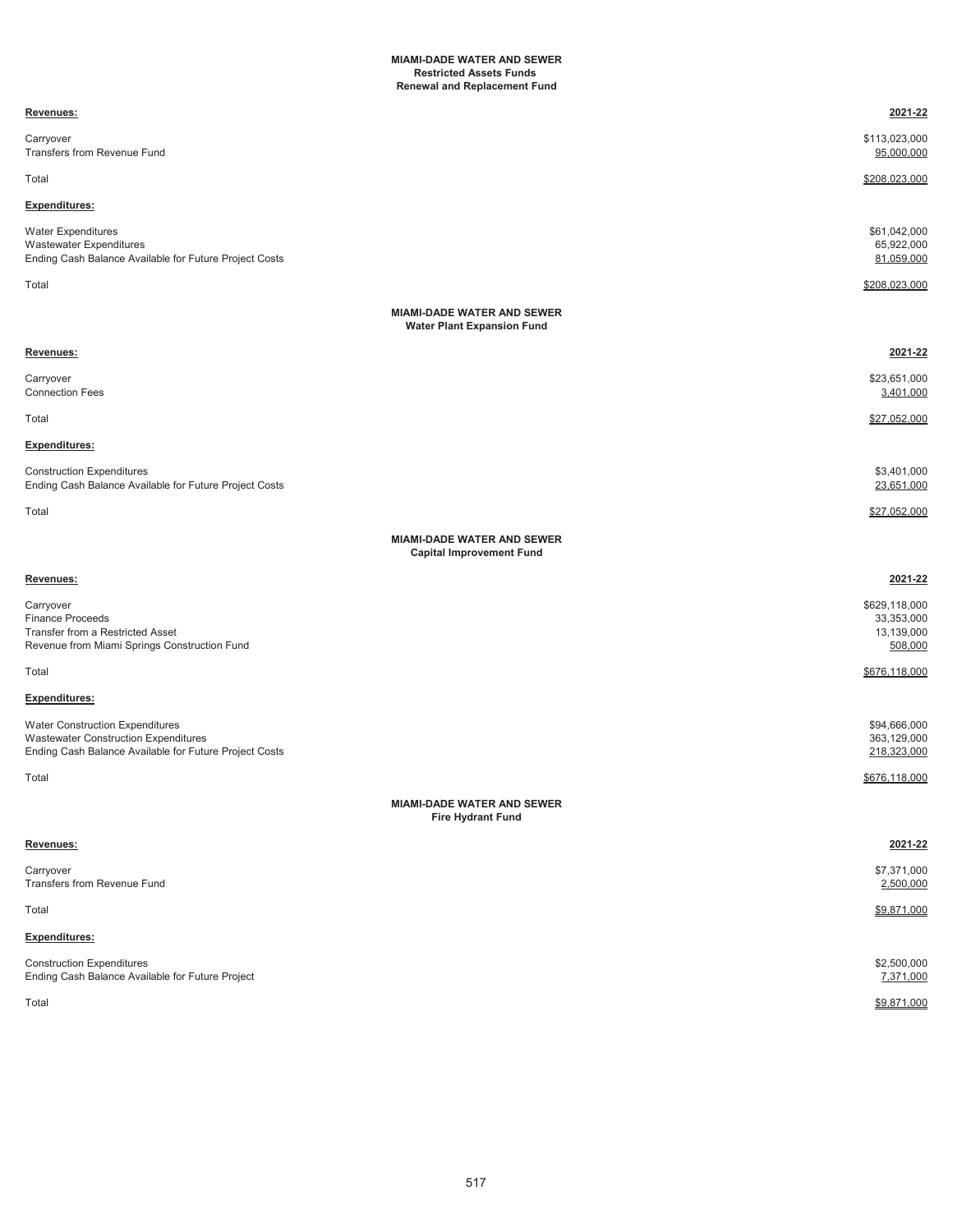## MIAMI-DADE WATER AND SEWER
### Restricted Assets Funds
### Renewal and Replacement Fund

| **Revenues:** | **2021-22** |
|---|---|
| Carryover | $113,023,000 |
| Transfers from Revenue Fund | 95,000,000 |
| Total | $208,023,000 |
| **Expenditures:** | |
| Water Expenditures | $61,042,000 |
| Wastewater Expenditures | 65,922,000 |
| Ending Cash Balance Available for Future Project Costs | 81,059,000 |
| Total | $208,023,000 |

## MIAMI-DADE WATER AND SEWER
### Water Plant Expansion Fund

| **Revenues:** | **2021-22** |
|---|---|
| Carryover | $23,651,000 |
| Connection Fees | 3,401,000 |
| Total | $27,052,000 |
| **Expenditures:** | |
| Construction Expenditures | $3,401,000 |
| Ending Cash Balance Available for Future Project Costs | 23,651,000 |
| Total | $27,052,000 |

## MIAMI-DADE WATER AND SEWER
### Capital Improvement Fund

| **Revenues:** | **2021-22** |
|---|---|
| Carryover | $629,118,000 |
| Finance Proceeds | 33,353,000 |
| Transfer from a Restricted Asset | 13,139,000 |
| Revenue from Miami Springs Construction Fund | 508,000 |
| Total | $676,118,000 |
| **Expenditures:** | |
| Water Construction Expenditures | $94,666,000 |
| Wastewater Construction Expenditures | 363,129,000 |
| Ending Cash Balance Available for Future Project Costs | 218,323,000 |
| Total | $676,118,000 |

## MIAMI-DADE WATER AND SEWER
### Fire Hydrant Fund

| **Revenues:** | **2021-22** |
|---|---|
| Carryover | $7,371,000 |
| Transfers from Revenue Fund | 2,500,000 |
| Total | $9,871,000 |
| **Expenditures:** | |
| Construction Expenditures | $2,500,000 |
| Ending Cash Balance Available for Future Project | 7,371,000 |
| Total | $9,871,000 |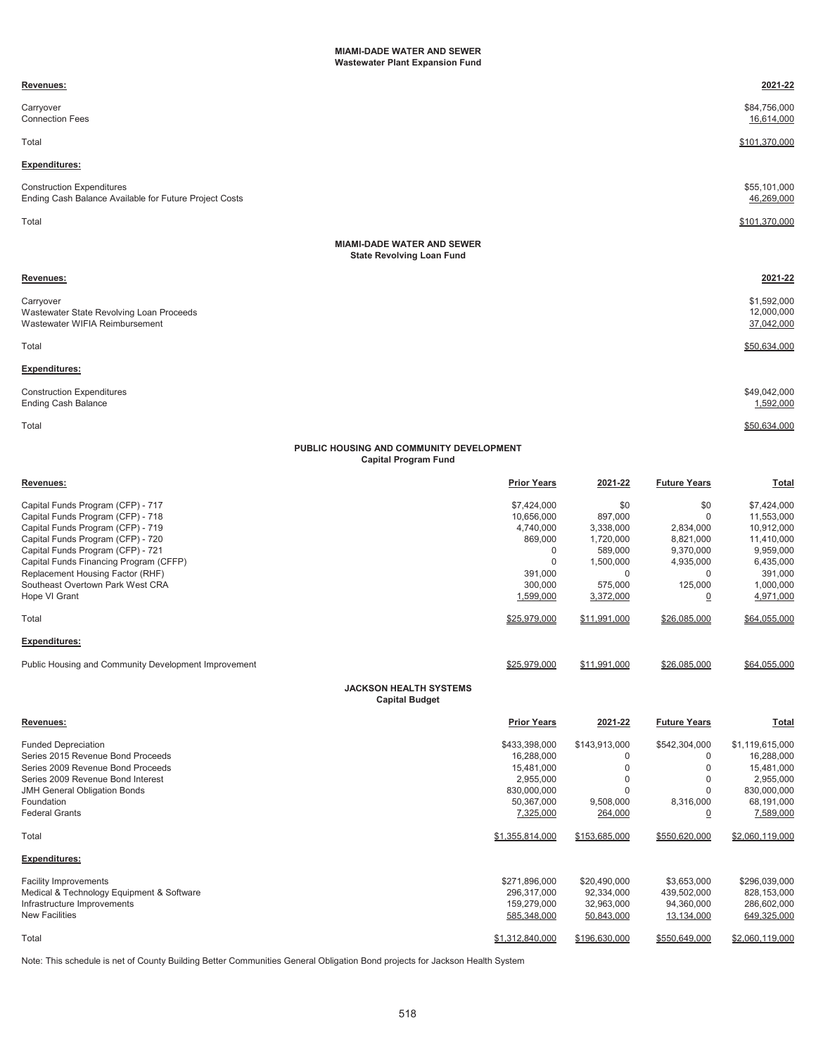## MIAMI-DADE WATER AND SEWER

### Wastewater Plant Expansion Fund

| Revenues: | 2021-22 |
|---|---|
| Carryover | $84,756,000 |
| Connection Fees | 16,614,000 |
| Total | $101,370,000 |
| **Expenditures:** | |
| Construction Expenditures | $55,101,000 |
| Ending Cash Balance Available for Future Project Costs | 46,269,000 |
| Total | $101,370,000 |

## MIAMI-DADE WATER AND SEWER

### State Revolving Loan Fund

| Revenues: | 2021-22 |
|---|---|
| Carryover | $1,592,000 |
| Wastewater State Revolving Loan Proceeds | 12,000,000 |
| Wastewater WIFIA Reimbursement | 37,042,000 |
| Total | $50,634,000 |
| **Expenditures:** | |
| Construction Expenditures | $49,042,000 |
| Ending Cash Balance | 1,592,000 |
| Total | $50,634,000 |

## PUBLIC HOUSING AND COMMUNITY DEVELOPMENT

### Capital Program Fund

| Revenues: | Prior Years | 2021-22 | Future Years | Total |
|---|---|---|---|---|
| Capital Funds Program (CFP) - 717 | $7,424,000 | $0 | $0 | $7,424,000 |
| Capital Funds Program (CFP) - 718 | 10,656,000 | 897,000 | 0 | 11,553,000 |
| Capital Funds Program (CFP) - 719 | 4,740,000 | 3,338,000 | 2,834,000 | 10,912,000 |
| Capital Funds Program (CFP) - 720 | 869,000 | 1,720,000 | 8,821,000 | 11,410,000 |
| Capital Funds Program (CFP) - 721 | 0 | 589,000 | 9,370,000 | 9,959,000 |
| Capital Funds Financing Program (CFFP) | 0 | 1,500,000 | 4,935,000 | 6,435,000 |
| Replacement Housing Factor (RHF) | 391,000 | 0 | 0 | 391,000 |
| Southeast Overtown Park West CRA | 300,000 | 575,000 | 125,000 | 1,000,000 |
| Hope VI Grant | 1,599,000 | 3,372,000 | 0 | 4,971,000 |
| Total | $25,979,000 | $11,991,000 | $26,085,000 | $64,055,000 |
| **Expenditures:** | | | | |
| Public Housing and Community Development Improvement | $25,979,000 | $11,991,000 | $26,085,000 | $64,055,000 |

## JACKSON HEALTH SYSTEMS

### Capital Budget

| Revenues: | Prior Years | 2021-22 | Future Years | Total |
|---|---|---|---|---|
| Funded Depreciation | $433,398,000 | $143,913,000 | $542,304,000 | $1,119,615,000 |
| Series 2015 Revenue Bond Proceeds | 16,288,000 | 0 | 0 | 16,288,000 |
| Series 2009 Revenue Bond Proceeds | 15,481,000 | 0 | 0 | 15,481,000 |
| Series 2009 Revenue Bond Interest | 2,955,000 | 0 | 0 | 2,955,000 |
| JMH General Obligation Bonds | 830,000,000 | 0 | 0 | 830,000,000 |
| Foundation | 50,367,000 | 9,508,000 | 8,316,000 | 68,191,000 |
| Federal Grants | 7,325,000 | 264,000 | 0 | 7,589,000 |
| Total | $1,355,814,000 | $153,685,000 | $550,620,000 | $2,060,119,000 |
| **Expenditures:** | | | | |
| Facility Improvements | $271,896,000 | $20,490,000 | $3,653,000 | $296,039,000 |
| Medical & Technology Equipment & Software | 296,317,000 | 92,334,000 | 439,502,000 | 828,153,000 |
| Infrastructure Improvements | 159,279,000 | 32,963,000 | 94,360,000 | 286,602,000 |
| New Facilities | 585,348,000 | 50,843,000 | 13,134,000 | 649,325,000 |
| Total | $1,312,840,000 | $196,630,000 | $550,649,000 | $2,060,119,000 |

Note: This schedule is net of County Building Better Communities General Obligation Bond projects for Jackson Health System